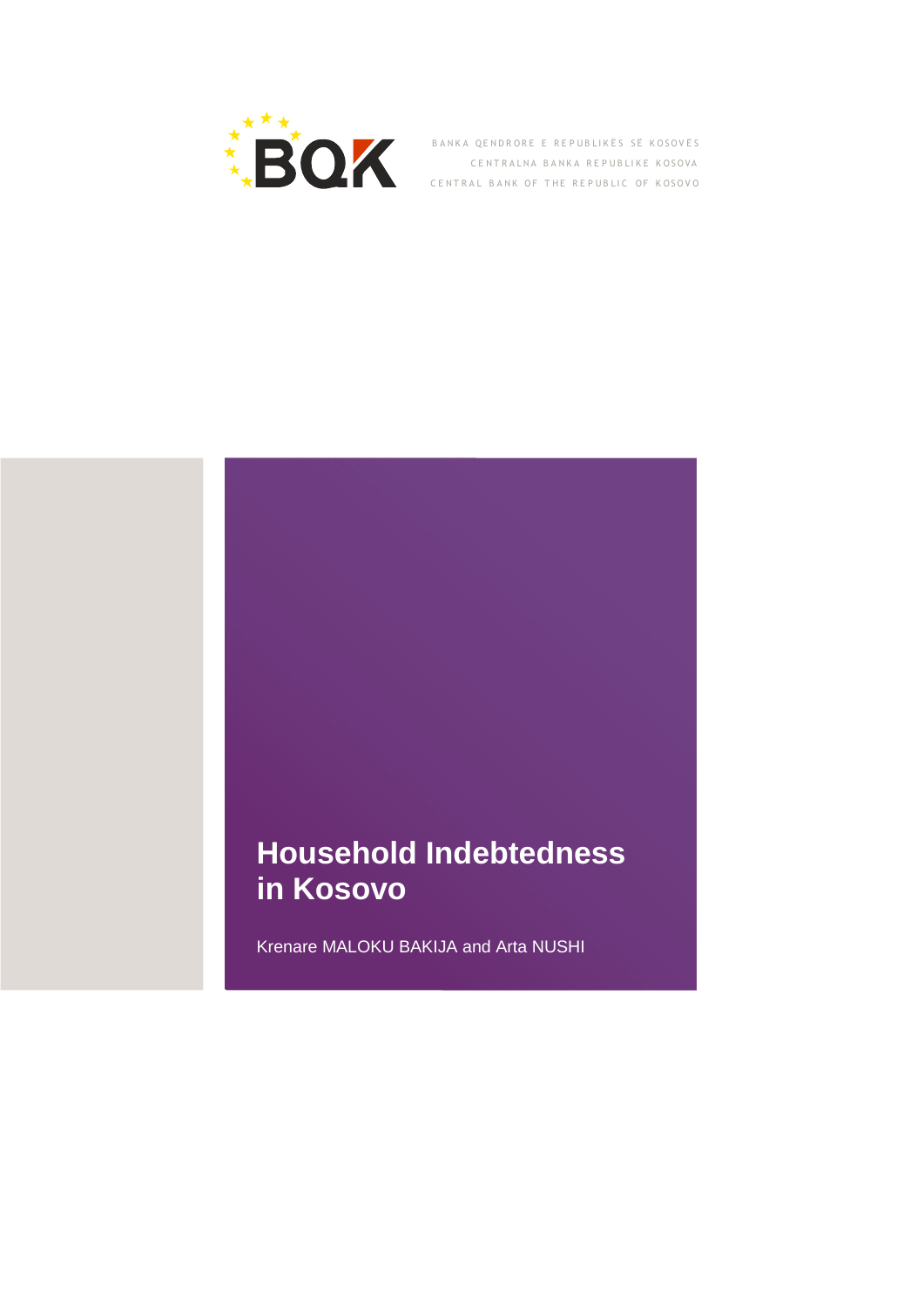BANKA QENDRORE E REPUBLIKËS SË KOSOVËS

CENTRALNA BANKA REPUBLIKE KOSOVA

CENTRAL BANK OF THE REPUBLIC OF KOSOVO

# Household Indebtedness in Kosovo

Krenare MALOKU BAKIJA and Arta NUSHI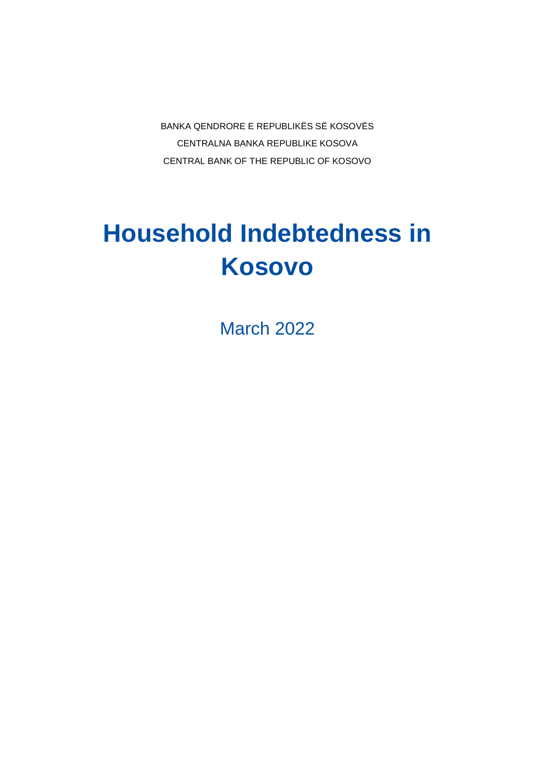BANKA QENDRORE E REPUBLIKËS SË KOSOVËS

CENTRALNA BANKA REPUBLIKE KOSOVA

CENTRAL BANK OF THE REPUBLIC OF KOSOVO

# Household Indebtedness in Kosovo

March 2022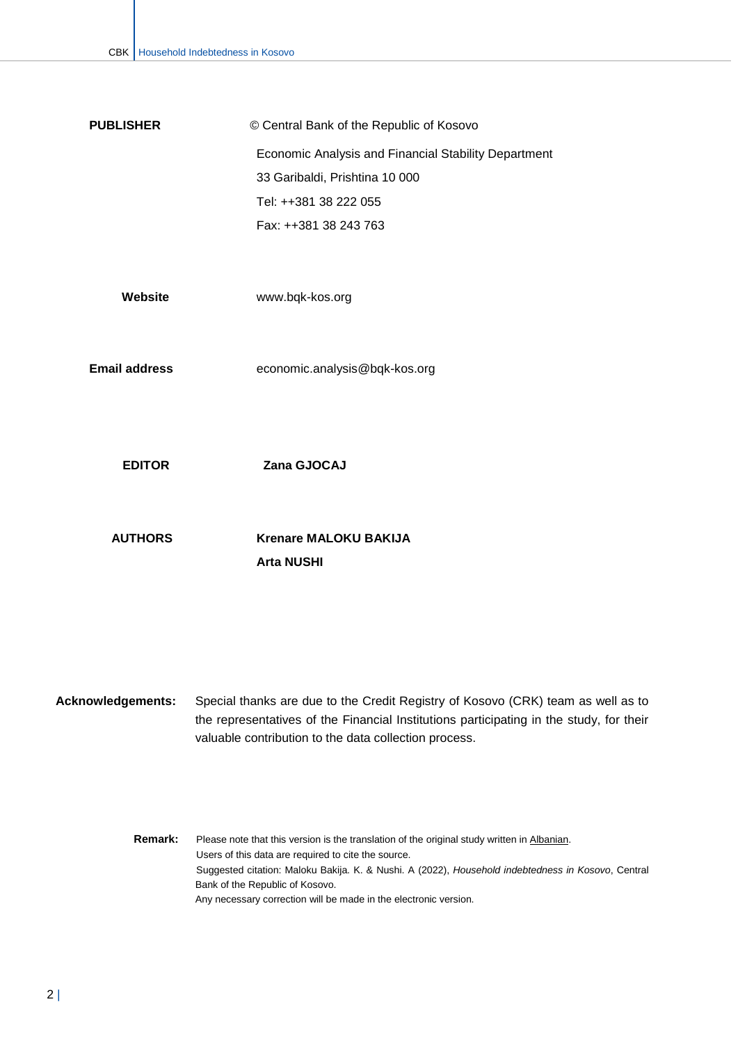**PUBLISHER** © Central Bank of the Republic of Kosovo

Economic Analysis and Financial Stability Department

33 Garibaldi, Prishtina 10 000

Tel: ++381 38 222 055

Fax: ++381 38 243 763

**Website** www.bqk-kos.org

**Email address** economic.analysis@bqk-kos.org

**EDITOR** **Zana GJOCAJ**

**AUTHORS** **Krenare MALOKU BAKIJA**

**Arta NUSHI**

**Acknowledgements:** Special thanks are due to the Credit Registry of Kosovo (CRK) team as well as to the representatives of the Financial Institutions participating in the study, for their valuable contribution to the data collection process.

**Remark:** Please note that this version is the translation of the original study written in Albanian.
Users of this data are required to cite the source.
Suggested citation: Maloku Bakija. K. & Nushi. A (2022), *Household indebtedness in Kosovo*, Central Bank of the Republic of Kosovo.
Any necessary correction will be made in the electronic version.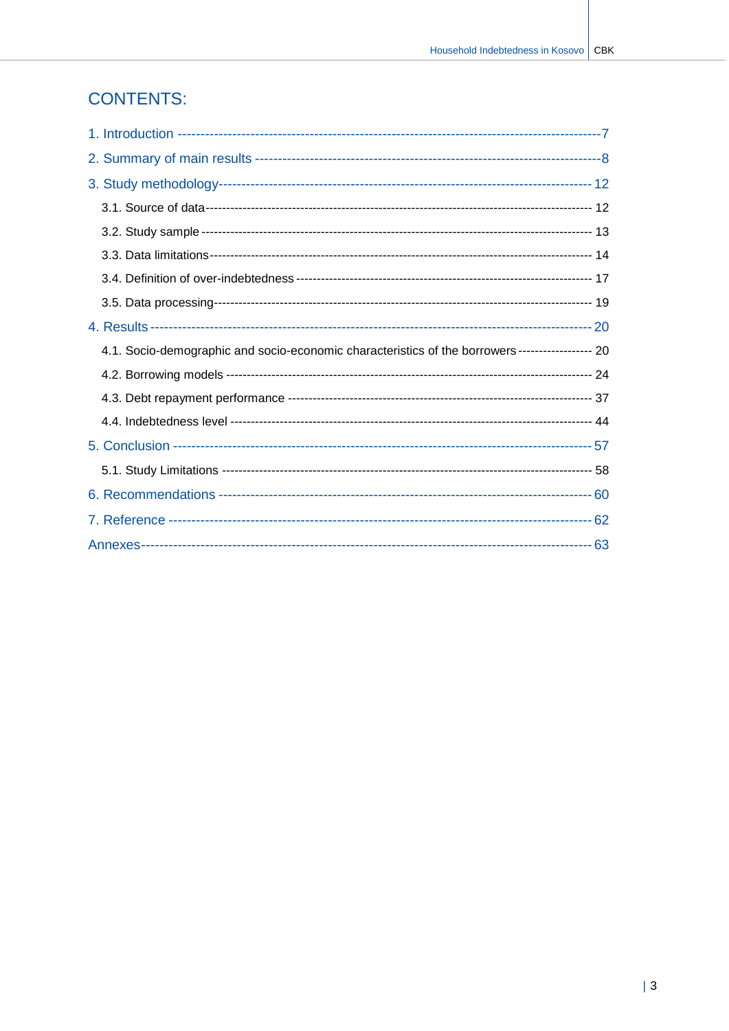# CONTENTS:

1. Introduction ---------------------------------------------------------------------------------------7
2. Summary of main results ---------------------------------------------------------------------------8
3. Study methodology--------------------------------------------------------------------------------- 12
   - 3.1. Source of data--------------------------------------------------------------------------------------- 12
   - 3.2. Study sample --------------------------------------------------------------------------------------- 13
   - 3.3. Data limitations------------------------------------------------------------------------------------- 14
   - 3.4. Definition of over-indebtedness ------------------------------------------------------------------ 17
   - 3.5. Data processing------------------------------------------------------------------------------------ 19
4. Results -------------------------------------------------------------------------------------------- 20
   - 4.1. Socio-demographic and socio-economic characteristics of the borrowers ----------------- 20
   - 4.2. Borrowing models --------------------------------------------------------------------------------- 24
   - 4.3. Debt repayment performance ------------------------------------------------------------------- 37
   - 4.4. Indebtedness level -------------------------------------------------------------------------------- 44
5. Conclusion ----------------------------------------------------------------------------------------- 57
   - 5.1. Study Limitations --------------------------------------------------------------------------------- 58
6. Recommendations -------------------------------------------------------------------------------- 60
7. Reference ------------------------------------------------------------------------------------------ 62

Annexes---------------------------------------------------------------------------------------------- 63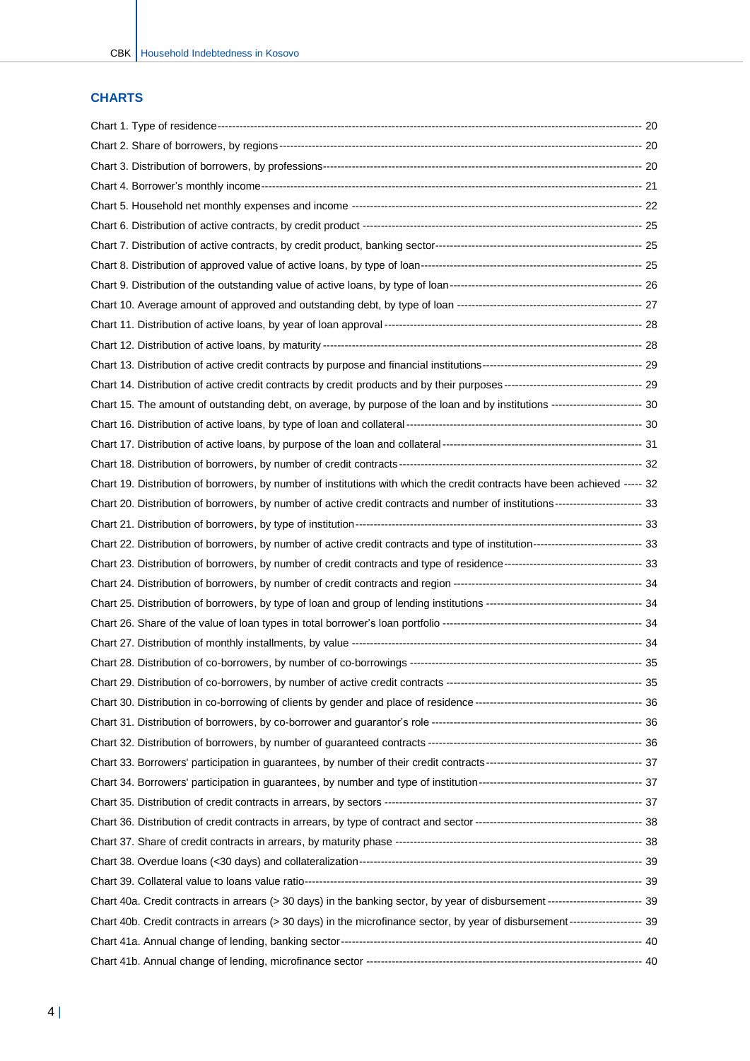## CHARTS

Chart 1. Type of residence ---------------------------------------------------------------------------------------------------------------- 20
Chart 2. Share of borrowers, by regions -------------------------------------------------------------------------------------------------------- 20
Chart 3. Distribution of borrowers, by professions ------------------------------------------------------------------------------------------- 20
Chart 4. Borrower's monthly income ------------------------------------------------------------------------------------------------------------ 21
Chart 5. Household net monthly expenses and income ------------------------------------------------------------------------------------ 22
Chart 6. Distribution of active contracts, by credit product -------------------------------------------------------------------------------- 25
Chart 7. Distribution of active contracts, by credit product, banking sector --------------------------------------------------------- 25
Chart 8. Distribution of approved value of active loans, by type of loan ------------------------------------------------------------- 25
Chart 9. Distribution of the outstanding value of active loans, by type of loan ---------------------------------------------------- 26
Chart 10. Average amount of approved and outstanding debt, by type of loan ----------------------------------------------------- 27
Chart 11. Distribution of active loans, by year of loan approval ------------------------------------------------------------------------ 28
Chart 12. Distribution of active loans, by maturity ------------------------------------------------------------------------------------------- 28
Chart 13. Distribution of active credit contracts by purpose and financial institutions ------------------------------------------- 29
Chart 14. Distribution of active credit contracts by credit products and by their purposes -------------------------------------- 29
Chart 15. The amount of outstanding debt, on average, by purpose of the loan and by institutions ------------------------- 30
Chart 16. Distribution of active loans, by type of loan and collateral ----------------------------------------------------------------- 30
Chart 17. Distribution of active loans, by purpose of the loan and collateral ------------------------------------------------------- 31
Chart 18. Distribution of borrowers, by number of credit contracts -------------------------------------------------------------------- 32
Chart 19. Distribution of borrowers, by number of institutions with which the credit contracts have been achieved ----- 32
Chart 20. Distribution of borrowers, by number of active credit contracts and number of institutions ----------------------- 33
Chart 21. Distribution of borrowers, by type of institution --------------------------------------------------------------------------------- 33
Chart 22. Distribution of borrowers, by number of active credit contracts and type of institution ----------------------------- 33
Chart 23. Distribution of borrowers, by number of credit contracts and type of residence -------------------------------------- 33
Chart 24. Distribution of borrowers, by number of credit contracts and region ----------------------------------------------------- 34
Chart 25. Distribution of borrowers, by type of loan and group of lending institutions ------------------------------------------- 34
Chart 26. Share of the value of loan types in total borrower's loan portfolio -------------------------------------------------------- 34
Chart 27. Distribution of monthly installments, by value ----------------------------------------------------------------------------------- 34
Chart 28. Distribution of co-borrowers, by number of co-borrowings ------------------------------------------------------------------ 35
Chart 29. Distribution of co-borrowers, by number of active credit contracts ------------------------------------------------------- 35
Chart 30. Distribution in co-borrowing of clients by gender and place of residence ---------------------------------------------- 36
Chart 31. Distribution of borrowers, by co-borrower and guarantor's role ----------------------------------------------------------- 36
Chart 32. Distribution of borrowers, by number of guaranteed contracts ------------------------------------------------------------ 36
Chart 33. Borrowers' participation in guarantees, by number of their credit contracts ------------------------------------------- 37
Chart 34. Borrowers' participation in guarantees, by number and type of institution --------------------------------------------- 37
Chart 35. Distribution of credit contracts in arrears, by sectors ------------------------------------------------------------------------- 37
Chart 36. Distribution of credit contracts in arrears, by type of contract and sector ---------------------------------------------- 38
Chart 37. Share of credit contracts in arrears, by maturity phase ---------------------------------------------------------------------- 38
Chart 38. Overdue loans (<30 days) and collateralization --------------------------------------------------------------------------------- 39
Chart 39. Collateral value to loans value ratio ------------------------------------------------------------------------------------------------ 39
Chart 40a. Credit contracts in arrears (> 30 days) in the banking sector, by year of disbursement -------------------------- 39
Chart 40b. Credit contracts in arrears (> 30 days) in the microfinance sector, by year of disbursement -------------------- 39
Chart 41a. Annual change of lending, banking sector ------------------------------------------------------------------------------------- 40
Chart 41b. Annual change of lending, microfinance sector ------------------------------------------------------------------------------- 40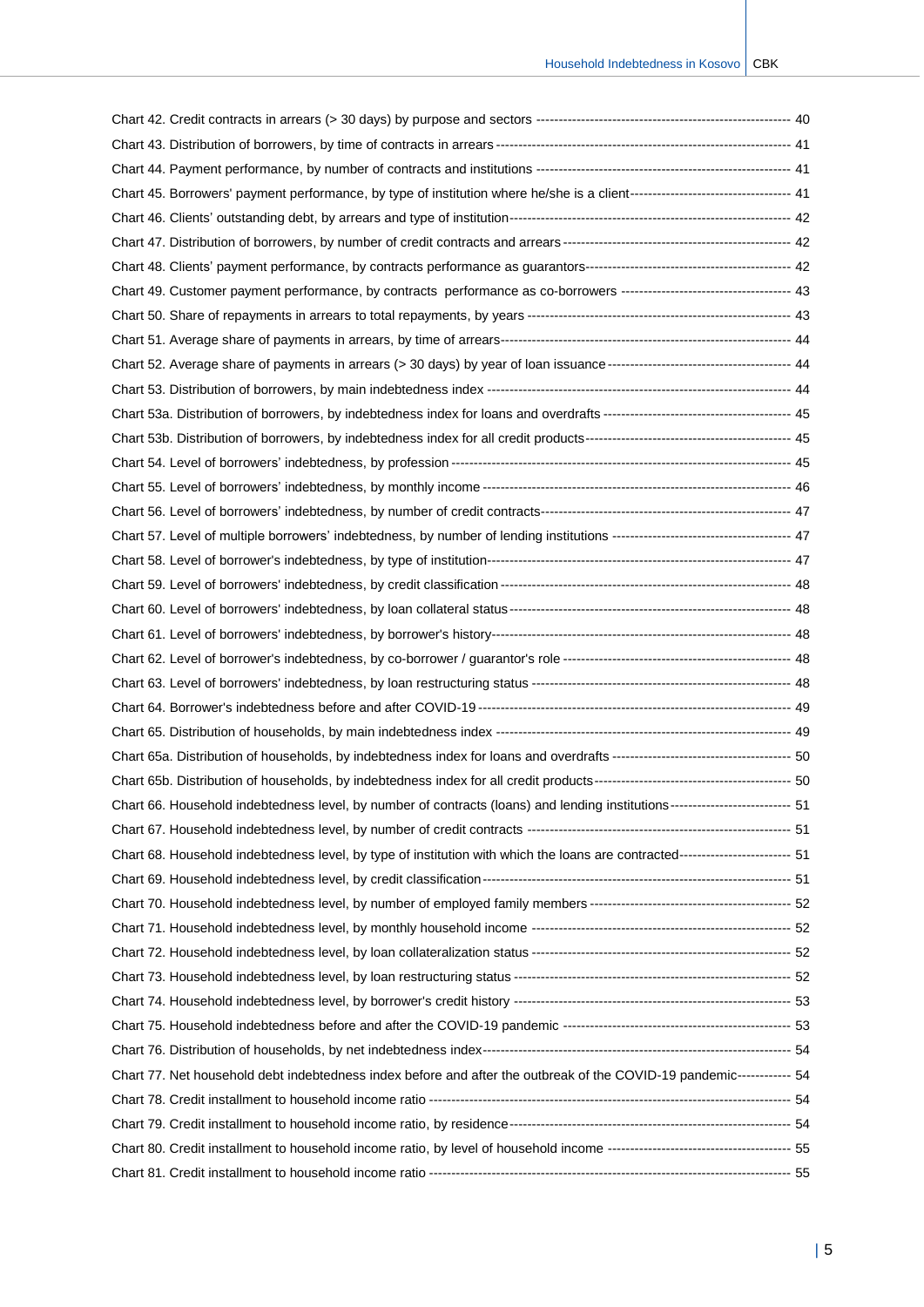Chart 42. Credit contracts in arrears (> 30 days) by purpose and sectors ---------------------------------------------------------- 40
Chart 43. Distribution of borrowers, by time of contracts in arrears ------------------------------------------------------------------ 41
Chart 44. Payment performance, by number of contracts and institutions ---------------------------------------------------------- 41
Chart 45. Borrowers' payment performance, by type of institution where he/she is a client----------------------------------- 41
Chart 46. Clients' outstanding debt, by arrears and type of institution-------------------------------------------------------------- 42
Chart 47. Distribution of borrowers, by number of credit contracts and arrears --------------------------------------------------- 42
Chart 48. Clients' payment performance, by contracts performance as guarantors---------------------------------------------- 42
Chart 49. Customer payment performance, by contracts performance as co-borrowers -------------------------------------- 43
Chart 50. Share of repayments in arrears to total repayments, by years ----------------------------------------------------------- 43
Chart 51. Average share of payments in arrears, by time of arrears----------------------------------------------------------------- 44
Chart 52. Average share of payments in arrears (> 30 days) by year of loan issuance ----------------------------------------- 44
Chart 53. Distribution of borrowers, by main indebtedness index ------------------------------------------------------------------- 44
Chart 53a. Distribution of borrowers, by indebtedness index for loans and overdrafts ------------------------------------------ 45
Chart 53b. Distribution of borrowers, by indebtedness index for all credit products---------------------------------------------- 45
Chart 54. Level of borrowers' indebtedness, by profession -------------------------------------------------------------------------- 45
Chart 55. Level of borrowers' indebtedness, by monthly income -------------------------------------------------------------------- 46
Chart 56. Level of borrowers' indebtedness, by number of credit contracts-------------------------------------------------------- 47
Chart 57. Level of multiple borrowers' indebtedness, by number of lending institutions ---------------------------------------- 47
Chart 58. Level of borrower's indebtedness, by type of institution------------------------------------------------------------------- 47
Chart 59. Level of borrowers' indebtedness, by credit classification ---------------------------------------------------------------- 48
Chart 60. Level of borrowers' indebtedness, by loan collateral status -------------------------------------------------------------- 48
Chart 61. Level of borrowers' indebtedness, by borrower's history------------------------------------------------------------------ 48
Chart 62. Level of borrower's indebtedness, by co-borrower / guarantor's role --------------------------------------------------- 48
Chart 63. Level of borrowers' indebtedness, by loan restructuring status ---------------------------------------------------------- 48
Chart 64. Borrower's indebtedness before and after COVID-19 --------------------------------------------------------------------- 49
Chart 65. Distribution of households, by main indebtedness index ----------------------------------------------------------------- 49
Chart 65a. Distribution of households, by indebtedness index for loans and overdrafts ---------------------------------------- 50
Chart 65b. Distribution of households, by indebtedness index for all credit products-------------------------------------------- 50
Chart 66. Household indebtedness level, by number of contracts (loans) and lending institutions--------------------------- 51
Chart 67. Household indebtedness level, by number of credit contracts ----------------------------------------------------------- 51
Chart 68. Household indebtedness level, by type of institution with which the loans are contracted------------------------- 51
Chart 69. Household indebtedness level, by credit classification-------------------------------------------------------------------- 51
Chart 70. Household indebtedness level, by number of employed family members --------------------------------------------- 52
Chart 71. Household indebtedness level, by monthly household income ---------------------------------------------------------- 52
Chart 72. Household indebtedness level, by loan collateralization status ---------------------------------------------------------- 52
Chart 73. Household indebtedness level, by loan restructuring status -------------------------------------------------------------- 52
Chart 74. Household indebtedness level, by borrower's credit history -------------------------------------------------------------- 53
Chart 75. Household indebtedness before and after the COVID-19 pandemic --------------------------------------------------- 53
Chart 76. Distribution of households, by net indebtedness index-------------------------------------------------------------------- 54
Chart 77. Net household debt indebtedness index before and after the outbreak of the COVID-19 pandemic------------ 54
Chart 78. Credit installment to household income ratio -------------------------------------------------------------------------------- 54
Chart 79. Credit installment to household income ratio, by residence-------------------------------------------------------------- 54
Chart 80. Credit installment to household income ratio, by level of household income ---------------------------------------- 55
Chart 81. Credit installment to household income ratio -------------------------------------------------------------------------------- 55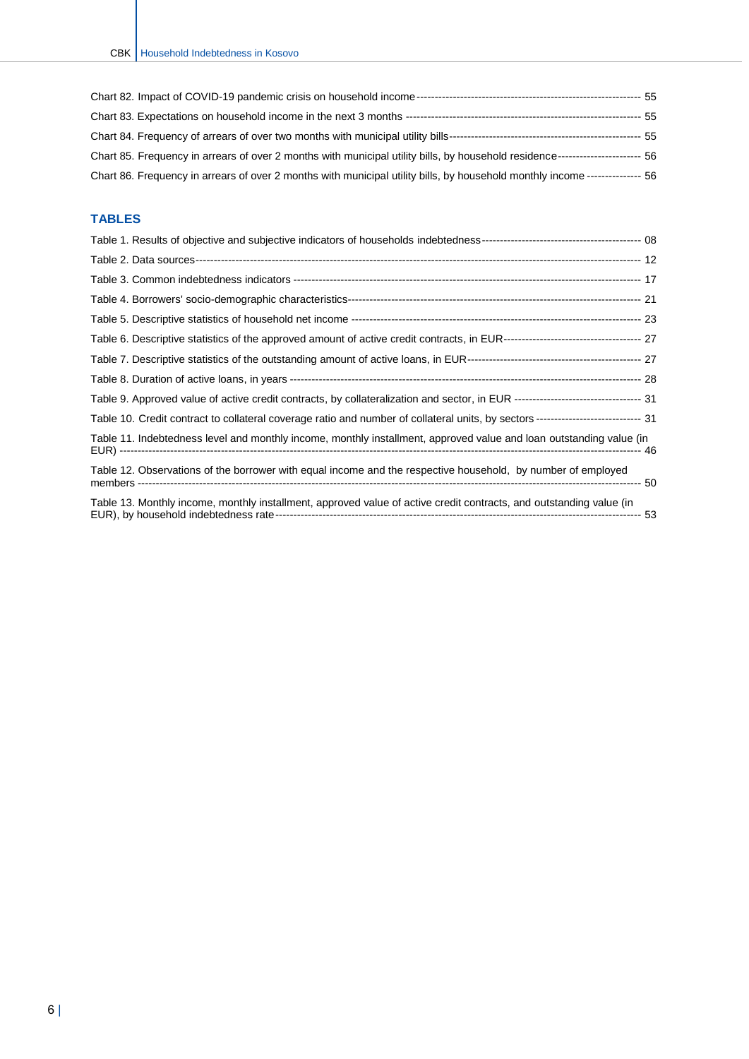Chart 82. Impact of COVID-19 pandemic crisis on household income ---------------------------------------------------------------- 55

Chart 83. Expectations on household income in the next 3 months ------------------------------------------------------------------ 55

Chart 84. Frequency of arrears of over two months with municipal utility bills------------------------------------------------------ 55

Chart 85. Frequency in arrears of over 2 months with municipal utility bills, by household residence----------------------- 56

Chart 86. Frequency in arrears of over 2 months with municipal utility bills, by household monthly income --------------- 56

## TABLES

Table 1. Results of objective and subjective indicators of households indebtedness------------------------------------------- 08

Table 2. Data sources--------------------------------------------------------------------------------------------------------------------- 12

Table 3. Common indebtedness indicators ---------------------------------------------------------------------------------------------- 17

Table 4. Borrowers' socio-demographic characteristics------------------------------------------------------------------------------ 21

Table 5. Descriptive statistics of household net income ------------------------------------------------------------------------------ 23

Table 6. Descriptive statistics of the approved amount of active credit contracts, in EUR-------------------------------------- 27

Table 7. Descriptive statistics of the outstanding amount of active loans, in EUR----------------------------------------------- 27

Table 8. Duration of active loans, in years ---------------------------------------------------------------------------------------------- 28

Table 9. Approved value of active credit contracts, by collateralization and sector, in EUR ----------------------------------- 31

Table 10. Credit contract to collateral coverage ratio and number of collateral units, by sectors ----------------------------- 31

Table 11. Indebtedness level and monthly income, monthly installment, approved value and loan outstanding value (in EUR) ------------------------------------------------------------------------------------------------------------------------------------- 46

Table 12. Observations of the borrower with equal income and the respective household, by number of employed members ------------------------------------------------------------------------------------------------------------------------------- 50

Table 13. Monthly income, monthly installment, approved value of active credit contracts, and outstanding value (in EUR), by household indebtedness rate---------------------------------------------------------------------------------------------- 53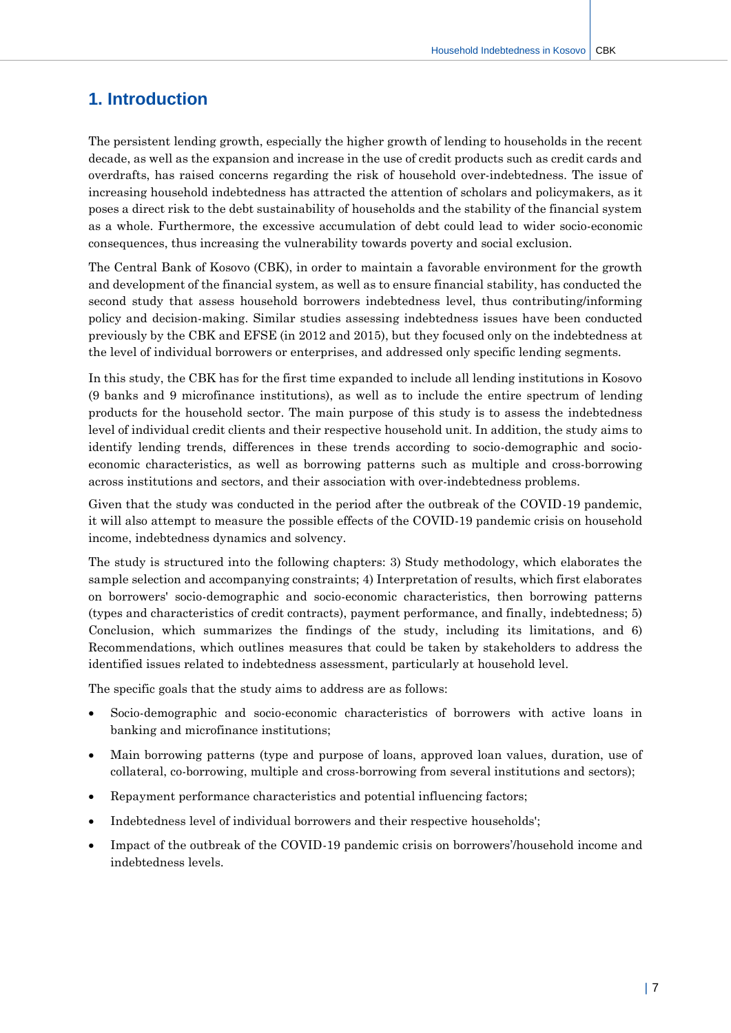# 1. Introduction

The persistent lending growth, especially the higher growth of lending to households in the recent decade, as well as the expansion and increase in the use of credit products such as credit cards and overdrafts, has raised concerns regarding the risk of household over-indebtedness. The issue of increasing household indebtedness has attracted the attention of scholars and policymakers, as it poses a direct risk to the debt sustainability of households and the stability of the financial system as a whole. Furthermore, the excessive accumulation of debt could lead to wider socio-economic consequences, thus increasing the vulnerability towards poverty and social exclusion.

The Central Bank of Kosovo (CBK), in order to maintain a favorable environment for the growth and development of the financial system, as well as to ensure financial stability, has conducted the second study that assess household borrowers indebtedness level, thus contributing/informing policy and decision-making. Similar studies assessing indebtedness issues have been conducted previously by the CBK and EFSE (in 2012 and 2015), but they focused only on the indebtedness at the level of individual borrowers or enterprises, and addressed only specific lending segments.

In this study, the CBK has for the first time expanded to include all lending institutions in Kosovo (9 banks and 9 microfinance institutions), as well as to include the entire spectrum of lending products for the household sector. The main purpose of this study is to assess the indebtedness level of individual credit clients and their respective household unit. In addition, the study aims to identify lending trends, differences in these trends according to socio-demographic and socio-economic characteristics, as well as borrowing patterns such as multiple and cross-borrowing across institutions and sectors, and their association with over-indebtedness problems.

Given that the study was conducted in the period after the outbreak of the COVID-19 pandemic, it will also attempt to measure the possible effects of the COVID-19 pandemic crisis on household income, indebtedness dynamics and solvency.

The study is structured into the following chapters: 3) Study methodology, which elaborates the sample selection and accompanying constraints; 4) Interpretation of results, which first elaborates on borrowers' socio-demographic and socio-economic characteristics, then borrowing patterns (types and characteristics of credit contracts), payment performance, and finally, indebtedness; 5) Conclusion, which summarizes the findings of the study, including its limitations, and 6) Recommendations, which outlines measures that could be taken by stakeholders to address the identified issues related to indebtedness assessment, particularly at household level.

The specific goals that the study aims to address are as follows:

- Socio-demographic and socio-economic characteristics of borrowers with active loans in banking and microfinance institutions;
- Main borrowing patterns (type and purpose of loans, approved loan values, duration, use of collateral, co-borrowing, multiple and cross-borrowing from several institutions and sectors);
- Repayment performance characteristics and potential influencing factors;
- Indebtedness level of individual borrowers and their respective households';
- Impact of the outbreak of the COVID-19 pandemic crisis on borrowers'/household income and indebtedness levels.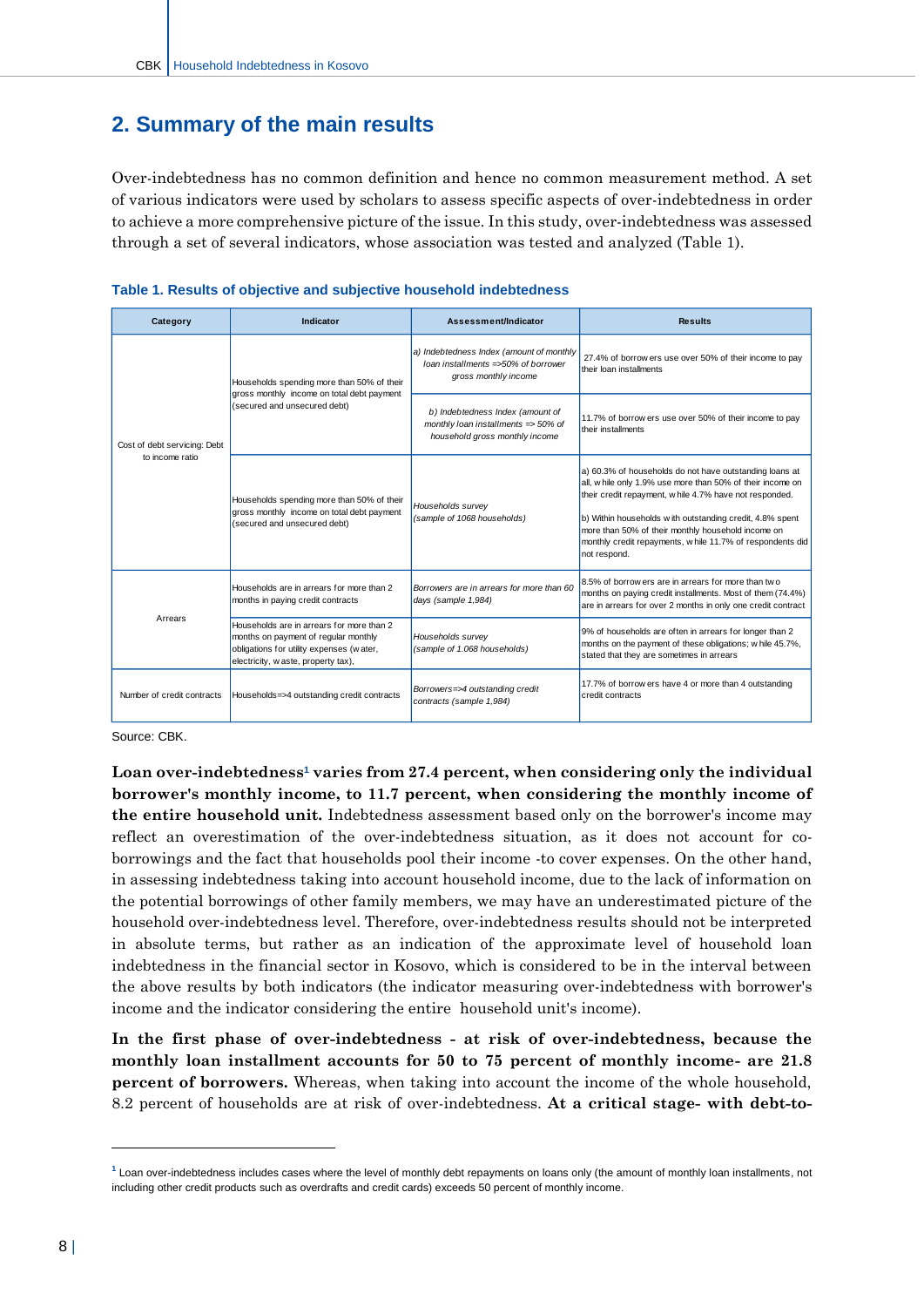## 2. Summary of the main results

Over-indebtedness has no common definition and hence no common measurement method. A set of various indicators were used by scholars to assess specific aspects of over-indebtedness in order to achieve a more comprehensive picture of the issue. In this study, over-indebtedness was assessed through a set of several indicators, whose association was tested and analyzed (Table 1).

**Table 1. Results of objective and subjective household indebtedness**

| Category | Indicator | Assessment/Indicator | Results |
|---|---|---|---|
| Cost of debt servicing: Debt to income ratio | Households spending more than 50% of their gross monthly income on total debt payment (secured and unsecured debt) | *a) Indebtedness Index (amount of monthly loan installments =>50% of borrower gross monthly income* | 27.4% of borrowers use over 50% of their income to pay their loan installments |
| | | *b) Indebtedness Index (amount of monthly loan installments => 50% of household gross monthly income* | 11.7% of borrowers use over 50% of their income to pay their installments |
| | Households spending more than 50% of their gross monthly income on total debt payment (secured and unsecured debt) | *Households survey (sample of 1068 households)* | a) 60.3% of households do not have outstanding loans at all, while only 1.9% use more than 50% of their income on their credit repayment, while 4.7% have not responded.<br><br>b) Within households with outstanding credit, 4.8% spent more than 50% of their monthly household income on monthly credit repayments, while 11.7% of respondents did not respond. |
| Arrears | Households are in arrears for more than 2 months in paying credit contracts | *Borrowers are in arrears for more than 60 days (sample 1,984)* | 8.5% of borrowers are in arrears for more than two months on paying credit installments. Most of them (74.4%) are in arrears for over 2 months in only one credit contract |
| | Households are in arrears for more than 2 months on payment of regular monthly obligations for utility expenses (water, electricity, waste, property tax), | *Households survey (sample of 1.068 households)* | 9% of households are often in arrears for longer than 2 months on the payment of these obligations; while 45.7%, stated that they are sometimes in arrears |
| Number of credit contracts | Households=>4 outstanding credit contracts | *Borrowers=>4 outstanding credit contracts (sample 1,984)* | 17.7% of borrowers have 4 or more than 4 outstanding credit contracts |

Source: CBK.

**Loan over-indebtedness[1] varies from 27.4 percent, when considering only the individual borrower's monthly income, to 11.7 percent, when considering the monthly income of the entire household unit.** Indebtedness assessment based only on the borrower's income may reflect an overestimation of the over-indebtedness situation, as it does not account for co-borrowings and the fact that households pool their income -to cover expenses. On the other hand, in assessing indebtedness taking into account household income, due to the lack of information on the potential borrowings of other family members, we may have an underestimated picture of the household over-indebtedness level. Therefore, over-indebtedness results should not be interpreted in absolute terms, but rather as an indication of the approximate level of household loan indebtedness in the financial sector in Kosovo, which is considered to be in the interval between the above results by both indicators (the indicator measuring over-indebtedness with borrower's income and the indicator considering the entire household unit's income).

**In the first phase of over-indebtedness - at risk of over-indebtedness, because the monthly loan installment accounts for 50 to 75 percent of monthly income- are 21.8 percent of borrowers.** Whereas, when taking into account the income of the whole household, 8.2 percent of households are at risk of over-indebtedness. **At a critical stage- with debt-to-**

[1] Loan over-indebtedness includes cases where the level of monthly debt repayments on loans only (the amount of monthly loan installments, not including other credit products such as overdrafts and credit cards) exceeds 50 percent of monthly income.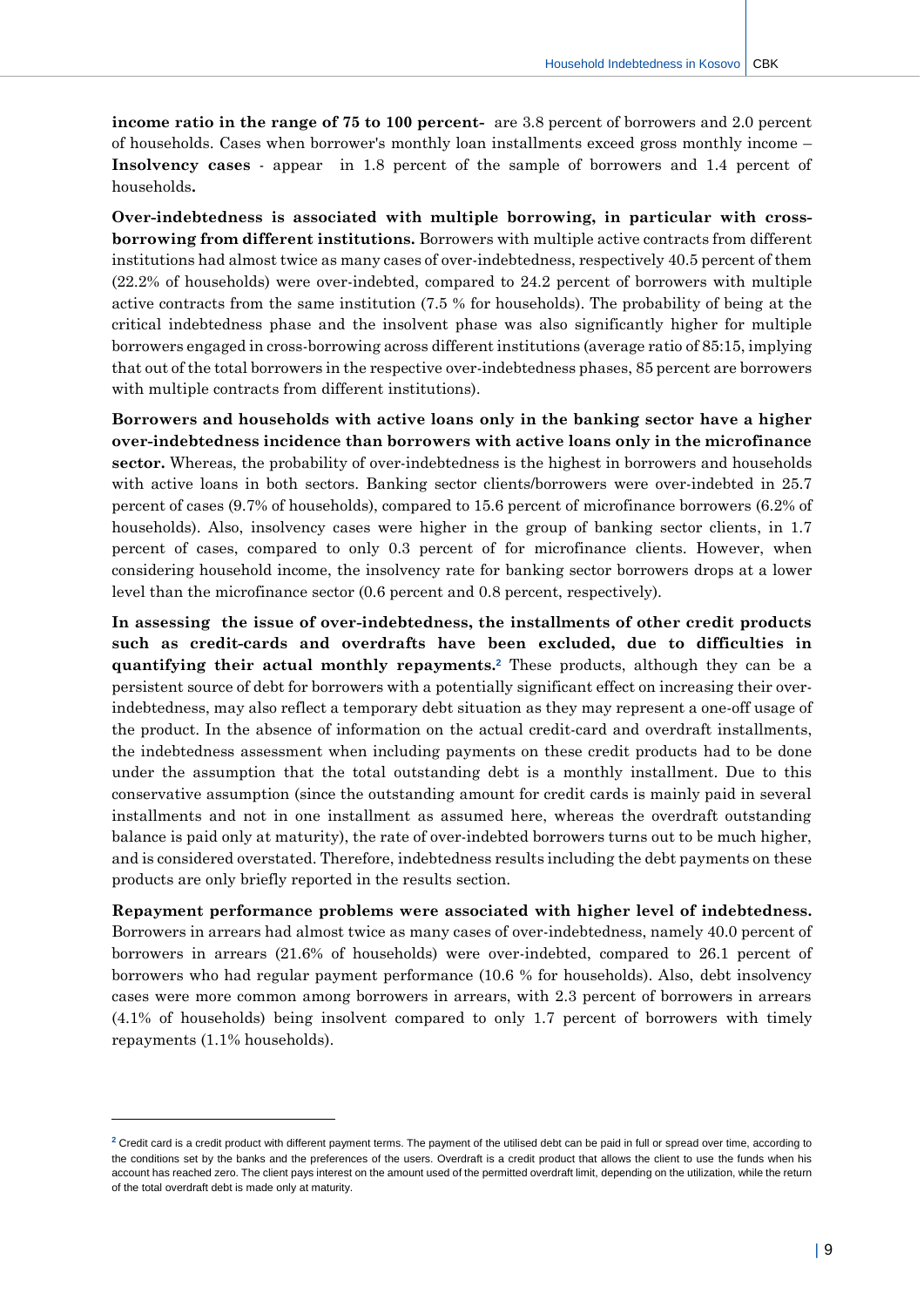**income ratio in the range of 75 to 100 percent-** are 3.8 percent of borrowers and 2.0 percent of households. Cases when borrower's monthly loan installments exceed gross monthly income – **Insolvency cases** - appear in 1.8 percent of the sample of borrowers and 1.4 percent of households**.**

**Over-indebtedness is associated with multiple borrowing, in particular with cross-borrowing from different institutions.** Borrowers with multiple active contracts from different institutions had almost twice as many cases of over-indebtedness, respectively 40.5 percent of them (22.2% of households) were over-indebted, compared to 24.2 percent of borrowers with multiple active contracts from the same institution (7.5 % for households). The probability of being at the critical indebtedness phase and the insolvent phase was also significantly higher for multiple borrowers engaged in cross-borrowing across different institutions (average ratio of 85:15, implying that out of the total borrowers in the respective over-indebtedness phases, 85 percent are borrowers with multiple contracts from different institutions).

**Borrowers and households with active loans only in the banking sector have a higher over-indebtedness incidence than borrowers with active loans only in the microfinance sector.** Whereas, the probability of over-indebtedness is the highest in borrowers and households with active loans in both sectors. Banking sector clients/borrowers were over-indebted in 25.7 percent of cases (9.7% of households), compared to 15.6 percent of microfinance borrowers (6.2% of households). Also, insolvency cases were higher in the group of banking sector clients, in 1.7 percent of cases, compared to only 0.3 percent of for microfinance clients. However, when considering household income, the insolvency rate for banking sector borrowers drops at a lower level than the microfinance sector (0.6 percent and 0.8 percent, respectively).

**In assessing the issue of over-indebtedness, the installments of other credit products such as credit-cards and overdrafts have been excluded, due to difficulties in quantifying their actual monthly repayments.**[2] These products, although they can be a persistent source of debt for borrowers with a potentially significant effect on increasing their over-indebtedness, may also reflect a temporary debt situation as they may represent a one-off usage of the product. In the absence of information on the actual credit-card and overdraft installments, the indebtedness assessment when including payments on these credit products had to be done under the assumption that the total outstanding debt is a monthly installment. Due to this conservative assumption (since the outstanding amount for credit cards is mainly paid in several installments and not in one installment as assumed here, whereas the overdraft outstanding balance is paid only at maturity), the rate of over-indebted borrowers turns out to be much higher, and is considered overstated. Therefore, indebtedness results including the debt payments on these products are only briefly reported in the results section.

**Repayment performance problems were associated with higher level of indebtedness.** Borrowers in arrears had almost twice as many cases of over-indebtedness, namely 40.0 percent of borrowers in arrears (21.6% of households) were over-indebted, compared to 26.1 percent of borrowers who had regular payment performance (10.6 % for households). Also, debt insolvency cases were more common among borrowers in arrears, with 2.3 percent of borrowers in arrears (4.1% of households) being insolvent compared to only 1.7 percent of borrowers with timely repayments (1.1% households).

---

[2] Credit card is a credit product with different payment terms. The payment of the utilised debt can be paid in full or spread over time, according to the conditions set by the banks and the preferences of the users. Overdraft is a credit product that allows the client to use the funds when his account has reached zero. The client pays interest on the amount used of the permitted overdraft limit, depending on the utilization, while the return of the total overdraft debt is made only at maturity.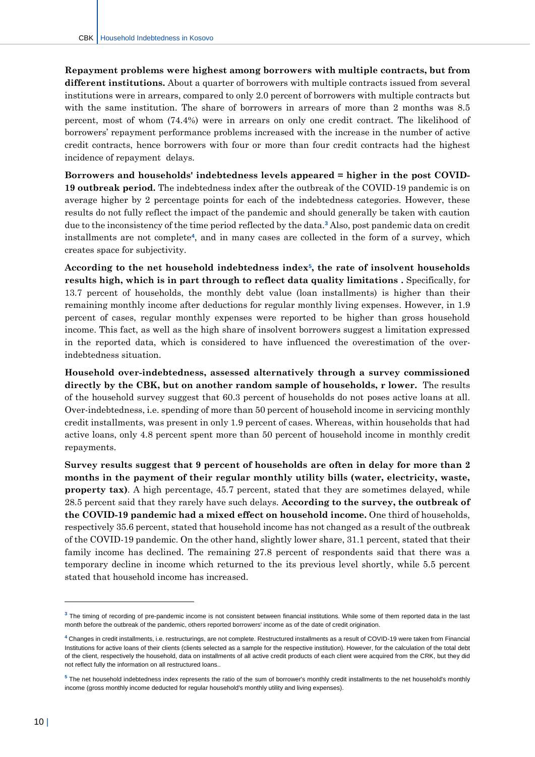**Repayment problems were highest among borrowers with multiple contracts, but from different institutions.** About a quarter of borrowers with multiple contracts issued from several institutions were in arrears, compared to only 2.0 percent of borrowers with multiple contracts but with the same institution. The share of borrowers in arrears of more than 2 months was 8.5 percent, most of whom (74.4%) were in arrears on only one credit contract. The likelihood of borrowers' repayment performance problems increased with the increase in the number of active credit contracts, hence borrowers with four or more than four credit contracts had the highest incidence of repayment delays.

**Borrowers and households' indebtedness levels appeared = higher in the post COVID-19 outbreak period.** The indebtedness index after the outbreak of the COVID-19 pandemic is on average higher by 2 percentage points for each of the indebtedness categories. However, these results do not fully reflect the impact of the pandemic and should generally be taken with caution due to the inconsistency of the time period reflected by the data.[3] Also, post pandemic data on credit installments are not complete[4], and in many cases are collected in the form of a survey, which creates space for subjectivity.

**According to the net household indebtedness index[5], the rate of insolvent households results high, which is in part through to reflect data quality limitations .** Specifically, for 13.7 percent of households, the monthly debt value (loan installments) is higher than their remaining monthly income after deductions for regular monthly living expenses. However, in 1.9 percent of cases, regular monthly expenses were reported to be higher than gross household income. This fact, as well as the high share of insolvent borrowers suggest a limitation expressed in the reported data, which is considered to have influenced the overestimation of the over-indebtedness situation.

**Household over-indebtedness, assessed alternatively through a survey commissioned directly by the CBK, but on another random sample of households, r lower.** The results of the household survey suggest that 60.3 percent of households do not poses active loans at all. Over-indebtedness, i.e. spending of more than 50 percent of household income in servicing monthly credit installments, was present in only 1.9 percent of cases. Whereas, within households that had active loans, only 4.8 percent spent more than 50 percent of household income in monthly credit repayments.

**Survey results suggest that 9 percent of households are often in delay for more than 2 months in the payment of their regular monthly utility bills (water, electricity, waste, property tax)**. A high percentage, 45.7 percent, stated that they are sometimes delayed, while 28.5 percent said that they rarely have such delays. **According to the survey, the outbreak of the COVID-19 pandemic had a mixed effect on household income.** One third of households, respectively 35.6 percent, stated that household income has not changed as a result of the outbreak of the COVID-19 pandemic. On the other hand, slightly lower share, 31.1 percent, stated that their family income has declined. The remaining 27.8 percent of respondents said that there was a temporary decline in income which returned to the its previous level shortly, while 5.5 percent stated that household income has increased.

---

[3] The timing of recording of pre-pandemic income is not consistent between financial institutions. While some of them reported data in the last month before the outbreak of the pandemic, others reported borrowers' income as of the date of credit origination.

[4] Changes in credit installments, i.e. restructurings, are not complete. Restructured installments as a result of COVID-19 were taken from Financial Institutions for active loans of their clients (clients selected as a sample for the respective institution). However, for the calculation of the total debt of the client, respectively the household, data on installments of all active credit products of each client were acquired from the CRK, but they did not reflect fully the information on all restructured loans..

[5] The net household indebtedness index represents the ratio of the sum of borrower's monthly credit installments to the net household's monthly income (gross monthly income deducted for regular household's monthly utility and living expenses).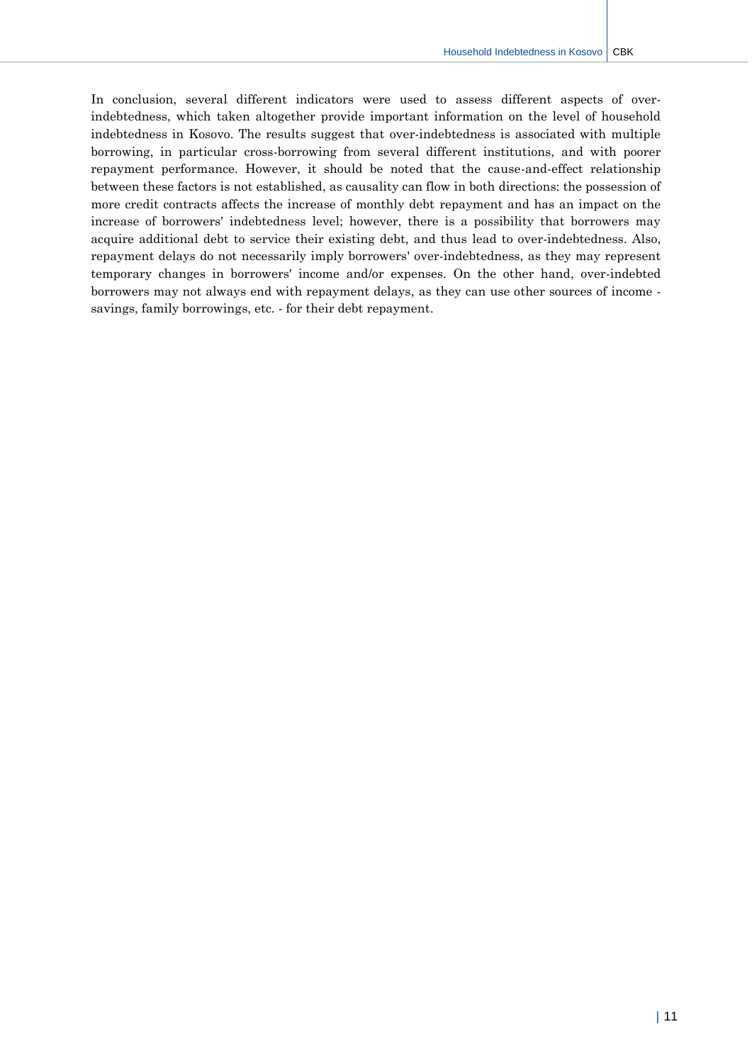In conclusion, several different indicators were used to assess different aspects of over-indebtedness, which taken altogether provide important information on the level of household indebtedness in Kosovo. The results suggest that over-indebtedness is associated with multiple borrowing, in particular cross-borrowing from several different institutions, and with poorer repayment performance. However, it should be noted that the cause-and-effect relationship between these factors is not established, as causality can flow in both directions: the possession of more credit contracts affects the increase of monthly debt repayment and has an impact on the increase of borrowers' indebtedness level; however, there is a possibility that borrowers may acquire additional debt to service their existing debt, and thus lead to over-indebtedness. Also, repayment delays do not necessarily imply borrowers' over-indebtedness, as they may represent temporary changes in borrowers' income and/or expenses. On the other hand, over-indebted borrowers may not always end with repayment delays, as they can use other sources of income - savings, family borrowings, etc. - for their debt repayment.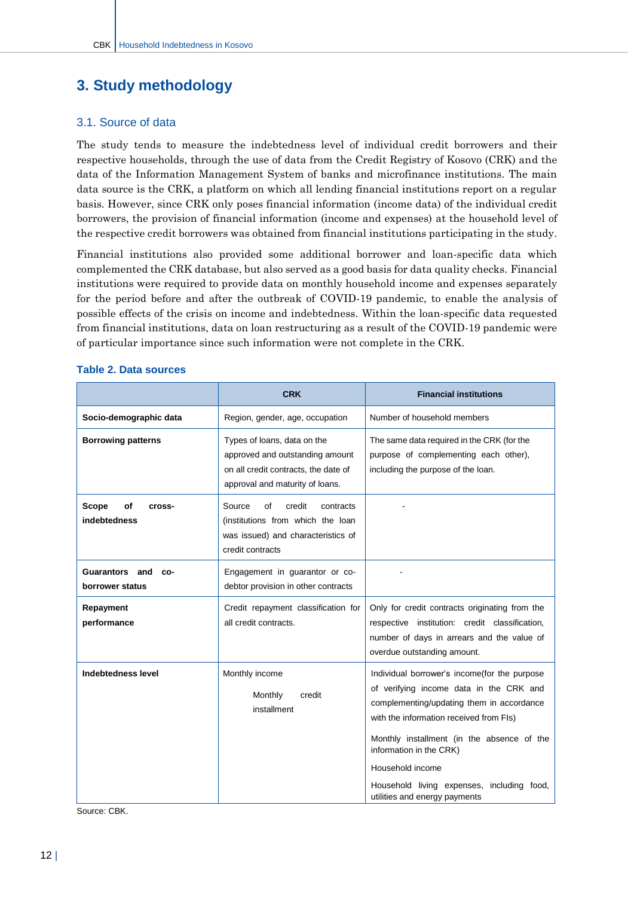# 3. Study methodology

## 3.1. Source of data

The study tends to measure the indebtedness level of individual credit borrowers and their respective households, through the use of data from the Credit Registry of Kosovo (CRK) and the data of the Information Management System of banks and microfinance institutions. The main data source is the CRK, a platform on which all lending financial institutions report on a regular basis. However, since CRK only poses financial information (income data) of the individual credit borrowers, the provision of financial information (income and expenses) at the household level of the respective credit borrowers was obtained from financial institutions participating in the study.

Financial institutions also provided some additional borrower and loan-specific data which complemented the CRK database, but also served as a good basis for data quality checks. Financial institutions were required to provide data on monthly household income and expenses separately for the period before and after the outbreak of COVID-19 pandemic, to enable the analysis of possible effects of the crisis on income and indebtedness. Within the loan-specific data requested from financial institutions, data on loan restructuring as a result of the COVID-19 pandemic were of particular importance since such information were not complete in the CRK.

**Table 2. Data sources**

| | CRK | Financial institutions |
|---|---|---|
| **Socio-demographic data** | Region, gender, age, occupation | Number of household members |
| **Borrowing patterns** | Types of loans, data on the approved and outstanding amount on all credit contracts, the date of approval and maturity of loans. | The same data required in the CRK (for the purpose of complementing each other), including the purpose of the loan. |
| **Scope of cross-indebtedness** | Source of credit contracts (institutions from which the loan was issued) and characteristics of credit contracts | - |
| **Guarantors and co-borrower status** | Engagement in guarantor or co-debtor provision in other contracts | - |
| **Repayment performance** | Credit repayment classification for all credit contracts. | Only for credit contracts originating from the respective institution: credit classification, number of days in arrears and the value of overdue outstanding amount. |
| **Indebtedness level** | Monthly income<br><br>Monthly credit installment | Individual borrower's income(for the purpose of verifying income data in the CRK and complementing/updating them in accordance with the information received from FIs)<br><br>Monthly installment (in the absence of the information in the CRK)<br><br>Household income<br><br>Household living expenses, including food, utilities and energy payments |

Source: CBK.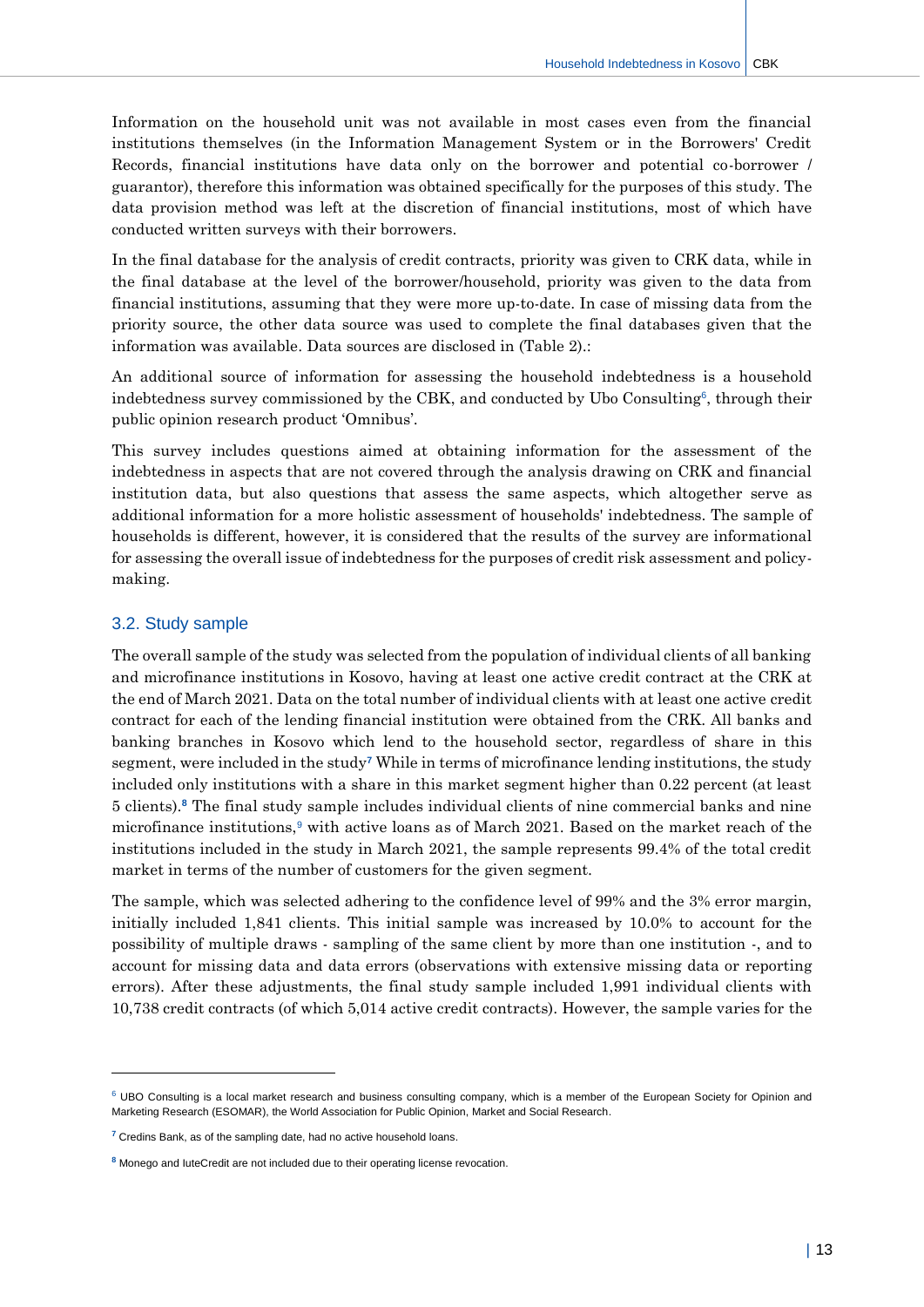Information on the household unit was not available in most cases even from the financial institutions themselves (in the Information Management System or in the Borrowers' Credit Records, financial institutions have data only on the borrower and potential co-borrower / guarantor), therefore this information was obtained specifically for the purposes of this study. The data provision method was left at the discretion of financial institutions, most of which have conducted written surveys with their borrowers.

In the final database for the analysis of credit contracts, priority was given to CRK data, while in the final database at the level of the borrower/household, priority was given to the data from financial institutions, assuming that they were more up-to-date. In case of missing data from the priority source, the other data source was used to complete the final databases given that the information was available. Data sources are disclosed in (Table 2).:

An additional source of information for assessing the household indebtedness is a household indebtedness survey commissioned by the CBK, and conducted by Ubo Consulting[6], through their public opinion research product 'Omnibus'.

This survey includes questions aimed at obtaining information for the assessment of the indebtedness in aspects that are not covered through the analysis drawing on CRK and financial institution data, but also questions that assess the same aspects, which altogether serve as additional information for a more holistic assessment of households' indebtedness. The sample of households is different, however, it is considered that the results of the survey are informational for assessing the overall issue of indebtedness for the purposes of credit risk assessment and policy-making.

## 3.2. Study sample

The overall sample of the study was selected from the population of individual clients of all banking and microfinance institutions in Kosovo, having at least one active credit contract at the CRK at the end of March 2021. Data on the total number of individual clients with at least one active credit contract for each of the lending financial institution were obtained from the CRK. All banks and banking branches in Kosovo which lend to the household sector, regardless of share in this segment, were included in the study[7] While in terms of microfinance lending institutions, the study included only institutions with a share in this market segment higher than 0.22 percent (at least 5 clients).[8] The final study sample includes individual clients of nine commercial banks and nine microfinance institutions,[9] with active loans as of March 2021. Based on the market reach of the institutions included in the study in March 2021, the sample represents 99.4% of the total credit market in terms of the number of customers for the given segment.

The sample, which was selected adhering to the confidence level of 99% and the 3% error margin, initially included 1,841 clients. This initial sample was increased by 10.0% to account for the possibility of multiple draws - sampling of the same client by more than one institution -, and to account for missing data and data errors (observations with extensive missing data or reporting errors). After these adjustments, the final study sample included 1,991 individual clients with 10,738 credit contracts (of which 5,014 active credit contracts). However, the sample varies for the

---

[6] UBO Consulting is a local market research and business consulting company, which is a member of the European Society for Opinion and Marketing Research (ESOMAR), the World Association for Public Opinion, Market and Social Research.

[7] Credins Bank, as of the sampling date, had no active household loans.

[8] Monego and IuteCredit are not included due to their operating license revocation.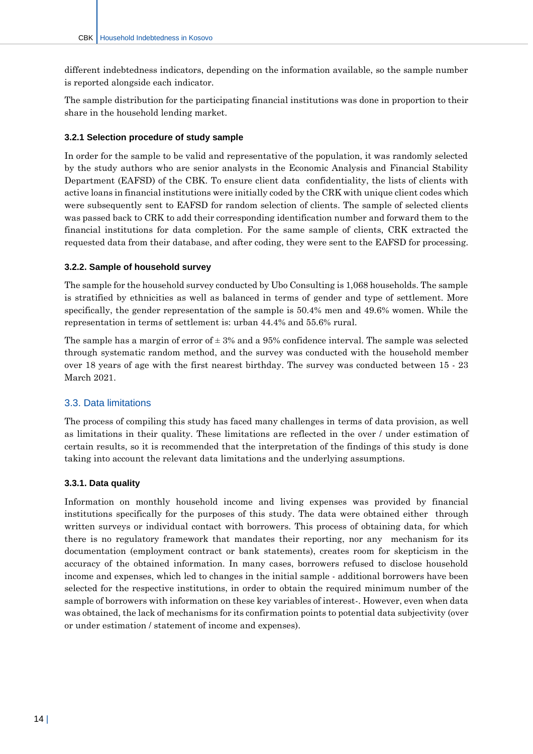different indebtedness indicators, depending on the information available, so the sample number is reported alongside each indicator.

The sample distribution for the participating financial institutions was done in proportion to their share in the household lending market.

### 3.2.1 Selection procedure of study sample

In order for the sample to be valid and representative of the population, it was randomly selected by the study authors who are senior analysts in the Economic Analysis and Financial Stability Department (EAFSD) of the CBK. To ensure client data confidentiality, the lists of clients with active loans in financial institutions were initially coded by the CRK with unique client codes which were subsequently sent to EAFSD for random selection of clients. The sample of selected clients was passed back to CRK to add their corresponding identification number and forward them to the financial institutions for data completion. For the same sample of clients, CRK extracted the requested data from their database, and after coding, they were sent to the EAFSD for processing.

### 3.2.2. Sample of household survey

The sample for the household survey conducted by Ubo Consulting is 1,068 households. The sample is stratified by ethnicities as well as balanced in terms of gender and type of settlement. More specifically, the gender representation of the sample is 50.4% men and 49.6% women. While the representation in terms of settlement is: urban 44.4% and 55.6% rural.

The sample has a margin of error of ± 3% and a 95% confidence interval. The sample was selected through systematic random method, and the survey was conducted with the household member over 18 years of age with the first nearest birthday. The survey was conducted between 15 - 23 March 2021.

## 3.3. Data limitations

The process of compiling this study has faced many challenges in terms of data provision, as well as limitations in their quality. These limitations are reflected in the over / under estimation of certain results, so it is recommended that the interpretation of the findings of this study is done taking into account the relevant data limitations and the underlying assumptions.

### 3.3.1. Data quality

Information on monthly household income and living expenses was provided by financial institutions specifically for the purposes of this study. The data were obtained either through written surveys or individual contact with borrowers. This process of obtaining data, for which there is no regulatory framework that mandates their reporting, nor any mechanism for its documentation (employment contract or bank statements), creates room for skepticism in the accuracy of the obtained information. In many cases, borrowers refused to disclose household income and expenses, which led to changes in the initial sample - additional borrowers have been selected for the respective institutions, in order to obtain the required minimum number of the sample of borrowers with information on these key variables of interest-. However, even when data was obtained, the lack of mechanisms for its confirmation points to potential data subjectivity (over or under estimation / statement of income and expenses).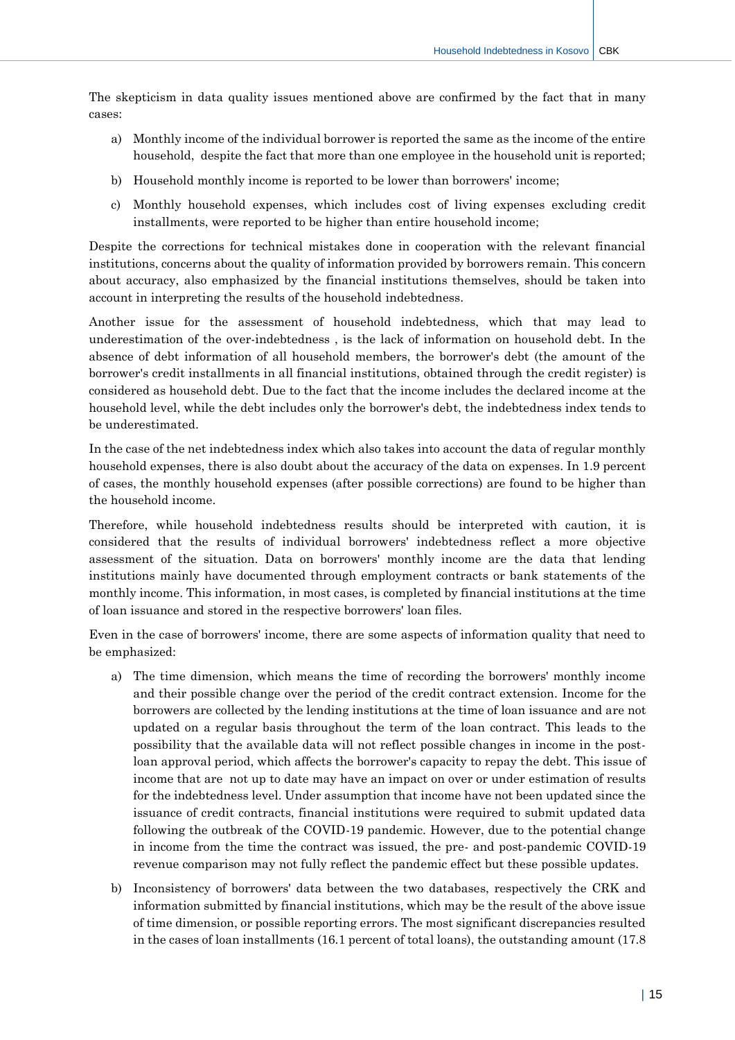The skepticism in data quality issues mentioned above are confirmed by the fact that in many cases:

a) Monthly income of the individual borrower is reported the same as the income of the entire household, despite the fact that more than one employee in the household unit is reported;

b) Household monthly income is reported to be lower than borrowers' income;

c) Monthly household expenses, which includes cost of living expenses excluding credit installments, were reported to be higher than entire household income;

Despite the corrections for technical mistakes done in cooperation with the relevant financial institutions, concerns about the quality of information provided by borrowers remain. This concern about accuracy, also emphasized by the financial institutions themselves, should be taken into account in interpreting the results of the household indebtedness.

Another issue for the assessment of household indebtedness, which that may lead to underestimation of the over-indebtedness , is the lack of information on household debt. In the absence of debt information of all household members, the borrower's debt (the amount of the borrower's credit installments in all financial institutions, obtained through the credit register) is considered as household debt. Due to the fact that the income includes the declared income at the household level, while the debt includes only the borrower's debt, the indebtedness index tends to be underestimated.

In the case of the net indebtedness index which also takes into account the data of regular monthly household expenses, there is also doubt about the accuracy of the data on expenses. In 1.9 percent of cases, the monthly household expenses (after possible corrections) are found to be higher than the household income.

Therefore, while household indebtedness results should be interpreted with caution, it is considered that the results of individual borrowers' indebtedness reflect a more objective assessment of the situation. Data on borrowers' monthly income are the data that lending institutions mainly have documented through employment contracts or bank statements of the monthly income. This information, in most cases, is completed by financial institutions at the time of loan issuance and stored in the respective borrowers' loan files.

Even in the case of borrowers' income, there are some aspects of information quality that need to be emphasized:

a) The time dimension, which means the time of recording the borrowers' monthly income and their possible change over the period of the credit contract extension. Income for the borrowers are collected by the lending institutions at the time of loan issuance and are not updated on a regular basis throughout the term of the loan contract. This leads to the possibility that the available data will not reflect possible changes in income in the post-loan approval period, which affects the borrower's capacity to repay the debt. This issue of income that are not up to date may have an impact on over or under estimation of results for the indebtedness level. Under assumption that income have not been updated since the issuance of credit contracts, financial institutions were required to submit updated data following the outbreak of the COVID-19 pandemic. However, due to the potential change in income from the time the contract was issued, the pre- and post-pandemic COVID-19 revenue comparison may not fully reflect the pandemic effect but these possible updates.

b) Inconsistency of borrowers' data between the two databases, respectively the CRK and information submitted by financial institutions, which may be the result of the above issue of time dimension, or possible reporting errors. The most significant discrepancies resulted in the cases of loan installments (16.1 percent of total loans), the outstanding amount (17.8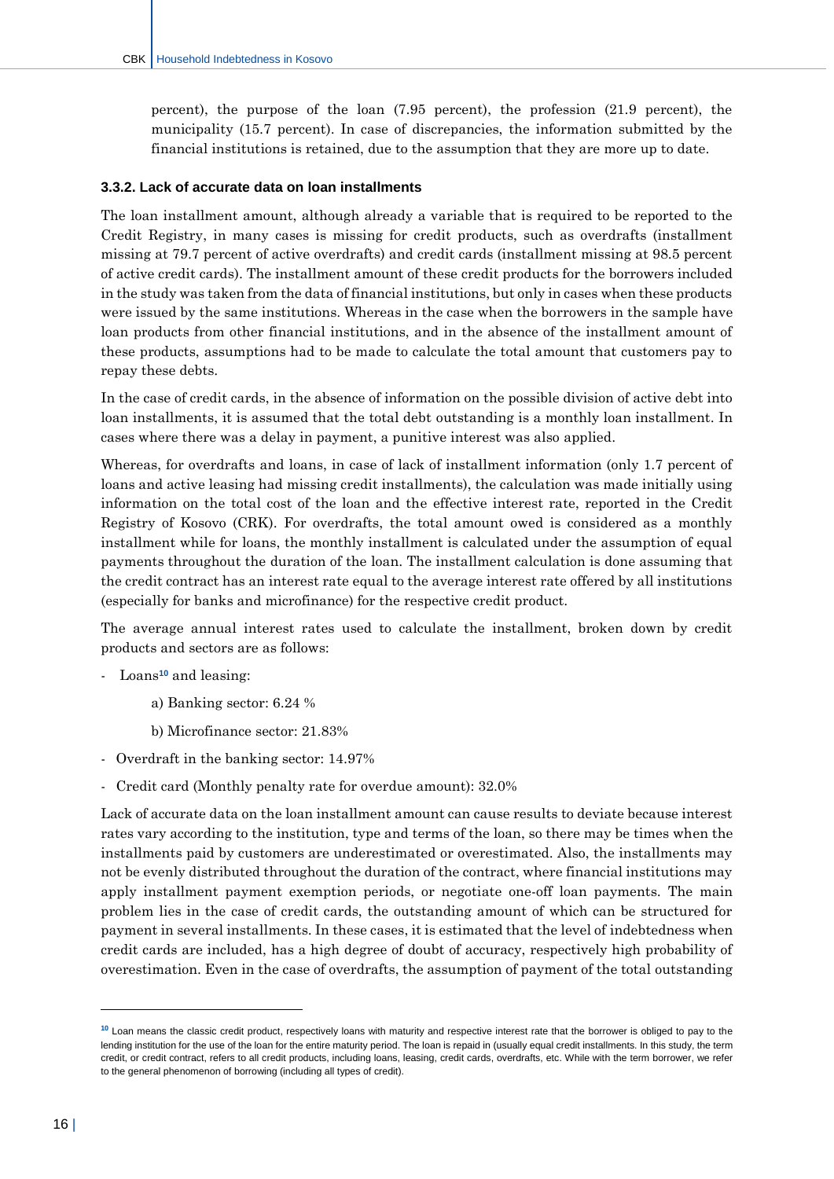percent), the purpose of the loan (7.95 percent), the profession (21.9 percent), the municipality (15.7 percent). In case of discrepancies, the information submitted by the financial institutions is retained, due to the assumption that they are more up to date.

### 3.3.2. Lack of accurate data on loan installments

The loan installment amount, although already a variable that is required to be reported to the Credit Registry, in many cases is missing for credit products, such as overdrafts (installment missing at 79.7 percent of active overdrafts) and credit cards (installment missing at 98.5 percent of active credit cards). The installment amount of these credit products for the borrowers included in the study was taken from the data of financial institutions, but only in cases when these products were issued by the same institutions. Whereas in the case when the borrowers in the sample have loan products from other financial institutions, and in the absence of the installment amount of these products, assumptions had to be made to calculate the total amount that customers pay to repay these debts.

In the case of credit cards, in the absence of information on the possible division of active debt into loan installments, it is assumed that the total debt outstanding is a monthly loan installment. In cases where there was a delay in payment, a punitive interest was also applied.

Whereas, for overdrafts and loans, in case of lack of installment information (only 1.7 percent of loans and active leasing had missing credit installments), the calculation was made initially using information on the total cost of the loan and the effective interest rate, reported in the Credit Registry of Kosovo (CRK). For overdrafts, the total amount owed is considered as a monthly installment while for loans, the monthly installment is calculated under the assumption of equal payments throughout the duration of the loan. The installment calculation is done assuming that the credit contract has an interest rate equal to the average interest rate offered by all institutions (especially for banks and microfinance) for the respective credit product.

The average annual interest rates used to calculate the installment, broken down by credit products and sectors are as follows:

- Loans[10] and leasing:
  - a) Banking sector: 6.24 %
  - b) Microfinance sector: 21.83%
- Overdraft in the banking sector: 14.97%
- Credit card (Monthly penalty rate for overdue amount): 32.0%

Lack of accurate data on the loan installment amount can cause results to deviate because interest rates vary according to the institution, type and terms of the loan, so there may be times when the installments paid by customers are underestimated or overestimated. Also, the installments may not be evenly distributed throughout the duration of the contract, where financial institutions may apply installment payment exemption periods, or negotiate one-off loan payments. The main problem lies in the case of credit cards, the outstanding amount of which can be structured for payment in several installments. In these cases, it is estimated that the level of indebtedness when credit cards are included, has a high degree of doubt of accuracy, respectively high probability of overestimation. Even in the case of overdrafts, the assumption of payment of the total outstanding

---

[10] Loan means the classic credit product, respectively loans with maturity and respective interest rate that the borrower is obliged to pay to the lending institution for the use of the loan for the entire maturity period. The loan is repaid in (usually equal credit installments. In this study, the term credit, or credit contract, refers to all credit products, including loans, leasing, credit cards, overdrafts, etc. While with the term borrower, we refer to the general phenomenon of borrowing (including all types of credit).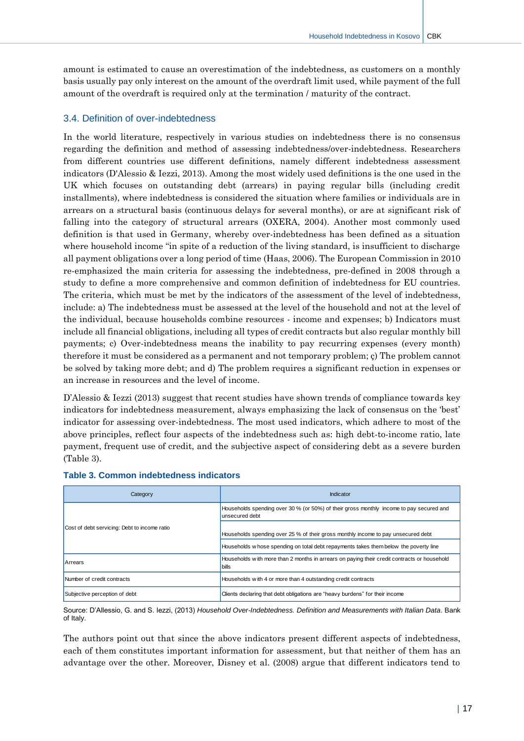amount is estimated to cause an overestimation of the indebtedness, as customers on a monthly basis usually pay only interest on the amount of the overdraft limit used, while payment of the full amount of the overdraft is required only at the termination / maturity of the contract.

### 3.4. Definition of over-indebtedness

In the world literature, respectively in various studies on indebtedness there is no consensus regarding the definition and method of assessing indebtedness/over-indebtedness. Researchers from different countries use different definitions, namely different indebtedness assessment indicators (D'Alessio & Iezzi, 2013). Among the most widely used definitions is the one used in the UK which focuses on outstanding debt (arrears) in paying regular bills (including credit installments), where indebtedness is considered the situation where families or individuals are in arrears on a structural basis (continuous delays for several months), or are at significant risk of falling into the category of structural arrears (OXERA, 2004). Another most commonly used definition is that used in Germany, whereby over-indebtedness has been defined as a situation where household income "in spite of a reduction of the living standard, is insufficient to discharge all payment obligations over a long period of time (Haas, 2006). The European Commission in 2010 re-emphasized the main criteria for assessing the indebtedness, pre-defined in 2008 through a study to define a more comprehensive and common definition of indebtedness for EU countries. The criteria, which must be met by the indicators of the assessment of the level of indebtedness, include: a) The indebtedness must be assessed at the level of the household and not at the level of the individual, because households combine resources - income and expenses; b) Indicators must include all financial obligations, including all types of credit contracts but also regular monthly bill payments; c) Over-indebtedness means the inability to pay recurring expenses (every month) therefore it must be considered as a permanent and not temporary problem; ç) The problem cannot be solved by taking more debt; and d) The problem requires a significant reduction in expenses or an increase in resources and the level of income.

D'Alessio & Iezzi (2013) suggest that recent studies have shown trends of compliance towards key indicators for indebtedness measurement, always emphasizing the lack of consensus on the 'best' indicator for assessing over-indebtedness. The most used indicators, which adhere to most of the above principles, reflect four aspects of the indebtedness such as: high debt-to-income ratio, late payment, frequent use of credit, and the subjective aspect of considering debt as a severe burden (Table 3).

**Table 3. Common indebtedness indicators**

| Category | Indicator |
|---|---|
| Cost of debt servicing: Debt to income ratio | Households spending over 30 % (or 50%) of their gross monthly income to pay secured and unsecured debt |
| | Households spending over 25 % of their gross monthly income to pay unsecured debt |
| | Households whose spending on total debt repayments takes them below the poverty line |
| Arrears | Households with more than 2 months in arrears on paying their credit contracts or household bills |
| Number of credit contracts | Households with 4 or more than 4 outstanding credit contracts |
| Subjective perception of debt | Clients declaring that debt obligations are "heavy burdens" for their income |

Source: D'Allessio, G. and S. Iezzi, (2013) *Household Over-Indebtedness. Definition and Measurements with Italian Data*. Bank of Italy.

The authors point out that since the above indicators present different aspects of indebtedness, each of them constitutes important information for assessment, but that neither of them has an advantage over the other. Moreover, Disney et al. (2008) argue that different indicators tend to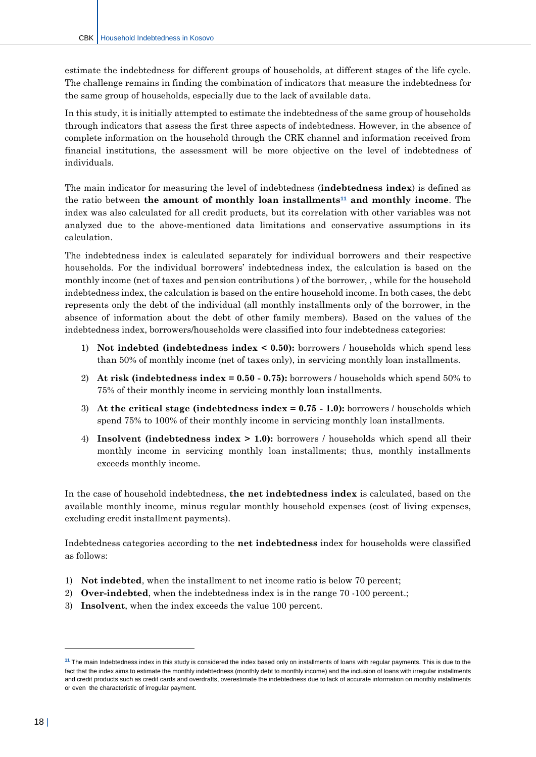estimate the indebtedness for different groups of households, at different stages of the life cycle. The challenge remains in finding the combination of indicators that measure the indebtedness for the same group of households, especially due to the lack of available data.

In this study, it is initially attempted to estimate the indebtedness of the same group of households through indicators that assess the first three aspects of indebtedness. However, in the absence of complete information on the household through the CRK channel and information received from financial institutions, the assessment will be more objective on the level of indebtedness of individuals.

The main indicator for measuring the level of indebtedness (**indebtedness index**) is defined as the ratio between **the amount of monthly loan installments[11] and monthly income**. The index was also calculated for all credit products, but its correlation with other variables was not analyzed due to the above-mentioned data limitations and conservative assumptions in its calculation.

The indebtedness index is calculated separately for individual borrowers and their respective households. For the individual borrowers' indebtedness index, the calculation is based on the monthly income (net of taxes and pension contributions ) of the borrower, , while for the household indebtedness index, the calculation is based on the entire household income. In both cases, the debt represents only the debt of the individual (all monthly installments only of the borrower, in the absence of information about the debt of other family members). Based on the values of the indebtedness index, borrowers/households were classified into four indebtedness categories:

1) **Not indebted (indebtedness index < 0.50):** borrowers / households which spend less than 50% of monthly income (net of taxes only), in servicing monthly loan installments.
2) **At risk (indebtedness index = 0.50 - 0.75):** borrowers / households which spend 50% to 75% of their monthly income in servicing monthly loan installments.
3) **At the critical stage (indebtedness index = 0.75 - 1.0):** borrowers / households which spend 75% to 100% of their monthly income in servicing monthly loan installments.
4) **Insolvent (indebtedness index > 1.0):** borrowers / households which spend all their monthly income in servicing monthly loan installments; thus, monthly installments exceeds monthly income.

In the case of household indebtedness, **the net indebtedness index** is calculated, based on the available monthly income, minus regular monthly household expenses (cost of living expenses, excluding credit installment payments).

Indebtedness categories according to the **net indebtedness** index for households were classified as follows:

1) **Not indebted**, when the installment to net income ratio is below 70 percent;
2) **Over-indebted**, when the indebtedness index is in the range 70 -100 percent.;
3) **Insolvent**, when the index exceeds the value 100 percent.

---

[11] The main Indebtedness index in this study is considered the index based only on installments of loans with regular payments. This is due to the fact that the index aims to estimate the monthly indebtedness (monthly debt to monthly income) and the inclusion of loans with irregular installments and credit products such as credit cards and overdrafts, overestimate the indebtedness due to lack of accurate information on monthly installments or even the characteristic of irregular payment.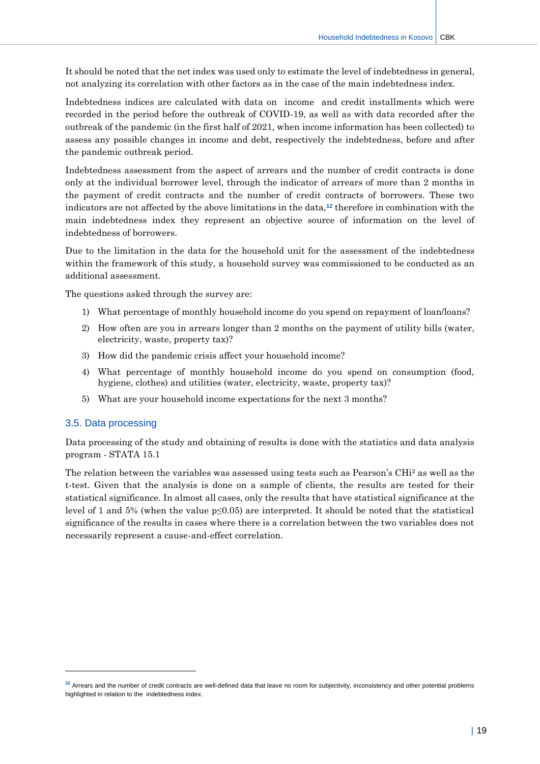It should be noted that the net index was used only to estimate the level of indebtedness in general, not analyzing its correlation with other factors as in the case of the main indebtedness index.

Indebtedness indices are calculated with data on income and credit installments which were recorded in the period before the outbreak of COVID-19, as well as with data recorded after the outbreak of the pandemic (in the first half of 2021, when income information has been collected) to assess any possible changes in income and debt, respectively the indebtedness, before and after the pandemic outbreak period.

Indebtedness assessment from the aspect of arrears and the number of credit contracts is done only at the individual borrower level, through the indicator of arrears of more than 2 months in the payment of credit contracts and the number of credit contracts of borrowers. These two indicators are not affected by the above limitations in the data,[12] therefore in combination with the main indebtedness index they represent an objective source of information on the level of indebtedness of borrowers.

Due to the limitation in the data for the household unit for the assessment of the indebtedness within the framework of this study, a household survey was commissioned to be conducted as an additional assessment.

The questions asked through the survey are:

1) What percentage of monthly household income do you spend on repayment of loan/loans?
2) How often are you in arrears longer than 2 months on the payment of utility bills (water, electricity, waste, property tax)?
3) How did the pandemic crisis affect your household income?
4) What percentage of monthly household income do you spend on consumption (food, hygiene, clothes) and utilities (water, electricity, waste, property tax)?
5) What are your household income expectations for the next 3 months?

## 3.5. Data processing

Data processing of the study and obtaining of results is done with the statistics and data analysis program - STATA 15.1

The relation between the variables was assessed using tests such as Pearson's $CHi^2$ as well as the t-test. Given that the analysis is done on a sample of clients, the results are tested for their statistical significance. In almost all cases, only the results that have statistical significance at the level of 1 and 5% (when the value $p \leq 0.05$) are interpreted. It should be noted that the statistical significance of the results in cases where there is a correlation between the two variables does not necessarily represent a cause-and-effect correlation.

[12] Arrears and the number of credit contracts are well-defined data that leave no room for subjectivity, inconsistency and other potential problems highlighted in relation to the indebtedness index.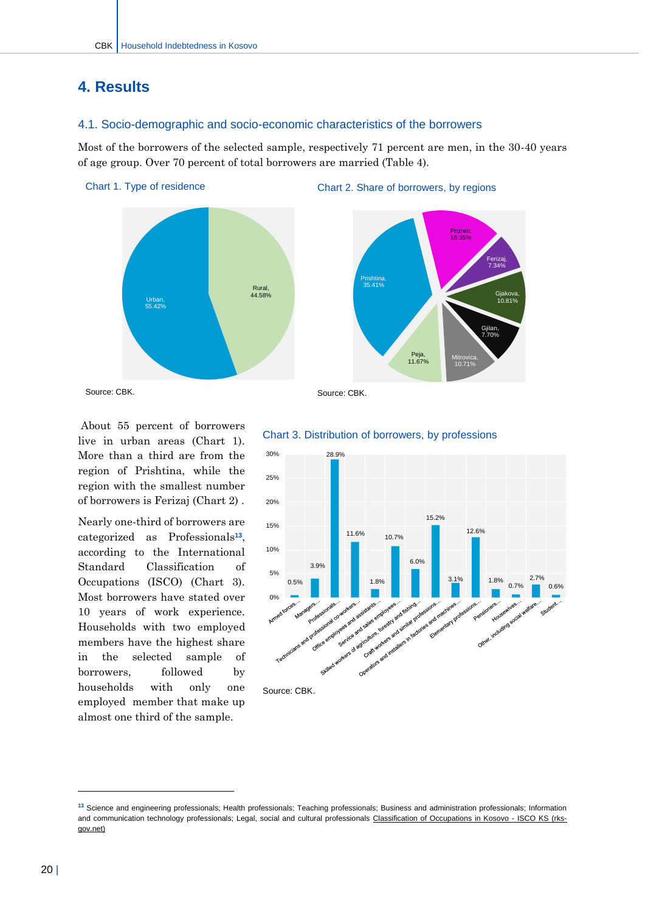# 4. Results

## 4.1. Socio-demographic and socio-economic characteristics of the borrowers

Most of the borrowers of the selected sample, respectively 71 percent are men, in the 30-40 years of age group. Over 70 percent of total borrowers are married (Table 4).

Chart 1. Type of residence

Urban, 55.42%

Rural, 44.58%

Source: CBK.

Chart 2. Share of borrowers, by regions

Prishtina, 35.41%

Prizren, 16.35%

Ferizaj, 7.34%

Gjakova, 10.81%

Gjilan, 7.70%

Mitrovica, 10.71%

Peja, 11.67%

Source: CBK.

About 55 percent of borrowers live in urban areas (Chart 1). More than a third are from the region of Prishtina, while the region with the smallest number of borrowers is Ferizaj (Chart 2) .

Nearly one-third of borrowers are categorized as Professionals[13], according to the International Standard Classification of Occupations (ISCO) (Chart 3). Most borrowers have stated over 10 years of work experience. Households with two employed members have the highest share in the selected sample of borrowers, followed by households with only one employed member that make up almost one third of the sample.

Chart 3. Distribution of borrowers, by professions

| Profession | Share |
|---|---|
| Armed forces... | 0.5% |
| Managers... | 3.9% |
| Professionals... | 28.9% |
| Technicians and professional co-workers... | 11.6% |
| Office employees and assistants... | 1.8% |
| Service and sales employees... | 10.7% |
| Skilled workers of agriculture, forestry and fishing... | 6.0% |
| Craft workers and similar professions... | 15.2% |
| Operators and installers in factories and machines... | 3.1% |
| Elementary professions... | 12.6% |
| Pensioners... | 1.8% |
| Housewives... | 0.7% |
| Other, including social welfare... | 2.7% |
| Student... | 0.6% |

Source: CBK.

[13] Science and engineering professionals; Health professionals; Teaching professionals; Business and administration professionals; Information and communication technology professionals; Legal, social and cultural professionals Classification of Occupations in Kosovo - ISCO KS (rks-gov.net)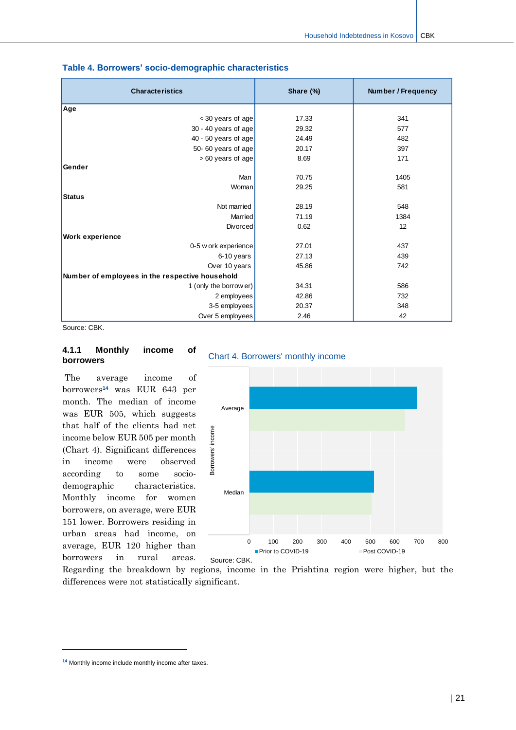**Table 4. Borrowers' socio-demographic characteristics**

| Characteristics | Share (%) | Number / Frequency |
|---|---|---|
| **Age** | | |
| < 30 years of age | 17.33 | 341 |
| 30 - 40 years of age | 29.32 | 577 |
| 40 - 50 years of age | 24.49 | 482 |
| 50- 60 years of age | 20.17 | 397 |
| > 60 years of age | 8.69 | 171 |
| **Gender** | | |
| Man | 70.75 | 1405 |
| Woman | 29.25 | 581 |
| **Status** | | |
| Not married | 28.19 | 548 |
| Married | 71.19 | 1384 |
| Divorced | 0.62 | 12 |
| **Work experience** | | |
| 0-5 work experience | 27.01 | 437 |
| 6-10 years | 27.13 | 439 |
| Over 10 years | 45.86 | 742 |
| **Number of employees in the respective household** | | |
| 1 (only the borrower) | 34.31 | 586 |
| 2 employees | 42.86 | 732 |
| 3-5 employees | 20.37 | 348 |
| Over 5 employees | 2.46 | 42 |

Source: CBK.

### 4.1.1 Monthly income of borrowers

The average income of borrowers[14] was EUR 643 per month. The median of income was EUR 505, which suggests that half of the clients had net income below EUR 505 per month (Chart 4). Significant differences in income were observed according to some socio-demographic characteristics. Monthly income for women borrowers, on average, were EUR 151 lower. Borrowers residing in urban areas had income, on average, EUR 120 higher than borrowers in rural areas. Regarding the breakdown by regions, income in the Prishtina region were higher, but the differences were not statistically significant.

Chart 4. Borrowers' monthly income

Source: CBK.

[14] Monthly income include monthly income after taxes.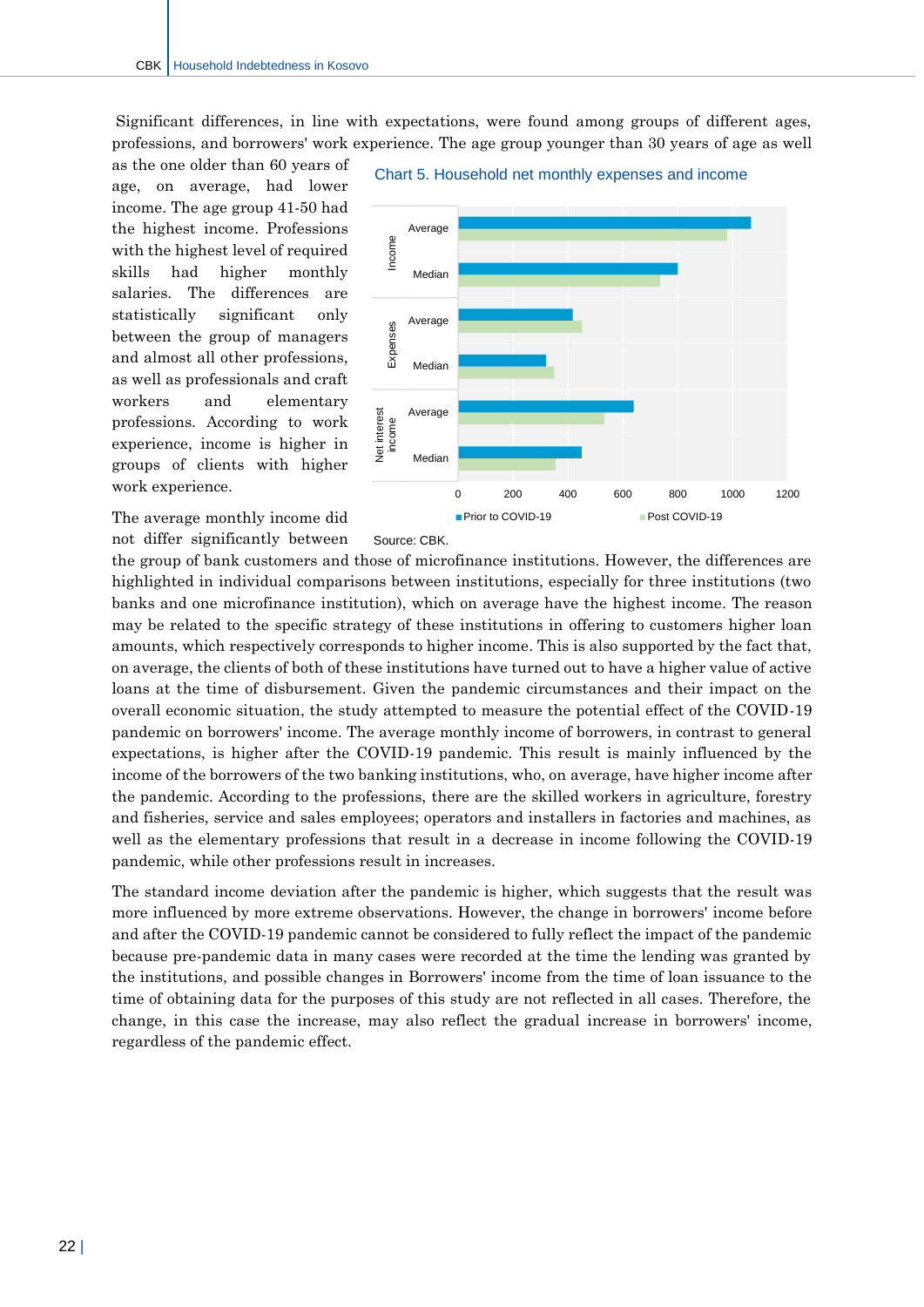Significant differences, in line with expectations, were found among groups of different ages, professions, and borrowers' work experience. The age group younger than 30 years of age as well as the one older than 60 years of age, on average, had lower income. The age group 41-50 had the highest income. Professions with the highest level of required skills had higher monthly salaries. The differences are statistically significant only between the group of managers and almost all other professions, as well as professionals and craft workers and elementary professions. According to work experience, income is higher in groups of clients with higher work experience.

Chart 5. Household net monthly expenses and income

Source: CBK.

The average monthly income did not differ significantly between the group of bank customers and those of microfinance institutions. However, the differences are highlighted in individual comparisons between institutions, especially for three institutions (two banks and one microfinance institution), which on average have the highest income. The reason may be related to the specific strategy of these institutions in offering to customers higher loan amounts, which respectively corresponds to higher income. This is also supported by the fact that, on average, the clients of both of these institutions have turned out to have a higher value of active loans at the time of disbursement. Given the pandemic circumstances and their impact on the overall economic situation, the study attempted to measure the potential effect of the COVID-19 pandemic on borrowers' income. The average monthly income of borrowers, in contrast to general expectations, is higher after the COVID-19 pandemic. This result is mainly influenced by the income of the borrowers of the two banking institutions, who, on average, have higher income after the pandemic. According to the professions, there are the skilled workers in agriculture, forestry and fisheries, service and sales employees; operators and installers in factories and machines, as well as the elementary professions that result in a decrease in income following the COVID-19 pandemic, while other professions result in increases.

The standard income deviation after the pandemic is higher, which suggests that the result was more influenced by more extreme observations. However, the change in borrowers' income before and after the COVID-19 pandemic cannot be considered to fully reflect the impact of the pandemic because pre-pandemic data in many cases were recorded at the time the lending was granted by the institutions, and possible changes in Borrowers' income from the time of loan issuance to the time of obtaining data for the purposes of this study are not reflected in all cases. Therefore, the change, in this case the increase, may also reflect the gradual increase in borrowers' income, regardless of the pandemic effect.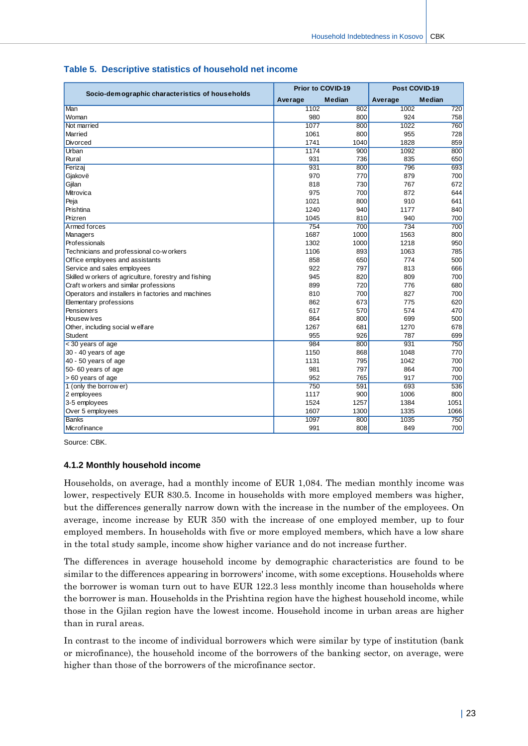**Table 5. Descriptive statistics of household net income**

| Socio-demographic characteristics of households | Prior to COVID-19 | | Post COVID-19 | |
|---|---|---|---|---|
| | Average | Median | Average | Median |
| Man | 1102 | 802 | 1002 | 720 |
| Woman | 980 | 800 | 924 | 758 |
| Not married | 1077 | 800 | 1022 | 760 |
| Married | 1061 | 800 | 955 | 728 |
| Divorced | 1741 | 1040 | 1828 | 859 |
| Urban | 1174 | 900 | 1092 | 800 |
| Rural | 931 | 736 | 835 | 650 |
| Ferizaj | 931 | 800 | 796 | 693 |
| Gjakovë | 970 | 770 | 879 | 700 |
| Gjilan | 818 | 730 | 767 | 672 |
| Mitrovica | 975 | 700 | 872 | 644 |
| Peja | 1021 | 800 | 910 | 641 |
| Prishtina | 1240 | 940 | 1177 | 840 |
| Prizren | 1045 | 810 | 940 | 700 |
| Armed forces | 754 | 700 | 734 | 700 |
| Managers | 1687 | 1000 | 1563 | 800 |
| Professionals | 1302 | 1000 | 1218 | 950 |
| Technicians and professional co-workers | 1106 | 893 | 1063 | 785 |
| Office employees and assistants | 858 | 650 | 774 | 500 |
| Service and sales employees | 922 | 797 | 813 | 666 |
| Skilled workers of agriculture, forestry and fishing | 945 | 820 | 809 | 700 |
| Craft workers and similar professions | 899 | 720 | 776 | 680 |
| Operators and installers in factories and machines | 810 | 700 | 827 | 700 |
| Elementary professions | 862 | 673 | 775 | 620 |
| Pensioners | 617 | 570 | 574 | 470 |
| Housewives | 864 | 800 | 699 | 500 |
| Other, including social welfare | 1267 | 681 | 1270 | 678 |
| Student | 955 | 926 | 787 | 699 |
| < 30 years of age | 984 | 800 | 931 | 750 |
| 30 - 40 years of age | 1150 | 868 | 1048 | 770 |
| 40 - 50 years of age | 1131 | 795 | 1042 | 700 |
| 50- 60 years of age | 981 | 797 | 864 | 700 |
| > 60 years of age | 952 | 765 | 917 | 700 |
| 1 (only the borrower) | 750 | 591 | 693 | 536 |
| 2 employees | 1117 | 900 | 1006 | 800 |
| 3-5 employees | 1524 | 1257 | 1384 | 1051 |
| Over 5 employees | 1607 | 1300 | 1335 | 1066 |
| Banks | 1097 | 800 | 1035 | 750 |
| Microfinance | 991 | 808 | 849 | 700 |

Source: CBK.

### 4.1.2 Monthly household income

Households, on average, had a monthly income of EUR 1,084. The median monthly income was lower, respectively EUR 830.5. Income in households with more employed members was higher, but the differences generally narrow down with the increase in the number of the employees. On average, income increase by EUR 350 with the increase of one employed member, up to four employed members. In households with five or more employed members, which have a low share in the total study sample, income show higher variance and do not increase further.

The differences in average household income by demographic characteristics are found to be similar to the differences appearing in borrowers' income, with some exceptions. Households where the borrower is woman turn out to have EUR 122.3 less monthly income than households where the borrower is man. Households in the Prishtina region have the highest household income, while those in the Gjilan region have the lowest income. Household income in urban areas are higher than in rural areas.

In contrast to the income of individual borrowers which were similar by type of institution (bank or microfinance), the household income of the borrowers of the banking sector, on average, were higher than those of the borrowers of the microfinance sector.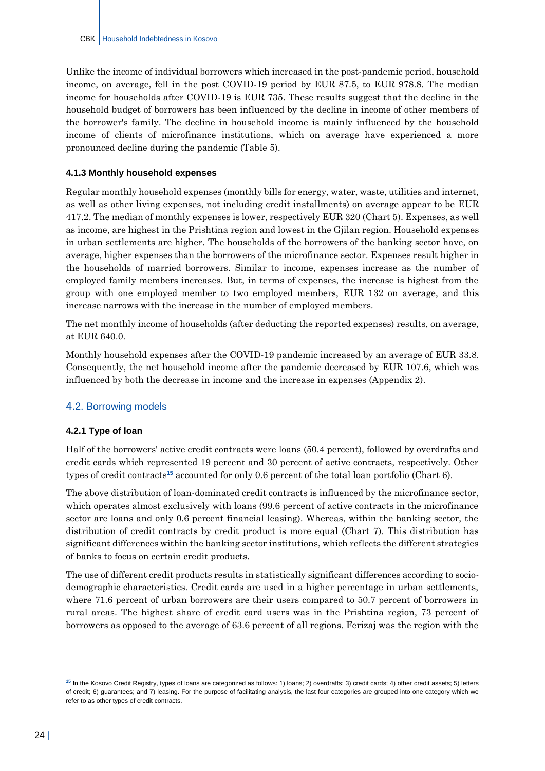Unlike the income of individual borrowers which increased in the post-pandemic period, household income, on average, fell in the post COVID-19 period by EUR 87.5, to EUR 978.8. The median income for households after COVID-19 is EUR 735. These results suggest that the decline in the household budget of borrowers has been influenced by the decline in income of other members of the borrower's family. The decline in household income is mainly influenced by the household income of clients of microfinance institutions, which on average have experienced a more pronounced decline during the pandemic (Table 5).

#### 4.1.3 Monthly household expenses

Regular monthly household expenses (monthly bills for energy, water, waste, utilities and internet, as well as other living expenses, not including credit installments) on average appear to be EUR 417.2. The median of monthly expenses is lower, respectively EUR 320 (Chart 5). Expenses, as well as income, are highest in the Prishtina region and lowest in the Gjilan region. Household expenses in urban settlements are higher. The households of the borrowers of the banking sector have, on average, higher expenses than the borrowers of the microfinance sector. Expenses result higher in the households of married borrowers. Similar to income, expenses increase as the number of employed family members increases. But, in terms of expenses, the increase is highest from the group with one employed member to two employed members, EUR 132 on average, and this increase narrows with the increase in the number of employed members.

The net monthly income of households (after deducting the reported expenses) results, on average, at EUR 640.0.

Monthly household expenses after the COVID-19 pandemic increased by an average of EUR 33.8. Consequently, the net household income after the pandemic decreased by EUR 107.6, which was influenced by both the decrease in income and the increase in expenses (Appendix 2).

### 4.2. Borrowing models

#### 4.2.1 Type of loan

Half of the borrowers' active credit contracts were loans (50.4 percent), followed by overdrafts and credit cards which represented 19 percent and 30 percent of active contracts, respectively. Other types of credit contracts[15] accounted for only 0.6 percent of the total loan portfolio (Chart 6).

The above distribution of loan-dominated credit contracts is influenced by the microfinance sector, which operates almost exclusively with loans (99.6 percent of active contracts in the microfinance sector are loans and only 0.6 percent financial leasing). Whereas, within the banking sector, the distribution of credit contracts by credit product is more equal (Chart 7). This distribution has significant differences within the banking sector institutions, which reflects the different strategies of banks to focus on certain credit products.

The use of different credit products results in statistically significant differences according to socio-demographic characteristics. Credit cards are used in a higher percentage in urban settlements, where 71.6 percent of urban borrowers are their users compared to 50.7 percent of borrowers in rural areas. The highest share of credit card users was in the Prishtina region, 73 percent of borrowers as opposed to the average of 63.6 percent of all regions. Ferizaj was the region with the

---

[15] In the Kosovo Credit Registry, types of loans are categorized as follows: 1) loans; 2) overdrafts; 3) credit cards; 4) other credit assets; 5) letters of credit; 6) guarantees; and 7) leasing. For the purpose of facilitating analysis, the last four categories are grouped into one category which we refer to as other types of credit contracts.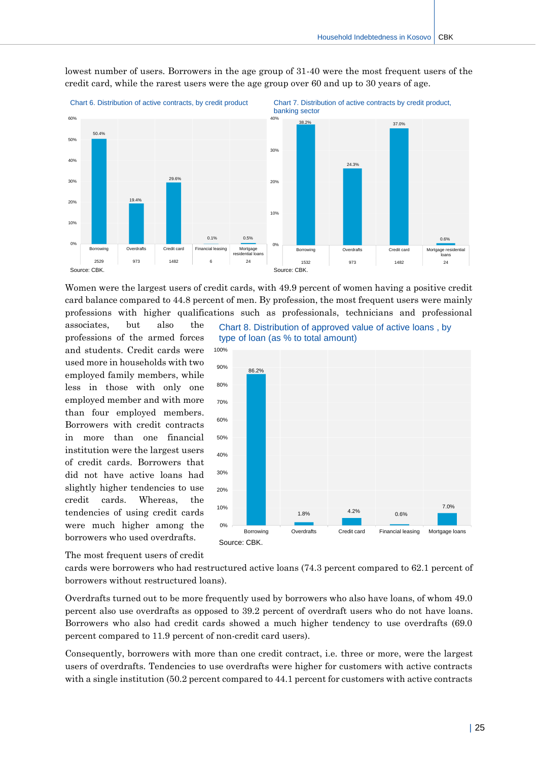lowest number of users. Borrowers in the age group of 31-40 were the most frequent users of the credit card, while the rarest users were the age group over 60 and up to 30 years of age.

Chart 6. Distribution of active contracts, by credit product

| | Borrowing | Overdrafts | Credit card | Financial leasing | Mortgage residential loans |
|---|---|---|---|---|---|
| % | 50.4% | 19.4% | 29.6% | 0.1% | 0.5% |
| Number | 2529 | 973 | 1482 | 6 | 24 |

Source: CBK.

Chart 7. Distribution of active contracts by credit product, banking sector

| | Borrowing | Overdrafts | Credit card | Mortgage residential loans |
|---|---|---|---|---|
| % | 38.2% | 24.3% | 37.0% | 0.6% |
| Number | 1532 | 973 | 1482 | 24 |

Source: CBK.

Women were the largest users of credit cards, with 49.9 percent of women having a positive credit card balance compared to 44.8 percent of men. By profession, the most frequent users were mainly professions with higher qualifications such as professionals, technicians and professional associates, but also the professions of the armed forces and students. Credit cards were used more in households with two employed family members, while less in those with only one employed member and with more than four employed members. Borrowers with credit contracts in more than one financial institution were the largest users of credit cards. Borrowers that did not have active loans had slightly higher tendencies to use credit cards. Whereas, the tendencies of using credit cards were much higher among the borrowers who used overdrafts.

Chart 8. Distribution of approved value of active loans , by type of loan (as % to total amount)

| Borrowing | Overdrafts | Credit card | Financial leasing | Mortgage loans |
|---|---|---|---|---|
| 86.2% | 1.8% | 4.2% | 0.6% | 7.0% |

Source: CBK.

The most frequent users of credit cards were borrowers who had restructured active loans (74.3 percent compared to 62.1 percent of borrowers without restructured loans).

Overdrafts turned out to be more frequently used by borrowers who also have loans, of whom 49.0 percent also use overdrafts as opposed to 39.2 percent of overdraft users who do not have loans. Borrowers who also had credit cards showed a much higher tendency to use overdrafts (69.0 percent compared to 11.9 percent of non-credit card users).

Consequently, borrowers with more than one credit contract, i.e. three or more, were the largest users of overdrafts. Tendencies to use overdrafts were higher for customers with active contracts with a single institution (50.2 percent compared to 44.1 percent for customers with active contracts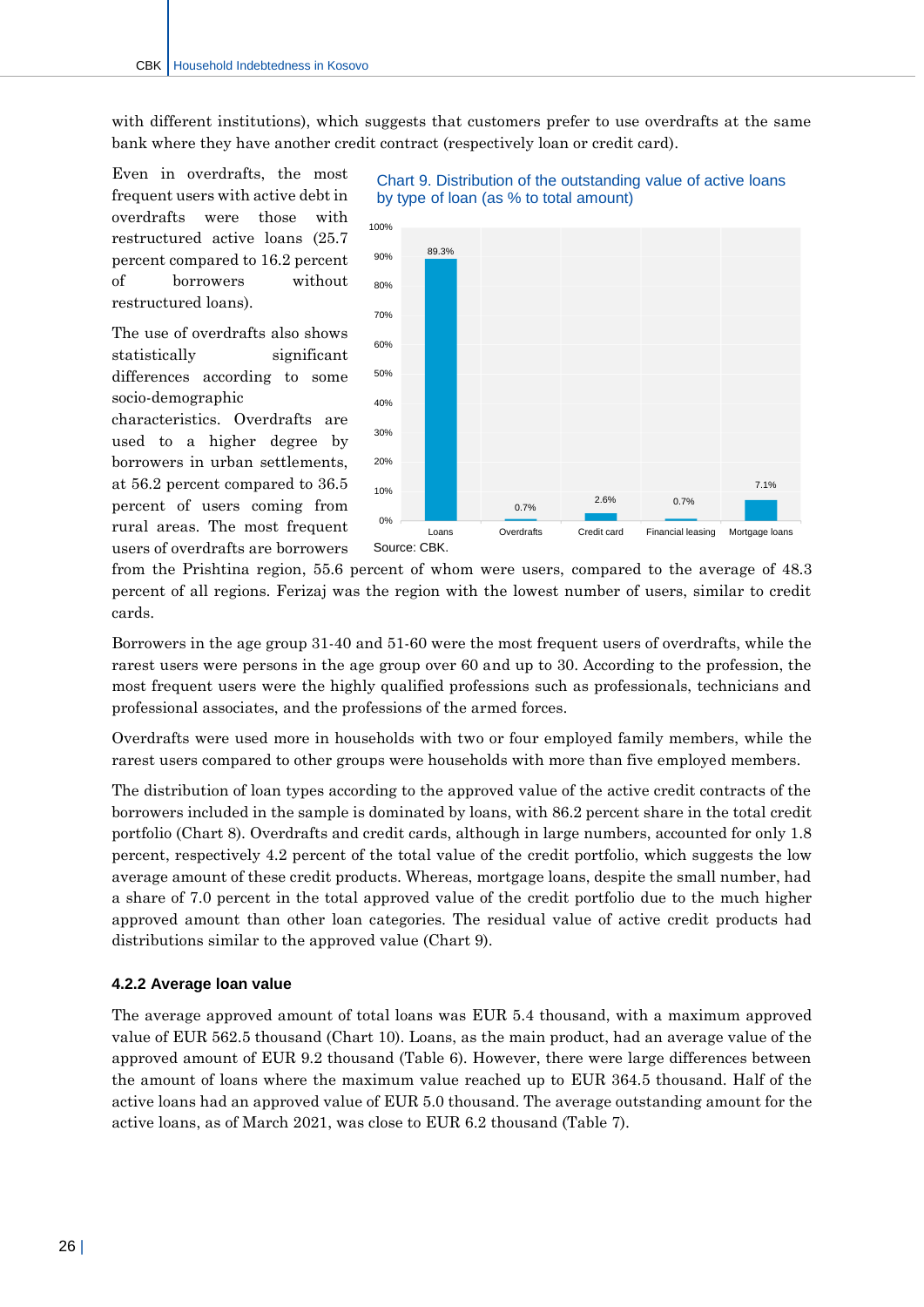with different institutions), which suggests that customers prefer to use overdrafts at the same bank where they have another credit contract (respectively loan or credit card).

Even in overdrafts, the most frequent users with active debt in overdrafts were those with restructured active loans (25.7 percent compared to 16.2 percent of borrowers without restructured loans).

The use of overdrafts also shows statistically significant differences according to some socio-demographic characteristics. Overdrafts are used to a higher degree by borrowers in urban settlements, at 56.2 percent compared to 36.5 percent of users coming from rural areas. The most frequent users of overdrafts are borrowers from the Prishtina region, 55.6 percent of whom were users, compared to the average of 48.3 percent of all regions. Ferizaj was the region with the lowest number of users, similar to credit cards.

Chart 9. Distribution of the outstanding value of active loans by type of loan (as % to total amount)

| Type of loan | % |
|---|---|
| Loans | 89.3% |
| Overdrafts | 0.7% |
| Credit card | 2.6% |
| Financial leasing | 0.7% |
| Mortgage loans | 7.1% |

Source: CBK.

Borrowers in the age group 31-40 and 51-60 were the most frequent users of overdrafts, while the rarest users were persons in the age group over 60 and up to 30. According to the profession, the most frequent users were the highly qualified professions such as professionals, technicians and professional associates, and the professions of the armed forces.

Overdrafts were used more in households with two or four employed family members, while the rarest users compared to other groups were households with more than five employed members.

The distribution of loan types according to the approved value of the active credit contracts of the borrowers included in the sample is dominated by loans, with 86.2 percent share in the total credit portfolio (Chart 8). Overdrafts and credit cards, although in large numbers, accounted for only 1.8 percent, respectively 4.2 percent of the total value of the credit portfolio, which suggests the low average amount of these credit products. Whereas, mortgage loans, despite the small number, had a share of 7.0 percent in the total approved value of the credit portfolio due to the much higher approved amount than other loan categories. The residual value of active credit products had distributions similar to the approved value (Chart 9).

### 4.2.2 Average loan value

The average approved amount of total loans was EUR 5.4 thousand, with a maximum approved value of EUR 562.5 thousand (Chart 10). Loans, as the main product, had an average value of the approved amount of EUR 9.2 thousand (Table 6). However, there were large differences between the amount of loans where the maximum value reached up to EUR 364.5 thousand. Half of the active loans had an approved value of EUR 5.0 thousand. The average outstanding amount for the active loans, as of March 2021, was close to EUR 6.2 thousand (Table 7).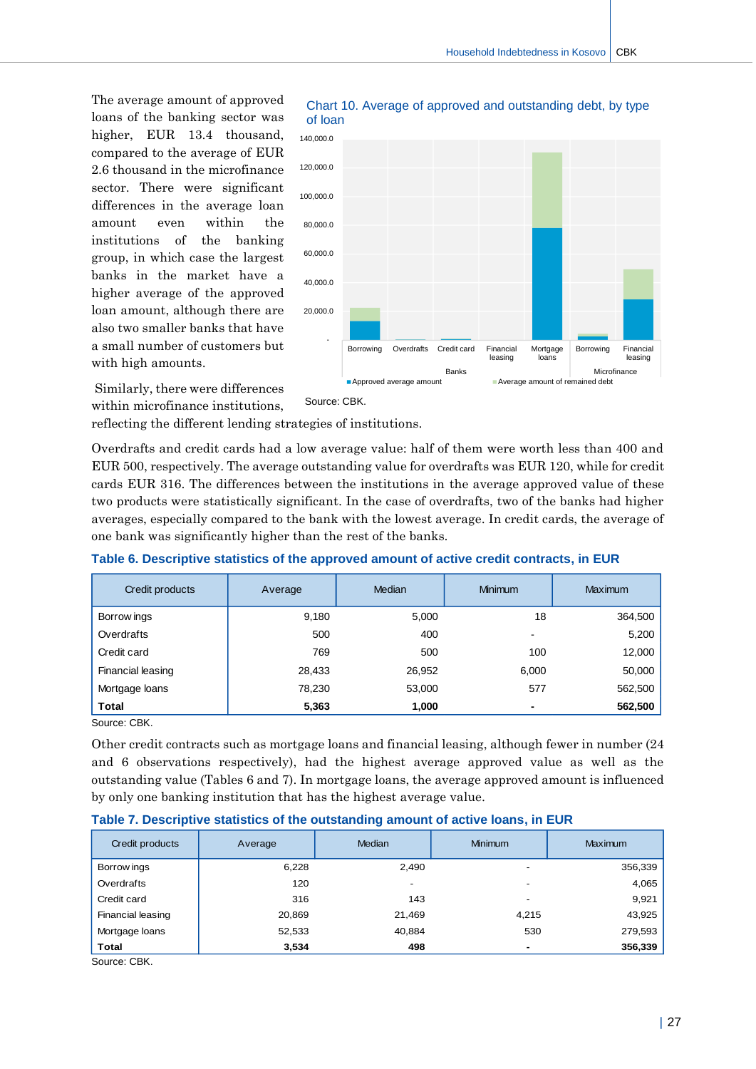The average amount of approved loans of the banking sector was higher, EUR 13.4 thousand, compared to the average of EUR 2.6 thousand in the microfinance sector. There were significant differences in the average loan amount even within the institutions of the banking group, in which case the largest banks in the market have a higher average of the approved loan amount, although there are also two smaller banks that have a small number of customers but with high amounts.

**Chart 10. Average of approved and outstanding debt, by type of loan**

Source: CBK.

Similarly, there were differences within microfinance institutions, reflecting the different lending strategies of institutions.

Overdrafts and credit cards had a low average value: half of them were worth less than 400 and EUR 500, respectively. The average outstanding value for overdrafts was EUR 120, while for credit cards EUR 316. The differences between the institutions in the average approved value of these two products were statistically significant. In the case of overdrafts, two of the banks had higher averages, especially compared to the bank with the lowest average. In credit cards, the average of one bank was significantly higher than the rest of the banks.

**Table 6. Descriptive statistics of the approved amount of active credit contracts, in EUR**

| Credit products | Average | Median | Minimum | Maximum |
|---|---|---|---|---|
| Borrowings | 9,180 | 5,000 | 18 | 364,500 |
| Overdrafts | 500 | 400 | - | 5,200 |
| Credit card | 769 | 500 | 100 | 12,000 |
| Financial leasing | 28,433 | 26,952 | 6,000 | 50,000 |
| Mortgage loans | 78,230 | 53,000 | 577 | 562,500 |
| **Total** | **5,363** | **1,000** | **-** | **562,500** |

Source: CBK.

Other credit contracts such as mortgage loans and financial leasing, although fewer in number (24 and 6 observations respectively), had the highest average approved value as well as the outstanding value (Tables 6 and 7). In mortgage loans, the average approved amount is influenced by only one banking institution that has the highest average value.

**Table 7. Descriptive statistics of the outstanding amount of active loans, in EUR**

| Credit products | Average | Median | Minimum | Maximum |
|---|---|---|---|---|
| Borrowings | 6,228 | 2,490 | - | 356,339 |
| Overdrafts | 120 | - | - | 4,065 |
| Credit card | 316 | 143 | - | 9,921 |
| Financial leasing | 20,869 | 21,469 | 4,215 | 43,925 |
| Mortgage loans | 52,533 | 40,884 | 530 | 279,593 |
| **Total** | **3,534** | **498** | **-** | **356,339** |

Source: CBK.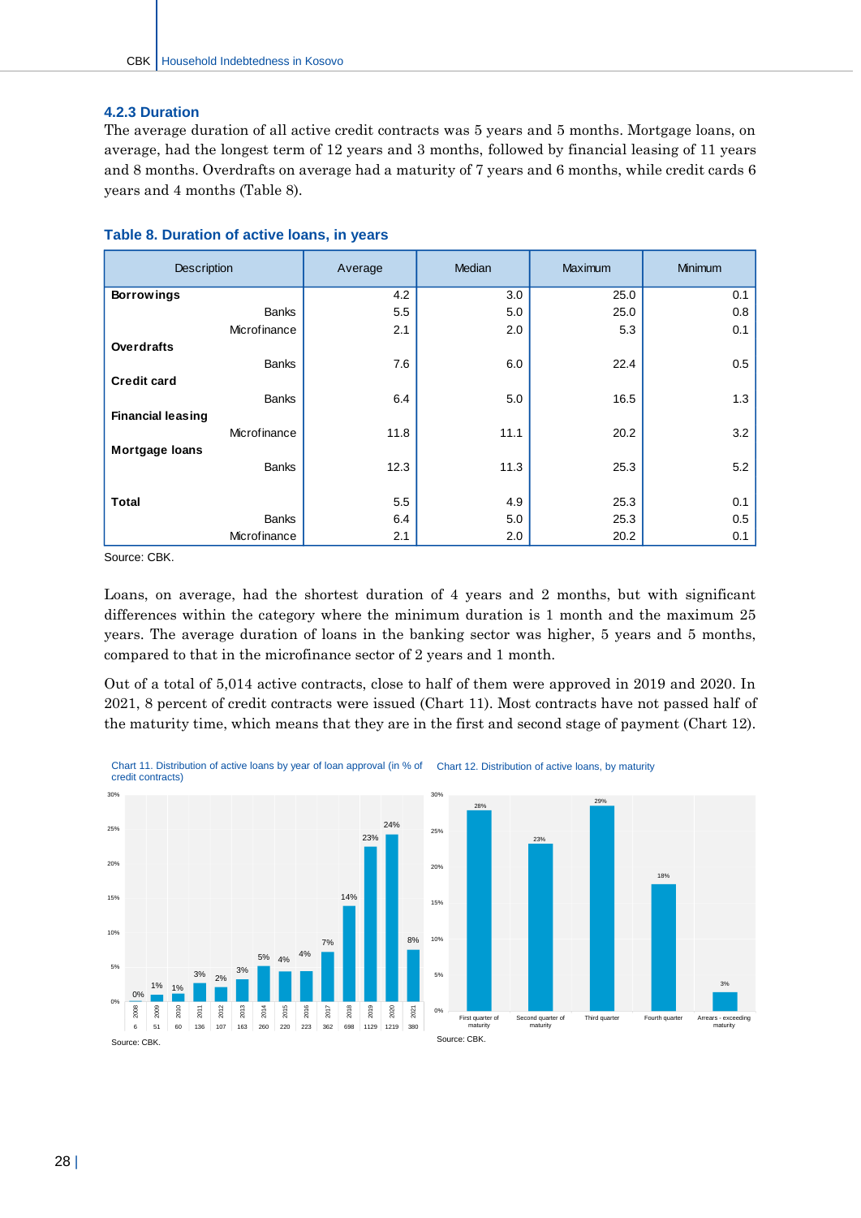### 4.2.3 Duration

The average duration of all active credit contracts was 5 years and 5 months. Mortgage loans, on average, had the longest term of 12 years and 3 months, followed by financial leasing of 11 years and 8 months. Overdrafts on average had a maturity of 7 years and 6 months, while credit cards 6 years and 4 months (Table 8).

**Table 8. Duration of active loans, in years**

| Description | | Average | Median | Maximum | Minimum |
|---|---|---|---|---|---|
| **Borrowings** | | 4.2 | 3.0 | 25.0 | 0.1 |
| | Banks | 5.5 | 5.0 | 25.0 | 0.8 |
| | Microfinance | 2.1 | 2.0 | 5.3 | 0.1 |
| **Overdrafts** | | | | | |
| | Banks | 7.6 | 6.0 | 22.4 | 0.5 |
| **Credit card** | | | | | |
| | Banks | 6.4 | 5.0 | 16.5 | 1.3 |
| **Financial leasing** | | | | | |
| | Microfinance | 11.8 | 11.1 | 20.2 | 3.2 |
| **Mortgage loans** | | | | | |
| | Banks | 12.3 | 11.3 | 25.3 | 5.2 |
| **Total** | | 5.5 | 4.9 | 25.3 | 0.1 |
| | Banks | 6.4 | 5.0 | 25.3 | 0.5 |
| | Microfinance | 2.1 | 2.0 | 20.2 | 0.1 |

Source: CBK.

Loans, on average, had the shortest duration of 4 years and 2 months, but with significant differences within the category where the minimum duration is 1 month and the maximum 25 years. The average duration of loans in the banking sector was higher, 5 years and 5 months, compared to that in the microfinance sector of 2 years and 1 month.

Out of a total of 5,014 active contracts, close to half of them were approved in 2019 and 2020. In 2021, 8 percent of credit contracts were issued (Chart 11). Most contracts have not passed half of the maturity time, which means that they are in the first and second stage of payment (Chart 12).

Chart 11. Distribution of active loans by year of loan approval (in % of credit contracts)

| Year | 2008 | 2009 | 2010 | 2011 | 2012 | 2013 | 2014 | 2015 | 2016 | 2017 | 2018 | 2019 | 2020 | 2021 |
|---|---|---|---|---|---|---|---|---|---|---|---|---|---|---|
| Contracts | 6 | 51 | 60 | 136 | 107 | 163 | 260 | 220 | 223 | 362 | 698 | 1129 | 1219 | 380 |
| % | 0% | 1% | 1% | 3% | 2% | 3% | 5% | 4% | 4% | 7% | 14% | 23% | 24% | 8% |

Source: CBK.

Chart 12. Distribution of active loans, by maturity

| First quarter of maturity | Second quarter of maturity | Third quarter | Fourth quarter | Arrears - exceeding maturity |
|---|---|---|---|---|
| 28% | 23% | 29% | 18% | 3% |

Source: CBK.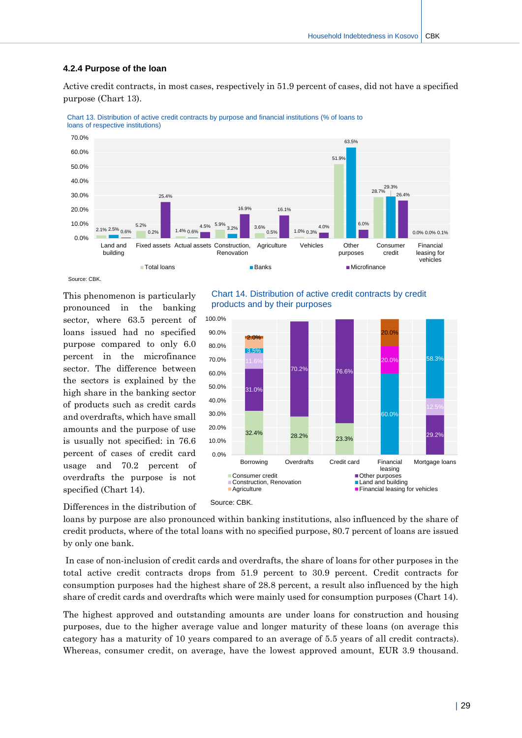### 4.2.4 Purpose of the loan

Active credit contracts, in most cases, respectively in 51.9 percent of cases, did not have a specified purpose (Chart 13).

Chart 13. Distribution of active credit contracts by purpose and financial institutions (% of loans to loans of respective institutions)

| | Total loans | Banks | Microfinance |
|---|---|---|---|
| Land and building | 2.1% | 2.5% | 0.6% |
| Fixed assets | 5.2% | 0.2% | 25.4% |
| Actual assets | 1.4% | 0.6% | 4.5% |
| Construction, Renovation | 5.9% | 3.2% | 16.9% |
| Agriculture | 3.6% | 0.5% | 16.1% |
| Vehicles | 1.0% | 0.3% | 4.0% |
| Other purposes | 51.9% | 63.5% | 6.0% |
| Consumer credit | 28.7% | 29.3% | 26.4% |
| Financial leasing for vehicles | 0.0% | 0.0% | 0.1% |

Source: CBK.

This phenomenon is particularly pronounced in the banking sector, where 63.5 percent of loans issued had no specified purpose compared to only 6.0 percent in the microfinance sector. The difference between the sectors is explained by the high share in the banking sector of products such as credit cards and overdrafts, which have small amounts and the purpose of use is usually not specified: in 76.6 percent of cases of credit card usage and 70.2 percent of overdrafts the purpose is not specified (Chart 14).

Chart 14. Distribution of active credit contracts by credit products and by their purposes

| | Consumer credit | Other purposes | Construction, Renovation | Land and building | Agriculture | Financial leasing for vehicles |
|---|---|---|---|---|---|---|
| Borrowing | 32.4% | 31.0% | 11.6% | 3.5% | 2.0% | |
| Overdrafts | 28.2% | 70.2% | | | | |
| Credit card | 23.3% | 76.6% | | | | |
| Financial leasing | | | | 60.0% | 20.0% | 20.0% |
| Mortgage loans | | 29.2% | 12.5% | 58.3% | | |

Source: CBK.

Differences in the distribution of loans by purpose are also pronounced within banking institutions, also influenced by the share of credit products, where of the total loans with no specified purpose, 80.7 percent of loans are issued by only one bank.

In case of non-inclusion of credit cards and overdrafts, the share of loans for other purposes in the total active credit contracts drops from 51.9 percent to 30.9 percent. Credit contracts for consumption purposes had the highest share of 28.8 percent, a result also influenced by the high share of credit cards and overdrafts which were mainly used for consumption purposes (Chart 14).

The highest approved and outstanding amounts are under loans for construction and housing purposes, due to the higher average value and longer maturity of these loans (on average this category has a maturity of 10 years compared to an average of 5.5 years of all credit contracts). Whereas, consumer credit, on average, have the lowest approved amount, EUR 3.9 thousand.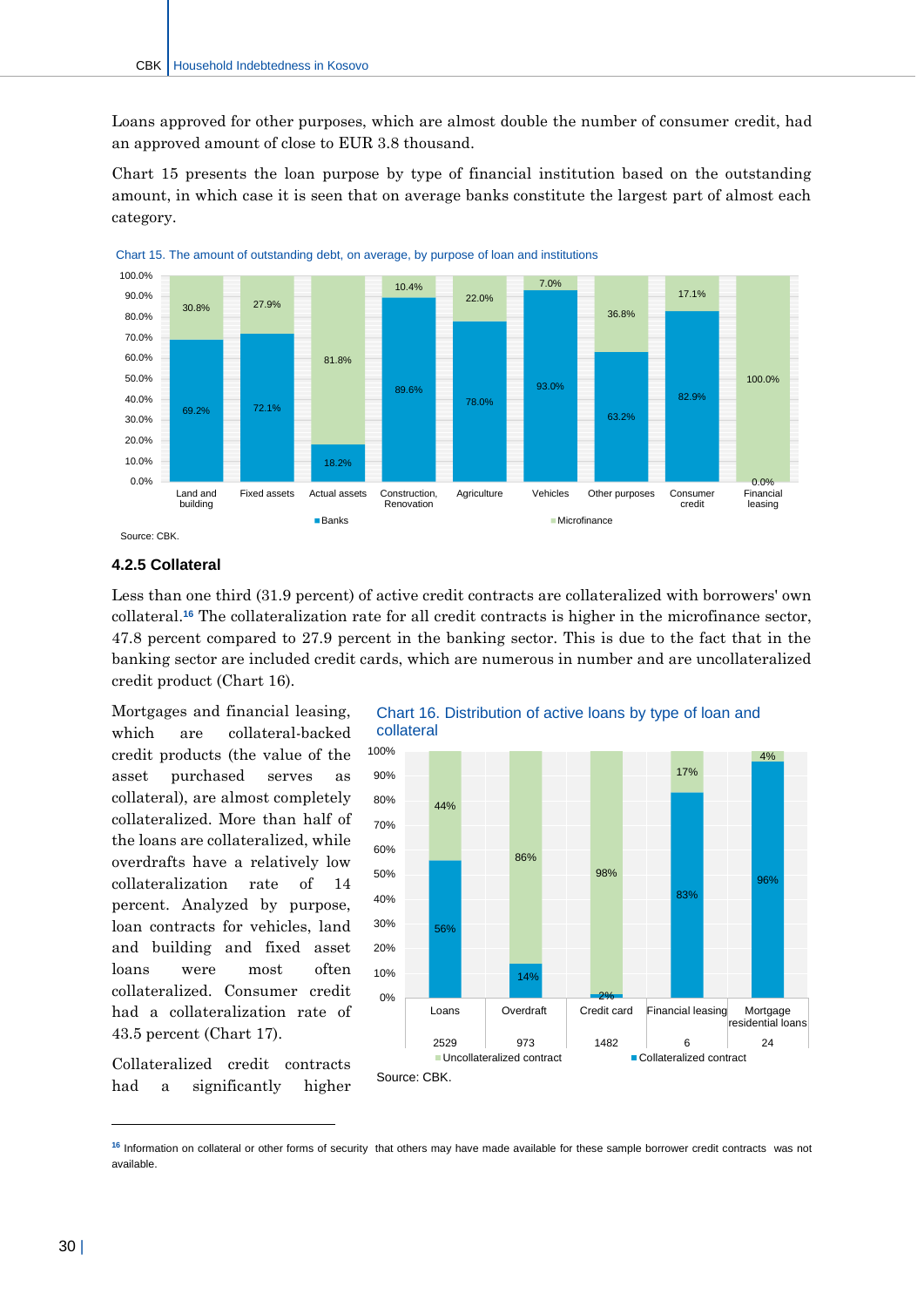Loans approved for other purposes, which are almost double the number of consumer credit, had an approved amount of close to EUR 3.8 thousand.

Chart 15 presents the loan purpose by type of financial institution based on the outstanding amount, in which case it is seen that on average banks constitute the largest part of almost each category.

Chart 15. The amount of outstanding debt, on average, by purpose of loan and institutions

| | Land and building | Fixed assets | Actual assets | Construction, Renovation | Agriculture | Vehicles | Other purposes | Consumer credit | Financial leasing |
|---|---|---|---|---|---|---|---|---|---|
| Banks | 69.2% | 72.1% | 18.2% | 89.6% | 78.0% | 93.0% | 63.2% | 82.9% | 0.0% |
| Microfinance | 30.8% | 27.9% | 81.8% | 10.4% | 22.0% | 7.0% | 36.8% | 17.1% | 100.0% |

Source: CBK.

### 4.2.5 Collateral

Less than one third (31.9 percent) of active credit contracts are collateralized with borrowers' own collateral.[16] The collateralization rate for all credit contracts is higher in the microfinance sector, 47.8 percent compared to 27.9 percent in the banking sector. This is due to the fact that in the banking sector are included credit cards, which are numerous in number and are uncollateralized credit product (Chart 16).

Mortgages and financial leasing, which are collateral-backed credit products (the value of the asset purchased serves as collateral), are almost completely collateralized. More than half of the loans are collateralized, while overdrafts have a relatively low collateralization rate of 14 percent. Analyzed by purpose, loan contracts for vehicles, land and building and fixed asset loans were most often collateralized. Consumer credit had a collateralization rate of 43.5 percent (Chart 17).

Chart 16. Distribution of active loans by type of loan and collateral

| | Loans | Overdraft | Credit card | Financial leasing | Mortgage residential loans |
|---|---|---|---|---|---|
| Uncollateralized contract | 44% | 86% | 98% | 17% | 4% |
| Collateralized contract | 56% | 14% | 2% | 83% | 96% |
| Number | 2529 | 973 | 1482 | 6 | 24 |

Source: CBK.

Collateralized credit contracts had a significantly higher

[16] Information on collateral or other forms of security that others may have made available for these sample borrower credit contracts was not available.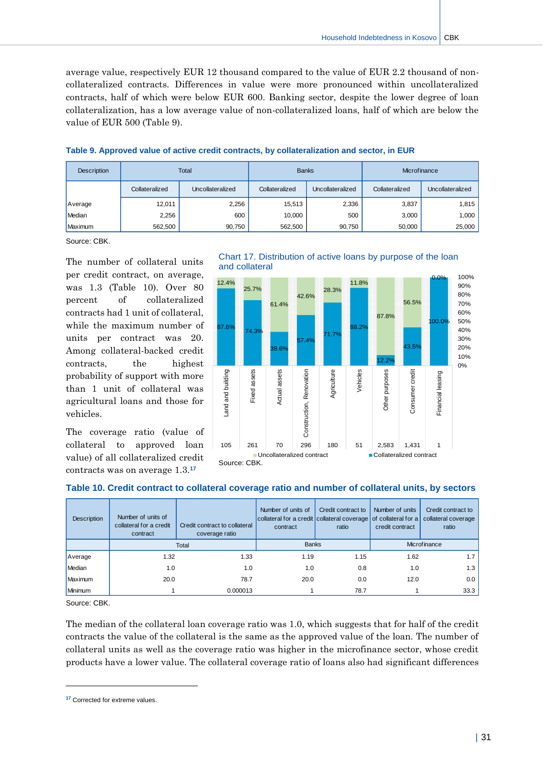average value, respectively EUR 12 thousand compared to the value of EUR 2.2 thousand of non-collateralized contracts. Differences in value were more pronounced within uncollateralized contracts, half of which were below EUR 600. Banking sector, despite the lower degree of loan collateralization, has a low average value of non-collateralized loans, half of which are below the value of EUR 500 (Table 9).

**Table 9. Approved value of active credit contracts, by collateralization and sector, in EUR**

| Description | Total | | Banks | | Microfinance | |
|---|---|---|---|---|---|---|
| | Collateralized | Uncollateralized | Collateralized | Uncollateralized | Collateralized | Uncollateralized |
| Average | 12,011 | 2,256 | 15,513 | 2,336 | 3,837 | 1,815 |
| Median | 2,256 | 600 | 10,000 | 500 | 3,000 | 1,000 |
| Maximum | 562,500 | 90,750 | 562,500 | 90,750 | 50,000 | 25,000 |

Source: CBK.

The number of collateral units per credit contract, on average, was 1.3 (Table 10). Over 80 percent of collateralized contracts had 1 unit of collateral, while the maximum number of units per contract was 20. Among collateral-backed credit contracts, the highest probability of support with more than 1 unit of collateral was agricultural loans and those for vehicles.

The coverage ratio (value of collateral to approved loan value) of all collateralized credit contracts was on average 1.3.[17]

**Chart 17. Distribution of active loans by purpose of the loan and collateral**

| Purpose | Number | Uncollateralized contract | Collateralized contract |
|---|---|---|---|
| Land and building | 105 | 12.4% | 87.6% |
| Fixed assets | 261 | 25.7% | 74.3% |
| Actual assets | 70 | 61.4% | 38.6% |
| Construction, Renovation | 296 | 42.6% | 57.4% |
| Agriculture | 180 | 28.3% | 71.7% |
| Vehicles | 51 | 11.8% | 88.2% |
| Other purposes | 2,583 | 87.8% | 12.2% |
| Consumer credit | 1,431 | 56.5% | 43.5% |
| Financial leasing | 1 | 0.0% | 100.0% |

Source: CBK.

**Table 10. Credit contract to collateral coverage ratio and number of collateral units, by sectors**

| Description | Number of units of collateral for a credit contract | Credit contract to collateral coverage ratio | Number of units of collateral for a credit contract | Credit contract to collateral coverage ratio | Number of units of collateral for a credit contract | Credit contract to collateral coverage ratio |
|---|---|---|---|---|---|---|
| | Total | | Banks | | Microfinance | |
| Average | 1.32 | 1.33 | 1.19 | 1.15 | 1.62 | 1.7 |
| Median | 1.0 | 1.0 | 1.0 | 0.8 | 1.0 | 1.3 |
| Maximum | 20.0 | 78.7 | 20.0 | 0.0 | 12.0 | 0.0 |
| Minimum | 1 | 0.000013 | 1 | 78.7 | 1 | 33.3 |

Source: CBK.

The median of the collateral loan coverage ratio was 1.0, which suggests that for half of the credit contracts the value of the collateral is the same as the approved value of the loan. The number of collateral units as well as the coverage ratio was higher in the microfinance sector, whose credit products have a lower value. The collateral coverage ratio of loans also had significant differences

[17] Corrected for extreme values.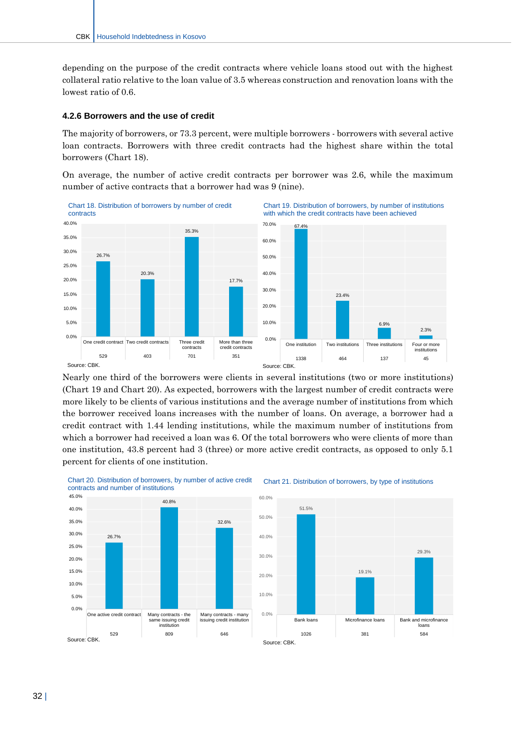depending on the purpose of the credit contracts where vehicle loans stood out with the highest collateral ratio relative to the loan value of 3.5 whereas construction and renovation loans with the lowest ratio of 0.6.

### 4.2.6 Borrowers and the use of credit

The majority of borrowers, or 73.3 percent, were multiple borrowers - borrowers with several active loan contracts. Borrowers with three credit contracts had the highest share within the total borrowers (Chart 18).

On average, the number of active credit contracts per borrower was 2.6, while the maximum number of active contracts that a borrower had was 9 (nine).

Chart 18. Distribution of borrowers by number of credit contracts

| | One credit contract | Two credit contracts | Three credit contracts | More than three credit contracts |
|---|---|---|---|---|
| Share | 26.7% | 20.3% | 35.3% | 17.7% |
| Number | 529 | 403 | 701 | 351 |

Source: CBK.

Chart 19. Distribution of borrowers, by number of institutions with which the credit contracts have been achieved

| | One institution | Two institutions | Three institutions | Four or more institutions |
|---|---|---|---|---|
| Share | 67.4% | 23.4% | 6.9% | 2.3% |
| Number | 1338 | 464 | 137 | 45 |

Source: CBK.

Nearly one third of the borrowers were clients in several institutions (two or more institutions) (Chart 19 and Chart 20). As expected, borrowers with the largest number of credit contracts were more likely to be clients of various institutions and the average number of institutions from which the borrower received loans increases with the number of loans. On average, a borrower had a credit contract with 1.44 lending institutions, while the maximum number of institutions from which a borrower had received a loan was 6. Of the total borrowers who were clients of more than one institution, 43.8 percent had 3 (three) or more active credit contracts, as opposed to only 5.1 percent for clients of one institution.

Chart 20. Distribution of borrowers, by number of active credit contracts and number of institutions

| | One active credit contract | Many contracts - the same issuing credit institution | Many contracts - many issuing credit institution |
|---|---|---|---|
| Share | 26.7% | 40.8% | 32.6% |
| Number | 529 | 809 | 646 |

Source: CBK.

Chart 21. Distribution of borrowers, by type of institutions

| | Bank loans | Microfinance loans | Bank and microfinance loans |
|---|---|---|---|
| Share | 51.5% | 19.1% | 29.3% |
| Number | 1026 | 381 | 584 |

Source: CBK.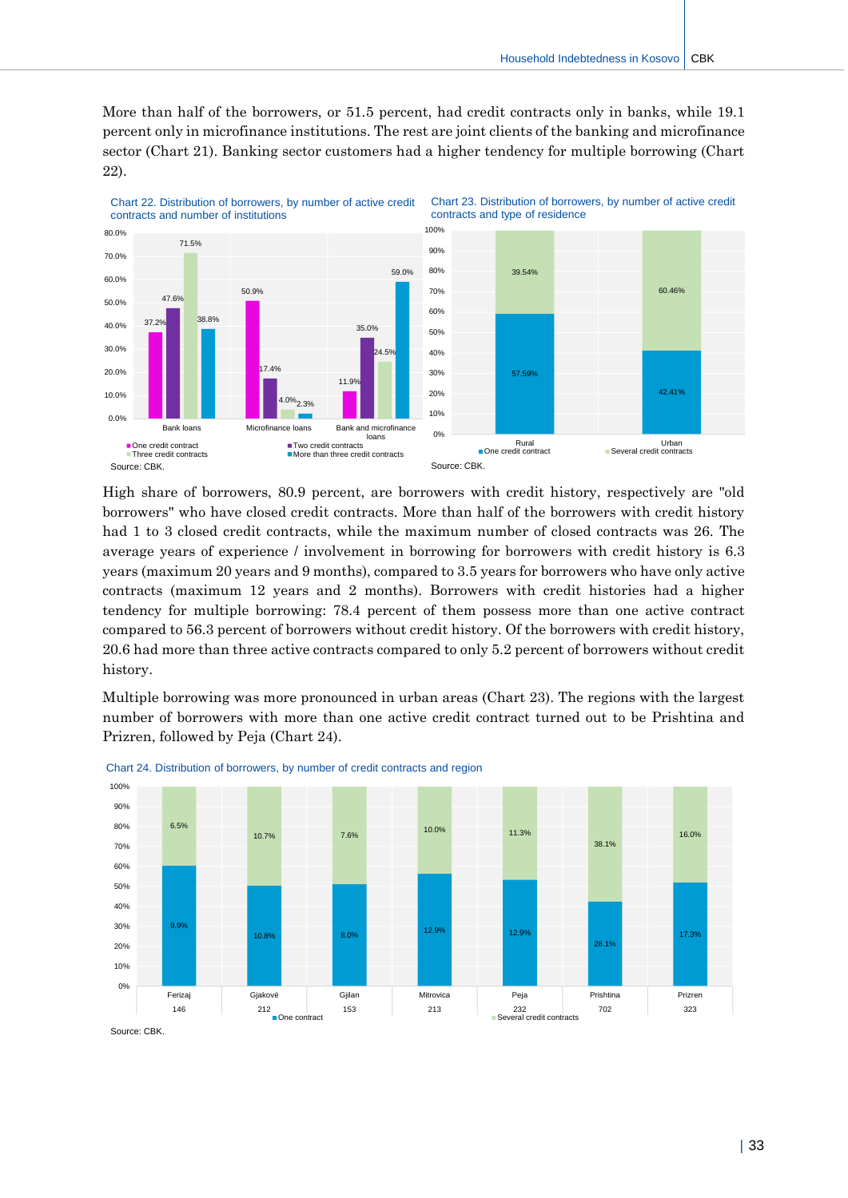More than half of the borrowers, or 51.5 percent, had credit contracts only in banks, while 19.1 percent only in microfinance institutions. The rest are joint clients of the banking and microfinance sector (Chart 21). Banking sector customers had a higher tendency for multiple borrowing (Chart 22).

Chart 22. Distribution of borrowers, by number of active credit contracts and number of institutions

| | One credit contract | Two credit contracts | Three credit contracts | More than three credit contracts |
|---|---|---|---|---|
| Bank loans | 37.2% | 47.6% | 71.5% | 38.8% |
| Microfinance loans | 50.9% | 17.4% | 4.0% | 2.3% |
| Bank and microfinance loans | 11.9% | 35.0% | 24.5% | 59.0% |

Source: CBK.

Chart 23. Distribution of borrowers, by number of active credit contracts and type of residence

| | One credit contract | Several credit contracts |
|---|---|---|
| Rural | 57.59% | 39.54% |
| Urban | 42.41% | 60.46% |

Source: CBK.

High share of borrowers, 80.9 percent, are borrowers with credit history, respectively are "old borrowers" who have closed credit contracts. More than half of the borrowers with credit history had 1 to 3 closed credit contracts, while the maximum number of closed contracts was 26. The average years of experience / involvement in borrowing for borrowers with credit history is 6.3 years (maximum 20 years and 9 months), compared to 3.5 years for borrowers who have only active contracts (maximum 12 years and 2 months). Borrowers with credit histories had a higher tendency for multiple borrowing: 78.4 percent of them possess more than one active contract compared to 56.3 percent of borrowers without credit history. Of the borrowers with credit history, 20.6 had more than three active contracts compared to only 5.2 percent of borrowers without credit history.

Multiple borrowing was more pronounced in urban areas (Chart 23). The regions with the largest number of borrowers with more than one active credit contract turned out to be Prishtina and Prizren, followed by Peja (Chart 24).

Chart 24. Distribution of borrowers, by number of credit contracts and region

| Region | Number | One contract | Several credit contracts |
|---|---|---|---|
| Ferizaj | 146 | 9.9% | 6.5% |
| Gjakovë | 212 | 10.8% | 10.7% |
| Gjilan | 153 | 8.0% | 7.6% |
| Mitrovica | 213 | 12.9% | 10.0% |
| Peja | 232 | 12.9% | 11.3% |
| Prishtina | 702 | 28.1% | 38.1% |
| Prizren | 323 | 17.3% | 16.0% |

Source: CBK.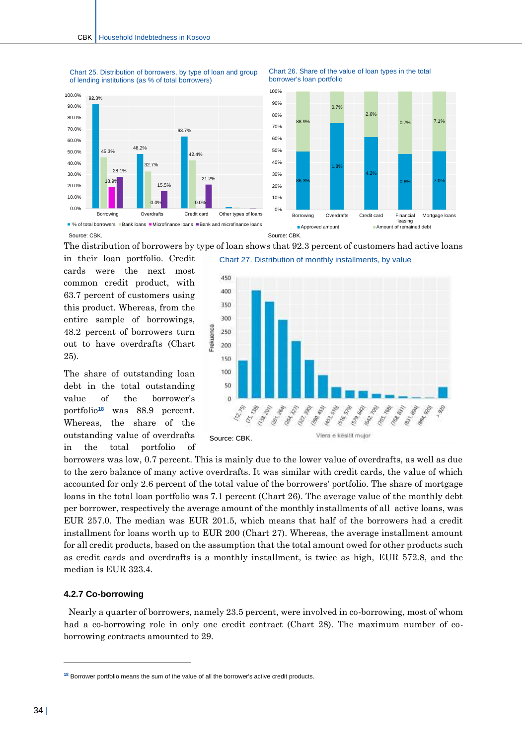Chart 25. Distribution of borrowers, by type of loan and group of lending institutions (as % of total borrowers)

Source: CBK.

Chart 26. Share of the value of loan types in the total borrower's loan portfolio

Source: CBK.

The distribution of borrowers by type of loan shows that 92.3 percent of customers had active loans in their loan portfolio. Credit cards were the next most common credit product, with 63.7 percent of customers using this product. Whereas, from the entire sample of borrowings, 48.2 percent of borrowers turn out to have overdrafts (Chart 25).

The share of outstanding loan debt in the total outstanding value of the borrower's portfolio[18] was 88.9 percent. Whereas, the share of the outstanding value of overdrafts in the total portfolio of borrowers was low, 0.7 percent. This is mainly due to the lower value of overdrafts, as well as due to the zero balance of many active overdrafts. It was similar with credit cards, the value of which accounted for only 2.6 percent of the total value of the borrowers' portfolio. The share of mortgage loans in the total loan portfolio was 7.1 percent (Chart 26). The average value of the monthly debt per borrower, respectively the average amount of the monthly installments of all active loans, was EUR 257.0. The median was EUR 201.5, which means that half of the borrowers had a credit installment for loans worth up to EUR 200 (Chart 27). Whereas, the average installment amount for all credit products, based on the assumption that the total amount owed for other products such as credit cards and overdrafts is a monthly installment, is twice as high, EUR 572.8, and the median is EUR 323.4.

Chart 27. Distribution of monthly installments, by value

Source: CBK.

### 4.2.7 Co-borrowing

Nearly a quarter of borrowers, namely 23.5 percent, were involved in co-borrowing, most of whom had a co-borrowing role in only one credit contract (Chart 28). The maximum number of co-borrowing contracts amounted to 29.

---

[18] Borrower portfolio means the sum of the value of all the borrower's active credit products.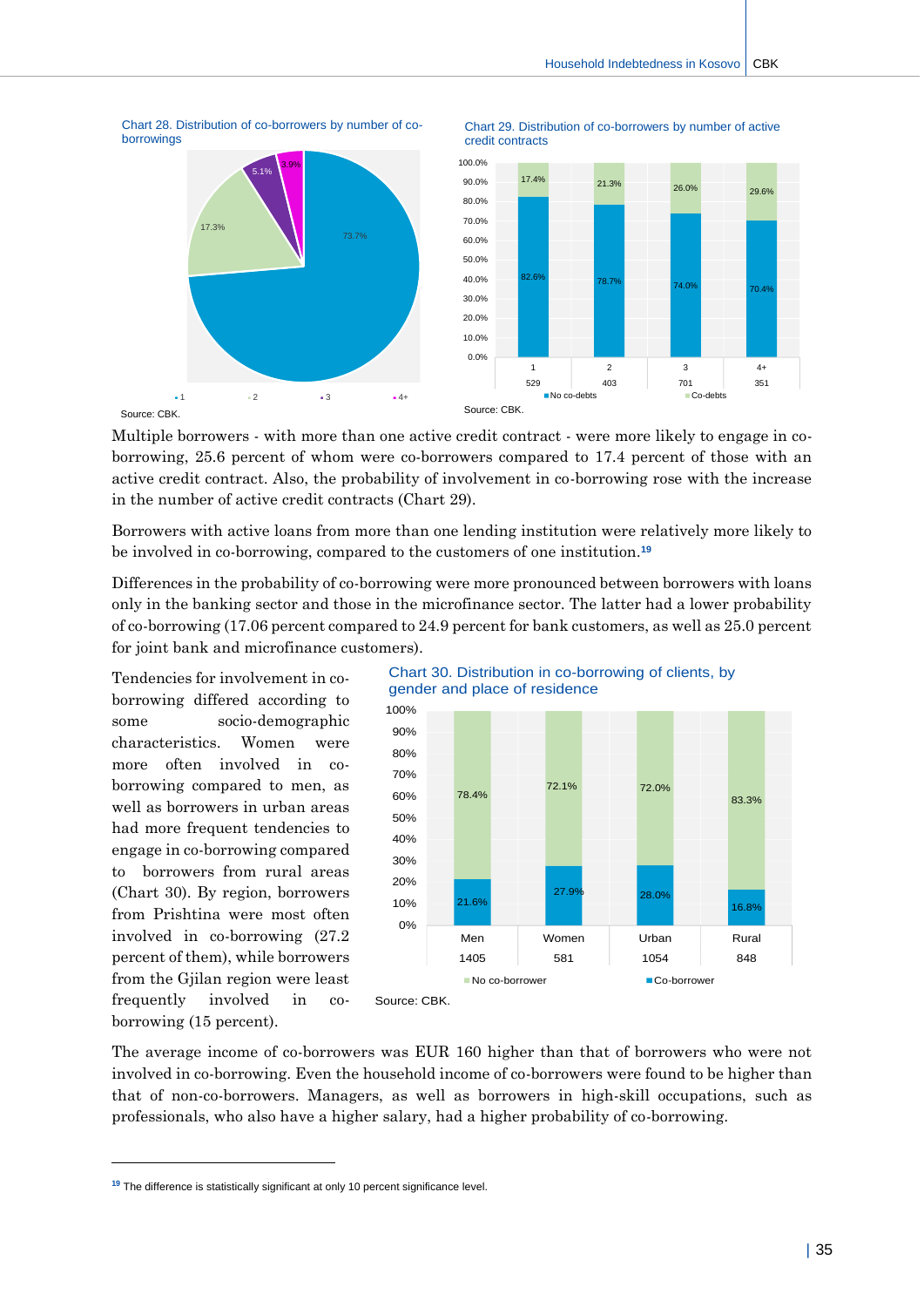Chart 28. Distribution of co-borrowers by number of co-borrowings

| Number of co-borrowings | Share |
|---|---|
| 1 | 73.7% |
| 2 | 17.3% |
| 3 | 5.1% |
| 4+ | 3.9% |

Source: CBK.

Chart 29. Distribution of co-borrowers by number of active credit contracts

| | 1 | 2 | 3 | 4+ |
|---|---|---|---|---|
| N | 529 | 403 | 701 | 351 |
| No co-debts | 82.6% | 78.7% | 74.0% | 70.4% |
| Co-debts | 17.4% | 21.3% | 26.0% | 29.6% |

Source: CBK.

Multiple borrowers - with more than one active credit contract - were more likely to engage in co-borrowing, 25.6 percent of whom were co-borrowers compared to 17.4 percent of those with an active credit contract. Also, the probability of involvement in co-borrowing rose with the increase in the number of active credit contracts (Chart 29).

Borrowers with active loans from more than one lending institution were relatively more likely to be involved in co-borrowing, compared to the customers of one institution.[19]

Differences in the probability of co-borrowing were more pronounced between borrowers with loans only in the banking sector and those in the microfinance sector. The latter had a lower probability of co-borrowing (17.06 percent compared to 24.9 percent for bank customers, as well as 25.0 percent for joint bank and microfinance customers).

Tendencies for involvement in co-borrowing differed according to some socio-demographic characteristics. Women were more often involved in co-borrowing compared to men, as well as borrowers in urban areas had more frequent tendencies to engage in co-borrowing compared to borrowers from rural areas (Chart 30). By region, borrowers from Prishtina were most often involved in co-borrowing (27.2 percent of them), while borrowers from the Gjilan region were least frequently involved in co-borrowing (15 percent).

Chart 30. Distribution in co-borrowing of clients, by gender and place of residence

| | Men | Women | Urban | Rural |
|---|---|---|---|---|
| N | 1405 | 581 | 1054 | 848 |
| No co-borrower | 78.4% | 72.1% | 72.0% | 83.3% |
| Co-borrower | 21.6% | 27.9% | 28.0% | 16.8% |

Source: CBK.

The average income of co-borrowers was EUR 160 higher than that of borrowers who were not involved in co-borrowing. Even the household income of co-borrowers were found to be higher than that of non-co-borrowers. Managers, as well as borrowers in high-skill occupations, such as professionals, who also have a higher salary, had a higher probability of co-borrowing.

[19] The difference is statistically significant at only 10 percent significance level.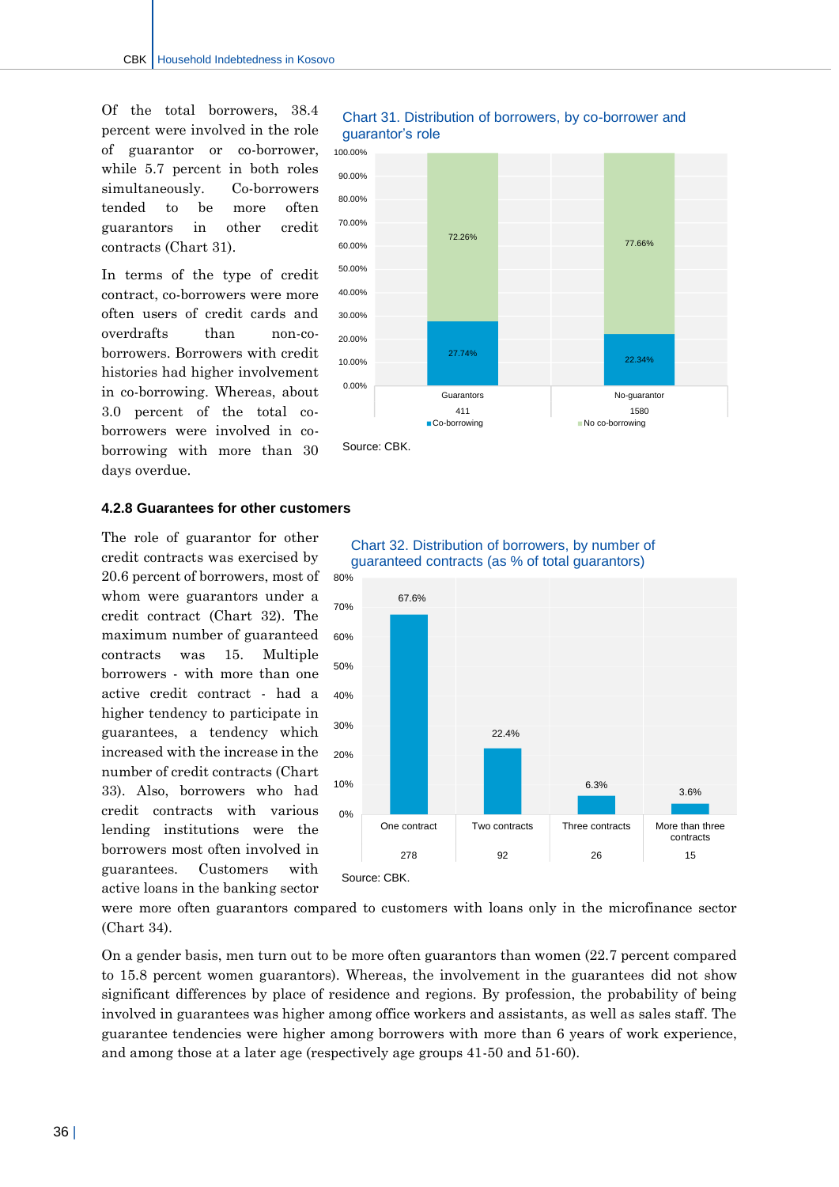Of the total borrowers, 38.4 percent were involved in the role of guarantor or co-borrower, while 5.7 percent in both roles simultaneously. Co-borrowers tended to be more often guarantors in other credit contracts (Chart 31).

In terms of the type of credit contract, co-borrowers were more often users of credit cards and overdrafts than non-co-borrowers. Borrowers with credit histories had higher involvement in co-borrowing. Whereas, about 3.0 percent of the total co-borrowers were involved in co-borrowing with more than 30 days overdue.

Chart 31. Distribution of borrowers, by co-borrower and guarantor's role

| | Guarantors (411) | No-guarantor (1580) |
|---|---|---|
| Co-borrowing | 27.74% | 22.34% |
| No co-borrowing | 72.26% | 77.66% |

Source: CBK.

### 4.2.8 Guarantees for other customers

The role of guarantor for other credit contracts was exercised by 20.6 percent of borrowers, most of whom were guarantors under a credit contract (Chart 32). The maximum number of guaranteed contracts was 15. Multiple borrowers - with more than one active credit contract - had a higher tendency to participate in guarantees, a tendency which increased with the increase in the number of credit contracts (Chart 33). Also, borrowers who had credit contracts with various lending institutions were the borrowers most often involved in guarantees. Customers with active loans in the banking sector were more often guarantors compared to customers with loans only in the microfinance sector (Chart 34).

Chart 32. Distribution of borrowers, by number of guaranteed contracts (as % of total guarantors)

| | One contract | Two contracts | Three contracts | More than three contracts |
|---|---|---|---|---|
| % of total guarantors | 67.6% | 22.4% | 6.3% | 3.6% |
| Number | 278 | 92 | 26 | 15 |

Source: CBK.

On a gender basis, men turn out to be more often guarantors than women (22.7 percent compared to 15.8 percent women guarantors). Whereas, the involvement in the guarantees did not show significant differences by place of residence and regions. By profession, the probability of being involved in guarantees was higher among office workers and assistants, as well as sales staff. The guarantee tendencies were higher among borrowers with more than 6 years of work experience, and among those at a later age (respectively age groups 41-50 and 51-60).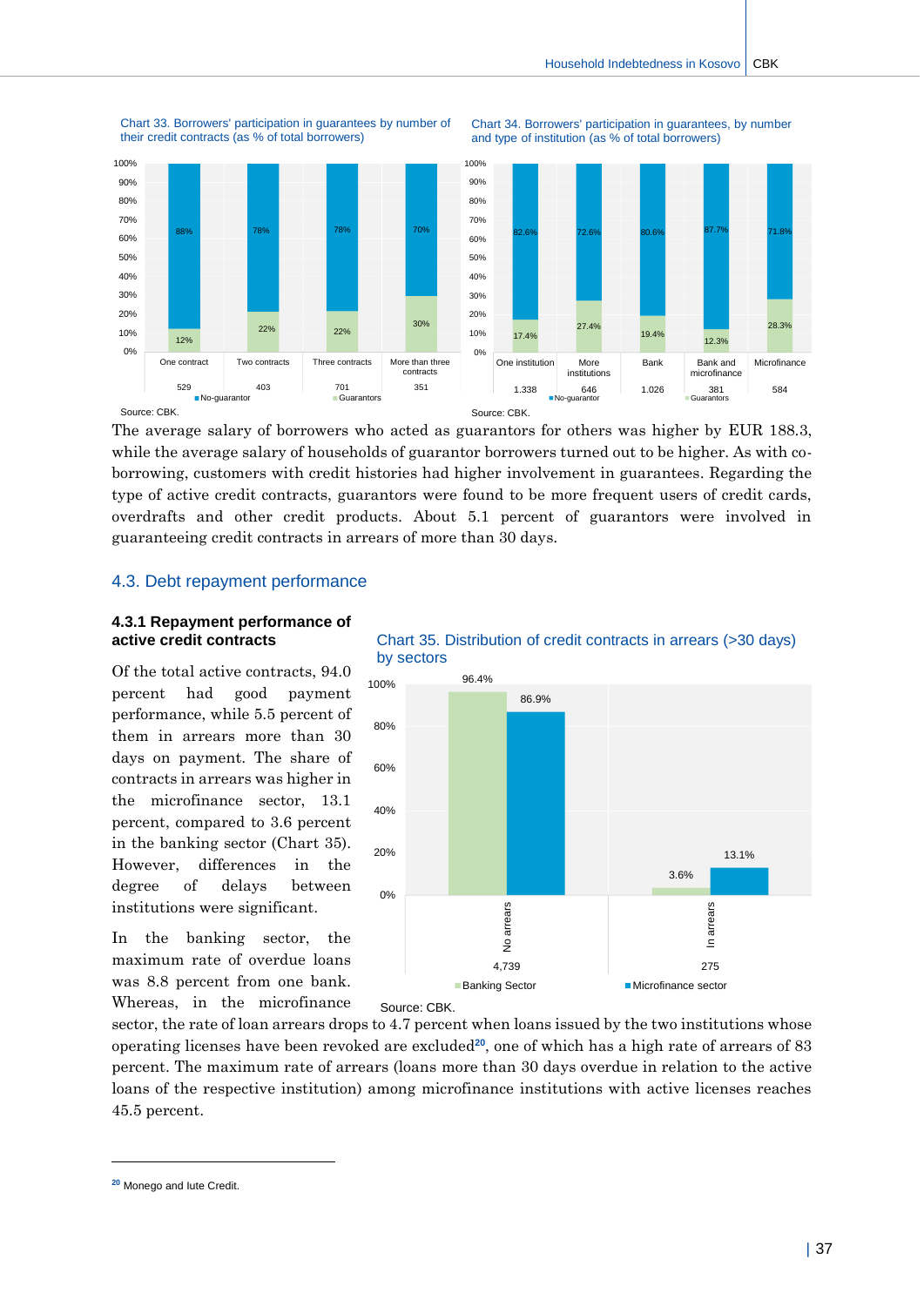Chart 33. Borrowers' participation in guarantees by number of their credit contracts (as % of total borrowers)

| | One contract | Two contracts | Three contracts | More than three contracts |
|---|---|---|---|---|
| No-guarantor | 88% | 78% | 78% | 70% |
| Guarantors | 12% | 22% | 22% | 30% |
| | 529 | 403 | 701 | 351 |

Source: CBK.

Chart 34. Borrowers' participation in guarantees, by number and type of institution (as % of total borrowers)

| | One institution | More institutions | Bank | Bank and microfinance | Microfinance |
|---|---|---|---|---|---|
| No-guarantor | 82.6% | 72.6% | 80.6% | 87.7% | 71.8% |
| Guarantors | 17.4% | 27.4% | 19.4% | 12.3% | 28.3% |
| | 1.338 | 646 | 1.026 | 381 | 584 |

Source: CBK.

The average salary of borrowers who acted as guarantors for others was higher by EUR 188.3, while the average salary of households of guarantor borrowers turned out to be higher. As with co-borrowing, customers with credit histories had higher involvement in guarantees. Regarding the type of active credit contracts, guarantors were found to be more frequent users of credit cards, overdrafts and other credit products. About 5.1 percent of guarantors were involved in guaranteeing credit contracts in arrears of more than 30 days.

## 4.3. Debt repayment performance

### 4.3.1 Repayment performance of active credit contracts

Of the total active contracts, 94.0 percent had good payment performance, while 5.5 percent of them in arrears more than 30 days on payment. The share of contracts in arrears was higher in the microfinance sector, 13.1 percent, compared to 3.6 percent in the banking sector (Chart 35). However, differences in the degree of delays between institutions were significant.

Chart 35. Distribution of credit contracts in arrears (>30 days) by sectors

| | No arrears | In arrears |
|---|---|---|
| Banking Sector | 96.4% | 3.6% |
| Microfinance sector | 86.9% | 13.1% |
| | 4,739 | 275 |

Source: CBK.

In the banking sector, the maximum rate of overdue loans was 8.8 percent from one bank. Whereas, in the microfinance sector, the rate of loan arrears drops to 4.7 percent when loans issued by the two institutions whose operating licenses have been revoked are excluded[20], one of which has a high rate of arrears of 83 percent. The maximum rate of arrears (loans more than 30 days overdue in relation to the active loans of the respective institution) among microfinance institutions with active licenses reaches 45.5 percent.

[20] Monego and Iute Credit.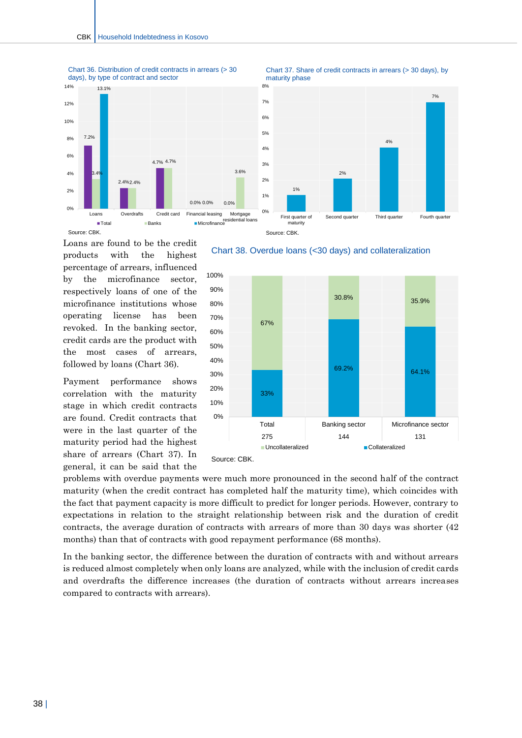Chart 36. Distribution of credit contracts in arrears (> 30 days), by type of contract and sector

| | Total | Banks | Microfinance |
|---|---|---|---|
| Loans | 7.2% | 3.4% | 13.1% |
| Overdrafts | 2.4% | 2.4% | |
| Credit card | 4.7% | 4.7% | |
| Financial leasing | 0.0% | 0.0% | |
| Mortgage residential loans | 0.0% | 3.6% | |

Source: CBK.

Chart 37. Share of credit contracts in arrears (> 30 days), by maturity phase

| First quarter of maturity | Second quarter | Third quarter | Fourth quarter |
|---|---|---|---|
| 1% | 2% | 4% | 7% |

Source: CBK.

Loans are found to be the credit products with the highest percentage of arrears, influenced by the microfinance sector, respectively loans of one of the microfinance institutions whose operating license has been revoked. In the banking sector, credit cards are the product with the most cases of arrears, followed by loans (Chart 36).

Chart 38. Overdue loans (<30 days) and collateralization

| | Total | Banking sector | Microfinance sector |
|---|---|---|---|
| Number | 275 | 144 | 131 |
| Uncollateralized | 67% | 30.8% | 35.9% |
| Collateralized | 33% | 69.2% | 64.1% |

Source: CBK.

Payment performance shows correlation with the maturity stage in which credit contracts are found. Credit contracts that were in the last quarter of the maturity period had the highest share of arrears (Chart 37). In general, it can be said that the problems with overdue payments were much more pronounced in the second half of the contract maturity (when the credit contract has completed half the maturity time), which coincides with the fact that payment capacity is more difficult to predict for longer periods. However, contrary to expectations in relation to the straight relationship between risk and the duration of credit contracts, the average duration of contracts with arrears of more than 30 days was shorter (42 months) than that of contracts with good repayment performance (68 months).

In the banking sector, the difference between the duration of contracts with and without arrears is reduced almost completely when only loans are analyzed, while with the inclusion of credit cards and overdrafts the difference increases (the duration of contracts without arrears increases compared to contracts with arrears).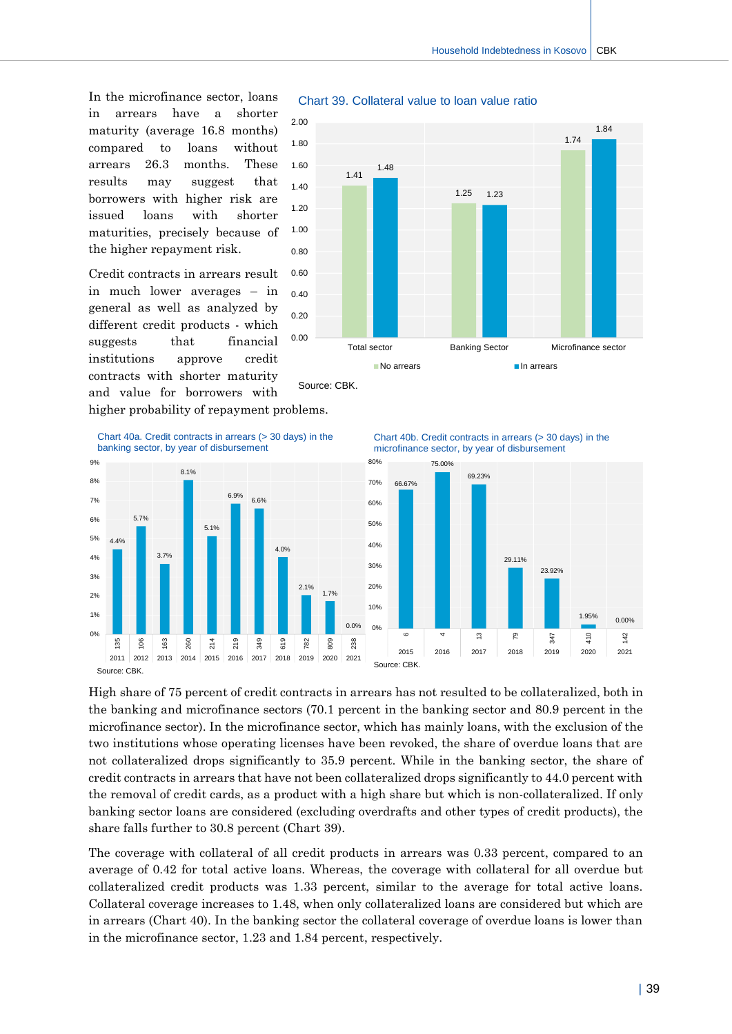In the microfinance sector, loans in arrears have a shorter maturity (average 16.8 months) compared to loans without arrears 26.3 months. These results may suggest that borrowers with higher risk are issued loans with shorter maturities, precisely because of the higher repayment risk.

Credit contracts in arrears result in much lower averages – in general as well as analyzed by different credit products - which suggests that financial institutions approve credit contracts with shorter maturity and value for borrowers with higher probability of repayment problems.

**Chart 39. Collateral value to loan value ratio**

| | No arrears | In arrears |
|---|---|---|
| Total sector | 1.41 | 1.48 |
| Banking Sector | 1.25 | 1.23 |
| Microfinance sector | 1.74 | 1.84 |

Source: CBK.

**Chart 40a. Credit contracts in arrears (> 30 days) in the banking sector, by year of disbursement**

| Year | 2011 | 2012 | 2013 | 2014 | 2015 | 2016 | 2017 | 2018 | 2019 | 2020 | 2021 |
|---|---|---|---|---|---|---|---|---|---|---|---|
| Number | 135 | 106 | 163 | 260 | 214 | 219 | 349 | 619 | 782 | 809 | 238 |
| Share | 4.4% | 5.7% | 3.7% | 8.1% | 5.1% | 6.9% | 6.6% | 4.0% | 2.1% | 1.7% | 0.0% |

Source: CBK.

**Chart 40b. Credit contracts in arrears (> 30 days) in the microfinance sector, by year of disbursement**

| Year | 2015 | 2016 | 2017 | 2018 | 2019 | 2020 | 2021 |
|---|---|---|---|---|---|---|---|
| Number | 6 | 4 | 13 | 79 | 347 | 410 | 142 |
| Share | 66.67% | 75.00% | 69.23% | 29.11% | 23.92% | 1.95% | 0.00% |

Source: CBK.

High share of 75 percent of credit contracts in arrears has not resulted to be collateralized, both in the banking and microfinance sectors (70.1 percent in the banking sector and 80.9 percent in the microfinance sector). In the microfinance sector, which has mainly loans, with the exclusion of the two institutions whose operating licenses have been revoked, the share of overdue loans that are not collateralized drops significantly to 35.9 percent. While in the banking sector, the share of credit contracts in arrears that have not been collateralized drops significantly to 44.0 percent with the removal of credit cards, as a product with a high share but which is non-collateralized. If only banking sector loans are considered (excluding overdrafts and other types of credit products), the share falls further to 30.8 percent (Chart 39).

The coverage with collateral of all credit products in arrears was 0.33 percent, compared to an average of 0.42 for total active loans. Whereas, the coverage with collateral for all overdue but collateralized credit products was 1.33 percent, similar to the average for total active loans. Collateral coverage increases to 1.48, when only collateralized loans are considered but which are in arrears (Chart 40). In the banking sector the collateral coverage of overdue loans is lower than in the microfinance sector, 1.23 and 1.84 percent, respectively.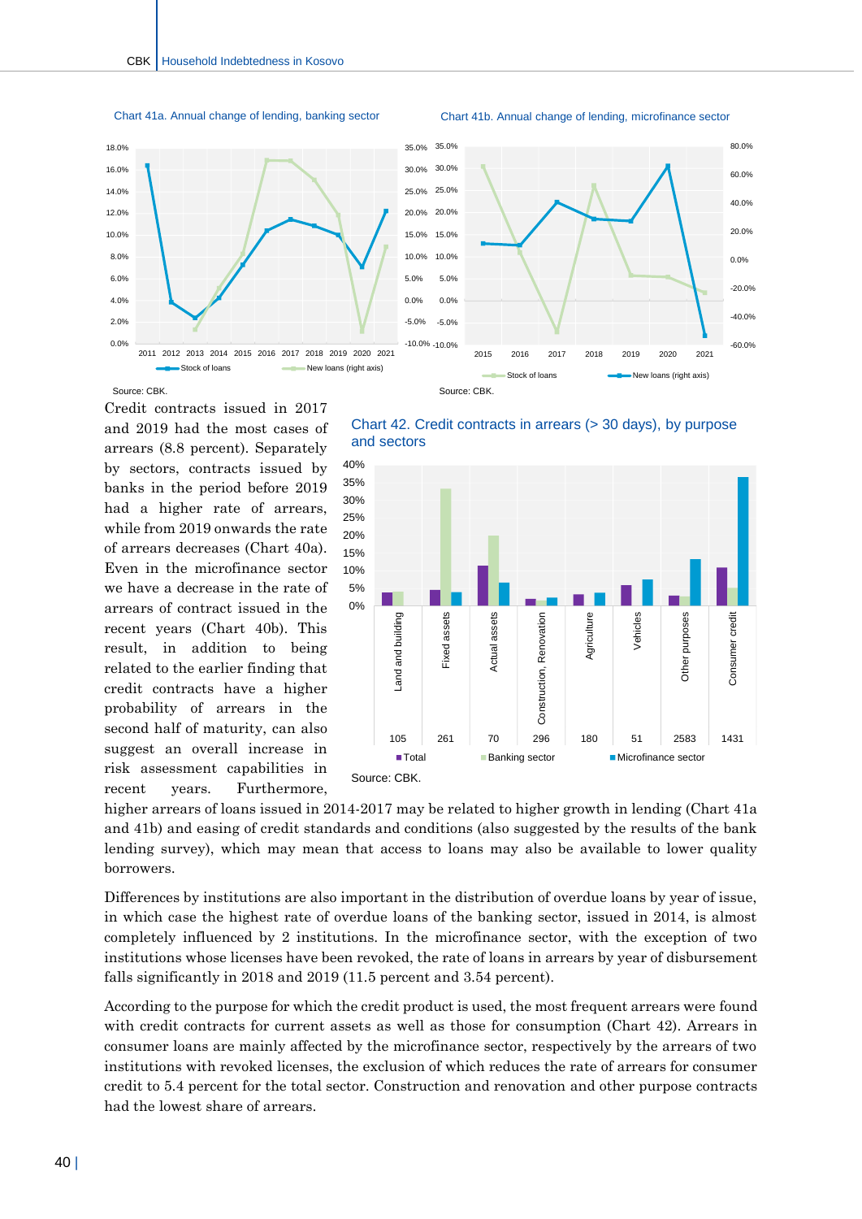Chart 41a. Annual change of lending, banking sector

Chart 41b. Annual change of lending, microfinance sector

Source: CBK.

Source: CBK.

Credit contracts issued in 2017 and 2019 had the most cases of arrears (8.8 percent). Separately by sectors, contracts issued by banks in the period before 2019 had a higher rate of arrears, while from 2019 onwards the rate of arrears decreases (Chart 40a). Even in the microfinance sector we have a decrease in the rate of arrears of contract issued in the recent years (Chart 40b). This result, in addition to being related to the earlier finding that credit contracts have a higher probability of arrears in the second half of maturity, can also suggest an overall increase in risk assessment capabilities in recent years. Furthermore, higher arrears of loans issued in 2014-2017 may be related to higher growth in lending (Chart 41a and 41b) and easing of credit standards and conditions (also suggested by the results of the bank lending survey), which may mean that access to loans may also be available to lower quality borrowers.

Chart 42. Credit contracts in arrears (> 30 days), by purpose and sectors

| Purpose | Number |
|---|---|
| Land and building | 105 |
| Fixed assets | 261 |
| Actual assets | 70 |
| Construction, Renovation | 296 |
| Agriculture | 180 |
| Vehicles | 51 |
| Other purposes | 2583 |
| Consumer credit | 1431 |

Source: CBK.

Differences by institutions are also important in the distribution of overdue loans by year of issue, in which case the highest rate of overdue loans of the banking sector, issued in 2014, is almost completely influenced by 2 institutions. In the microfinance sector, with the exception of two institutions whose licenses have been revoked, the rate of loans in arrears by year of disbursement falls significantly in 2018 and 2019 (11.5 percent and 3.54 percent).

According to the purpose for which the credit product is used, the most frequent arrears were found with credit contracts for current assets as well as those for consumption (Chart 42). Arrears in consumer loans are mainly affected by the microfinance sector, respectively by the arrears of two institutions with revoked licenses, the exclusion of which reduces the rate of arrears for consumer credit to 5.4 percent for the total sector. Construction and renovation and other purpose contracts had the lowest share of arrears.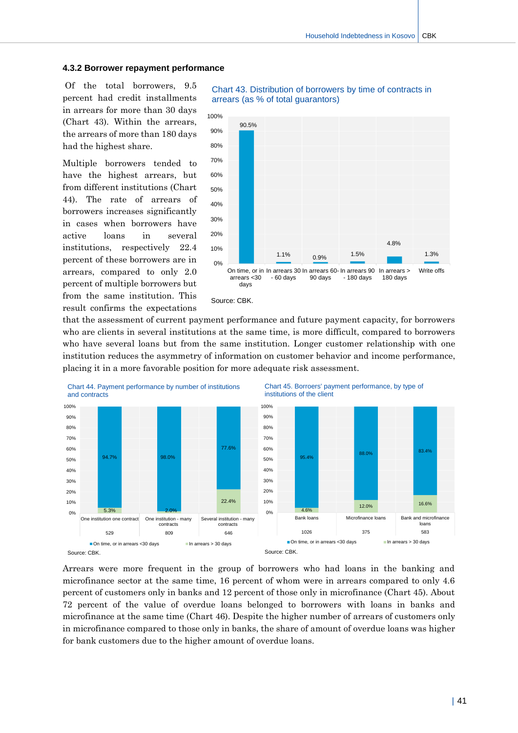### 4.3.2 Borrower repayment performance

Of the total borrowers, 9.5 percent had credit installments in arrears for more than 30 days (Chart 43). Within the arrears, the arrears of more than 180 days had the highest share.

Multiple borrowers tended to have the highest arrears, but from different institutions (Chart 44). The rate of arrears of borrowers increases significantly in cases when borrowers have active loans in several institutions, respectively 22.4 percent of these borrowers are in arrears, compared to only 2.0 percent of multiple borrowers but from the same institution. This result confirms the expectations that the assessment of current payment performance and future payment capacity, for borrowers who are clients in several institutions at the same time, is more difficult, compared to borrowers who have several loans but from the same institution. Longer customer relationship with one institution reduces the asymmetry of information on customer behavior and income performance, placing it in a more favorable position for more adequate risk assessment.

Chart 43. Distribution of borrowers by time of contracts in arrears (as % of total guarantors)

| Category | Share |
|---|---|
| On time, or in arrears <30 days | 90.5% |
| In arrears 30 - 60 days | 1.1% |
| In arrears 60-90 days | 0.9% |
| In arrears 90 - 180 days | 1.5% |
| In arrears > 180 days | 4.8% |
| Write offs | 1.3% |

Source: CBK.

Chart 44. Payment performance by number of institutions and contracts

| | One institution one contract | One institution - many contracts | Several institution - many contracts |
|---|---|---|---|
| On time, or in arrears <30 days | 94.7% | 98.0% | 77.6% |
| In arrears > 30 days | 5.3% | 2.0% | 22.4% |
| Number | 529 | 809 | 646 |

Source: CBK.

Chart 45. Borroers' payment performance, by type of institutions of the client

| | Bank loans | Microfinance loans | Bank and microfinance loans |
|---|---|---|---|
| On time, or in arrears <30 days | 95.4% | 88.0% | 83.4% |
| In arrears > 30 days | 4.6% | 12.0% | 16.6% |
| Number | 1026 | 375 | 583 |

Source: CBK.

Arrears were more frequent in the group of borrowers who had loans in the banking and microfinance sector at the same time, 16 percent of whom were in arrears compared to only 4.6 percent of customers only in banks and 12 percent of those only in microfinance (Chart 45). About 72 percent of the value of overdue loans belonged to borrowers with loans in banks and microfinance at the same time (Chart 46). Despite the higher number of arrears of customers only in microfinance compared to those only in banks, the share of amount of overdue loans was higher for bank customers due to the higher amount of overdue loans.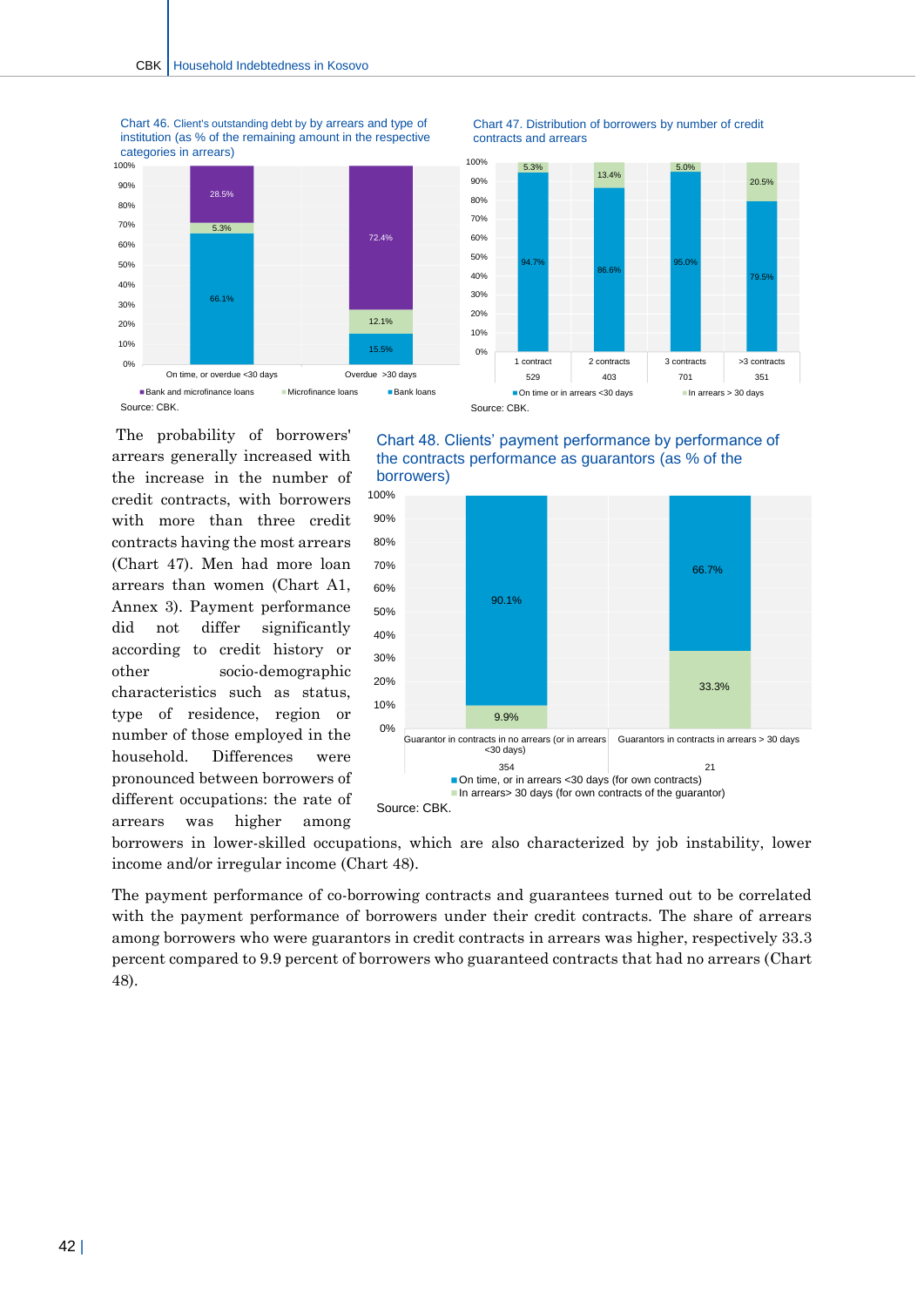Chart 46. Client's outstanding debt by by arrears and type of institution (as % of the remaining amount in the respective categories in arrears)

| | On time, or overdue <30 days | Overdue >30 days |
|---|---|---|
| Bank and microfinance loans | 28.5% | 72.4% |
| Microfinance loans | 5.3% | 12.1% |
| Bank loans | 66.1% | 15.5% |

Source: CBK.

Chart 47. Distribution of borrowers by number of credit contracts and arrears

| | 1 contract | 2 contracts | 3 contracts | >3 contracts |
|---|---|---|---|---|
| Number of borrowers | 529 | 403 | 701 | 351 |
| On time or in arrears <30 days | 94.7% | 86.6% | 95.0% | 79.5% |
| In arrears > 30 days | 5.3% | 13.4% | 5.0% | 20.5% |

Source: CBK.

The probability of borrowers' arrears generally increased with the increase in the number of credit contracts, with borrowers with more than three credit contracts having the most arrears (Chart 47). Men had more loan arrears than women (Chart A1, Annex 3). Payment performance did not differ significantly according to credit history or other socio-demographic characteristics such as status, type of residence, region or number of those employed in the household. Differences were pronounced between borrowers of different occupations: the rate of arrears was higher among borrowers in lower-skilled occupations, which are also characterized by job instability, lower income and/or irregular income (Chart 48).

Chart 48. Clients' payment performance by performance of the contracts performance as guarantors (as % of the borrowers)

| | Guarantor in contracts in no arrears (or in arrears <30 days) | Guarantors in contracts in arrears > 30 days |
|---|---|---|
| Number of borrowers | 354 | 21 |
| On time, or in arrears <30 days (for own contracts) | 90.1% | 66.7% |
| In arrears> 30 days (for own contracts of the guarantor) | 9.9% | 33.3% |

Source: CBK.

The payment performance of co-borrowing contracts and guarantees turned out to be correlated with the payment performance of borrowers under their credit contracts. The share of arrears among borrowers who were guarantors in credit contracts in arrears was higher, respectively 33.3 percent compared to 9.9 percent of borrowers who guaranteed contracts that had no arrears (Chart 48).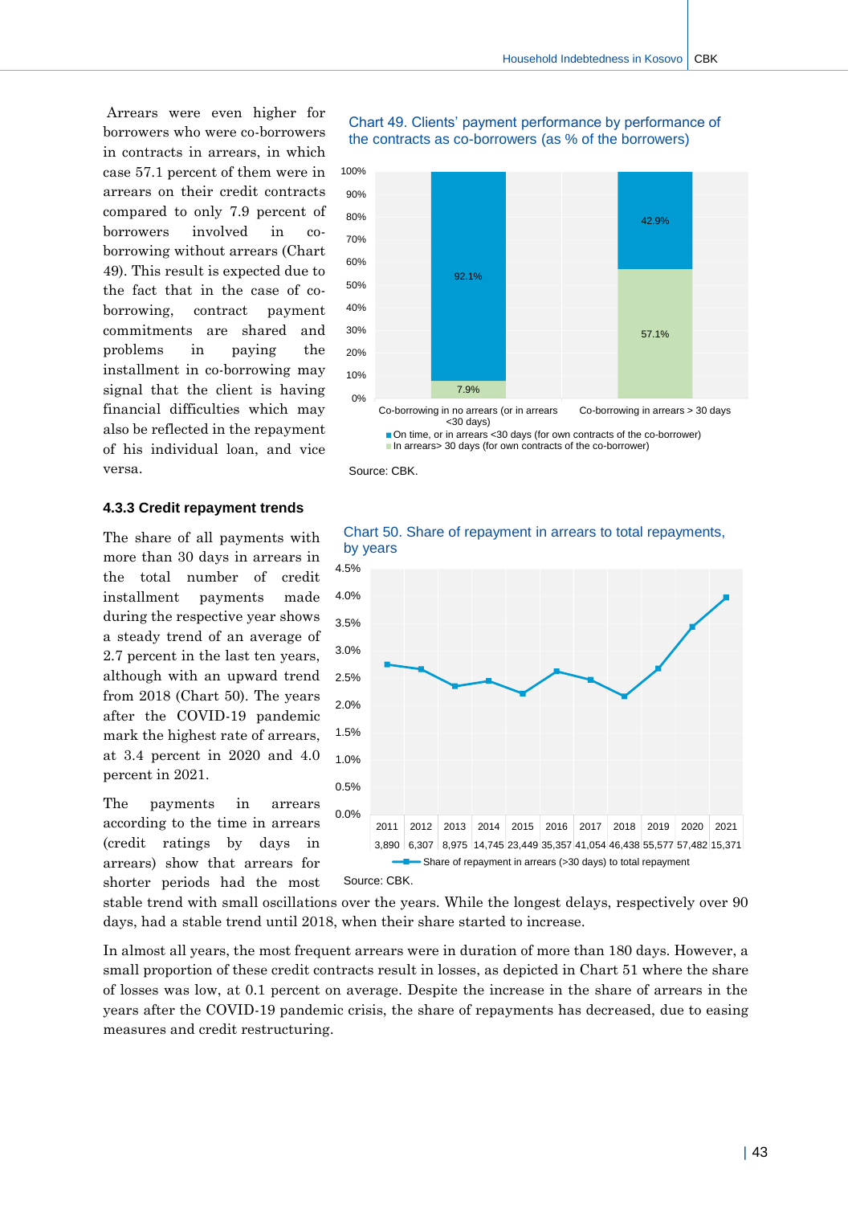Arrears were even higher for borrowers who were co-borrowers in contracts in arrears, in which case 57.1 percent of them were in arrears on their credit contracts compared to only 7.9 percent of borrowers involved in co-borrowing without arrears (Chart 49). This result is expected due to the fact that in the case of co-borrowing, contract payment commitments are shared and problems in paying the installment in co-borrowing may signal that the client is having financial difficulties which may also be reflected in the repayment of his individual loan, and vice versa.

Chart 49. Clients' payment performance by performance of the contracts as co-borrowers (as % of the borrowers)

| | Co-borrowing in no arrears (or in arrears <30 days) | Co-borrowing in arrears > 30 days |
|---|---|---|
| On time, or in arrears <30 days (for own contracts of the co-borrower) | 92.1% | 42.9% |
| In arrears> 30 days (for own contracts of the co-borrower) | 7.9% | 57.1% |

Source: CBK.

### 4.3.3 Credit repayment trends

The share of all payments with more than 30 days in arrears in the total number of credit installment payments made during the respective year shows a steady trend of an average of 2.7 percent in the last ten years, although with an upward trend from 2018 (Chart 50). The years after the COVID-19 pandemic mark the highest rate of arrears, at 3.4 percent in 2020 and 4.0 percent in 2021.

Chart 50. Share of repayment in arrears to total repayments, by years

| | 2011 | 2012 | 2013 | 2014 | 2015 | 2016 | 2017 | 2018 | 2019 | 2020 | 2021 |
|---|---|---|---|---|---|---|---|---|---|---|---|
| | 3,890 | 6,307 | 8,975 | 14,745 | 23,449 | 35,357 | 41,054 | 46,438 | 55,577 | 57,482 | 15,371 |

Share of repayment in arrears (>30 days) to total repayment

Source: CBK.

The payments in arrears according to the time in arrears (credit ratings by days in arrears) show that arrears for shorter periods had the most stable trend with small oscillations over the years. While the longest delays, respectively over 90 days, had a stable trend until 2018, when their share started to increase.

In almost all years, the most frequent arrears were in duration of more than 180 days. However, a small proportion of these credit contracts result in losses, as depicted in Chart 51 where the share of losses was low, at 0.1 percent on average. Despite the increase in the share of arrears in the years after the COVID-19 pandemic crisis, the share of repayments has decreased, due to easing measures and credit restructuring.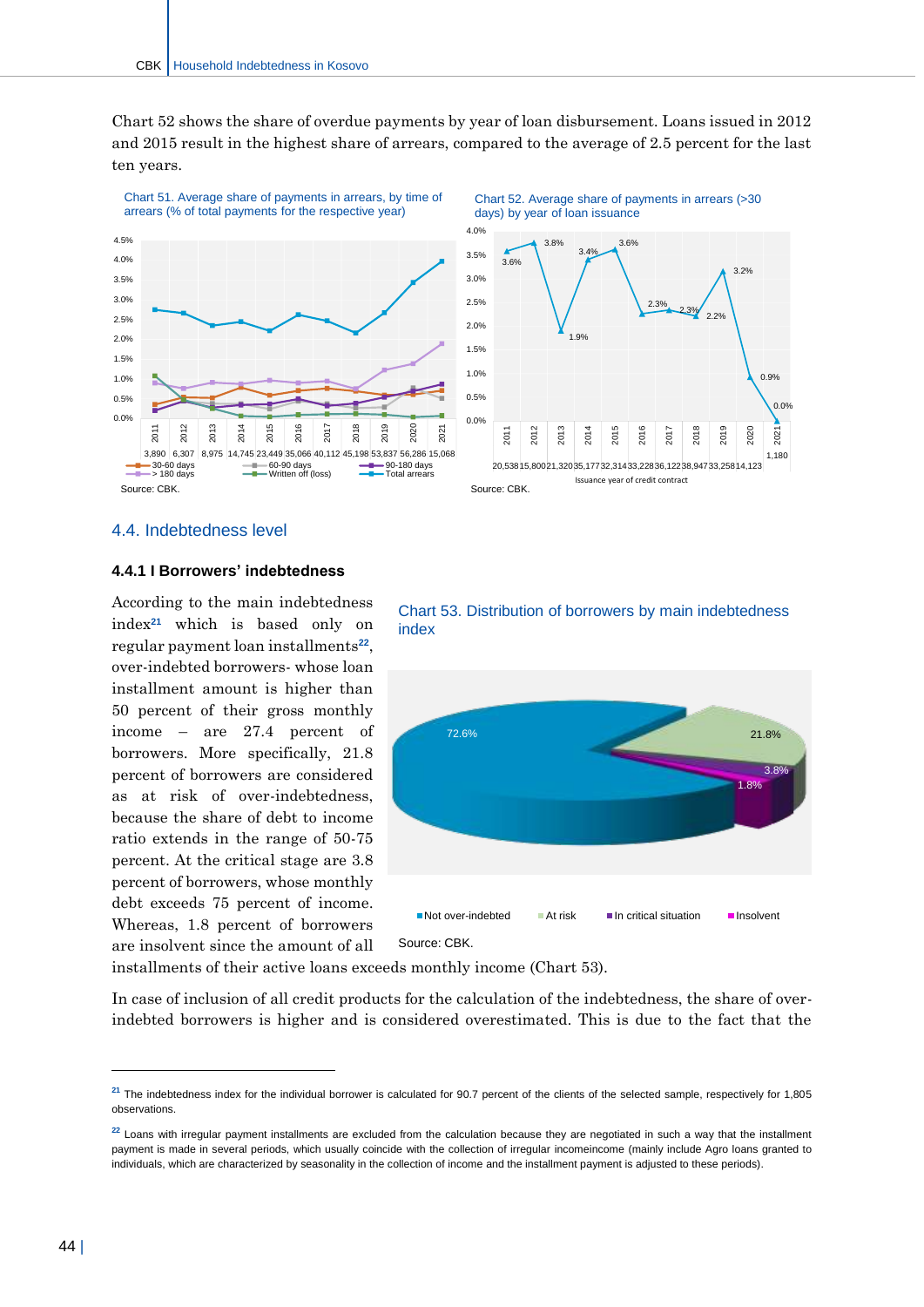Chart 52 shows the share of overdue payments by year of loan disbursement. Loans issued in 2012 and 2015 result in the highest share of arrears, compared to the average of 2.5 percent for the last ten years.

Chart 51. Average share of payments in arrears, by time of arrears (% of total payments for the respective year)

Source: CBK.

Chart 52. Average share of payments in arrears (>30 days) by year of loan issuance

Source: CBK.

## 4.4. Indebtedness level

### 4.4.1 I Borrowers' indebtedness

According to the main indebtedness index[21] which is based only on regular payment loan installments[22], over-indebted borrowers- whose loan installment amount is higher than 50 percent of their gross monthly income – are 27.4 percent of borrowers. More specifically, 21.8 percent of borrowers are considered as at risk of over-indebtedness, because the share of debt to income ratio extends in the range of 50-75 percent. At the critical stage are 3.8 percent of borrowers, whose monthly debt exceeds 75 percent of income. Whereas, 1.8 percent of borrowers are insolvent since the amount of all installments of their active loans exceeds monthly income (Chart 53).

Chart 53. Distribution of borrowers by main indebtedness index

Source: CBK.

In case of inclusion of all credit products for the calculation of the indebtedness, the share of over-indebted borrowers is higher and is considered overestimated. This is due to the fact that the

---

[21] The indebtedness index for the individual borrower is calculated for 90.7 percent of the clients of the selected sample, respectively for 1,805 observations.

[22] Loans with irregular payment installments are excluded from the calculation because they are negotiated in such a way that the installment payment is made in several periods, which usually coincide with the collection of irregular incomeincome (mainly include Agro loans granted to individuals, which are characterized by seasonality in the collection of income and the installment payment is adjusted to these periods).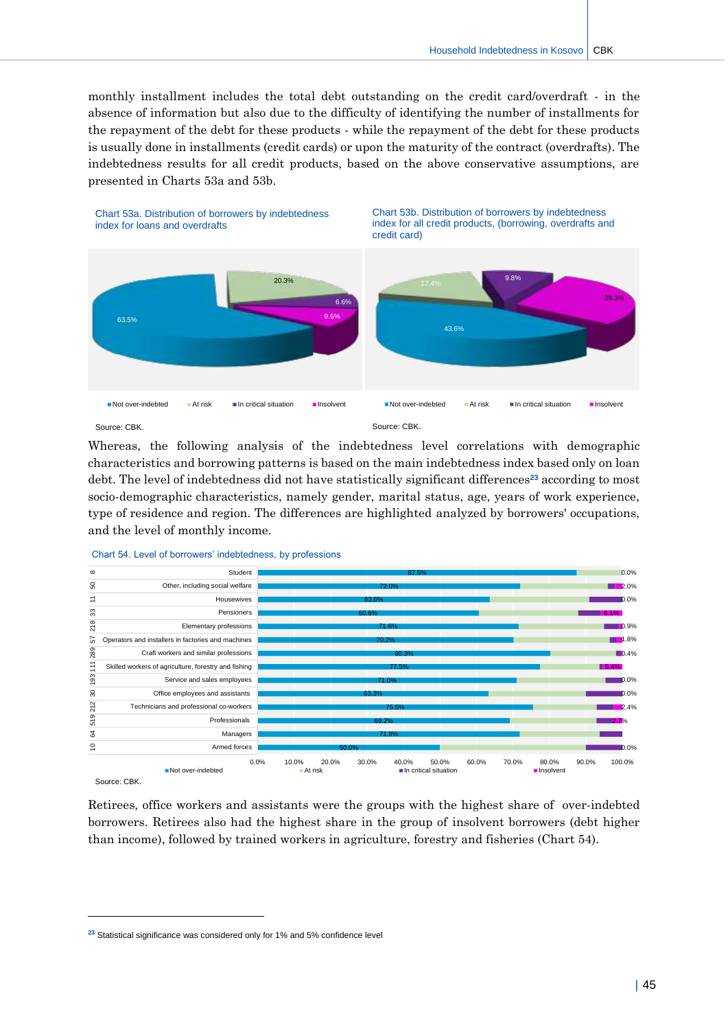monthly installment includes the total debt outstanding on the credit card/overdraft - in the absence of information but also due to the difficulty of identifying the number of installments for the repayment of the debt for these products - while the repayment of the debt for these products is usually done in installments (credit cards) or upon the maturity of the contract (overdrafts). The indebtedness results for all credit products, based on the above conservative assumptions, are presented in Charts 53a and 53b.

Chart 53a. Distribution of borrowers by indebtedness index for loans and overdrafts

| Category | Share |
|---|---|
| Not over-indebted | 63.5% |
| At risk | 20.3% |
| In critical situation | 6.6% |
| Insolvent | 9.6% |

Source: CBK.

Chart 53b. Distribution of borrowers by indebtedness index for all credit products, (borrowing, overdrafts and credit card)

| Category | Share |
|---|---|
| Not over-indebted | 43.6% |
| At risk | 17.4% |
| In critical situation | 9.8% |
| Insolvent | 29.3% |

Source: CBK.

Whereas, the following analysis of the indebtedness level correlations with demographic characteristics and borrowing patterns is based on the main indebtedness index based only on loan debt. The level of indebtedness did not have statistically significant differences[23] according to most socio-demographic characteristics, namely gender, marital status, age, years of work experience, type of residence and region. The differences are highlighted analyzed by borrowers' occupations, and the level of monthly income.

Chart 54. Level of borrowers' indebtedness, by professions

| Profession | Not over-indebted | Insolvent |
|---|---|---|
| Student | 87.5% | 0.0% |
| Other, including social welfare | 72.0% | 2.0% |
| Housewives | 63.6% | 0.0% |
| Pensioners | 60.6% | 6.1% |
| Elementary professions | 71.6% | 0.9% |
| Operators and installers in factories and machines | 70.2% | 1.8% |
| Craft workers and similar professions | 80.3% | 0.4% |
| Skilled workers of agriculture, forestry and fishing | 77.5% | 5.4% |
| Service and sales employees | 71.0% | 0.0% |
| Office employees and assistants | 63.3% | 0.0% |
| Technicians and professional co-workers | 75.5% | 2.4% |
| Professionals | 69.2% | 2.7% |
| Managers | 71.9% | |
| Armed forces | 50.0% | 0.0% |

Legend: Not over-indebted, At risk, In critical situation, Insolvent

Source: CBK.

Retirees, office workers and assistants were the groups with the highest share of over-indebted borrowers. Retirees also had the highest share in the group of insolvent borrowers (debt higher than income), followed by trained workers in agriculture, forestry and fisheries (Chart 54).

[23] Statistical significance was considered only for 1% and 5% confidence level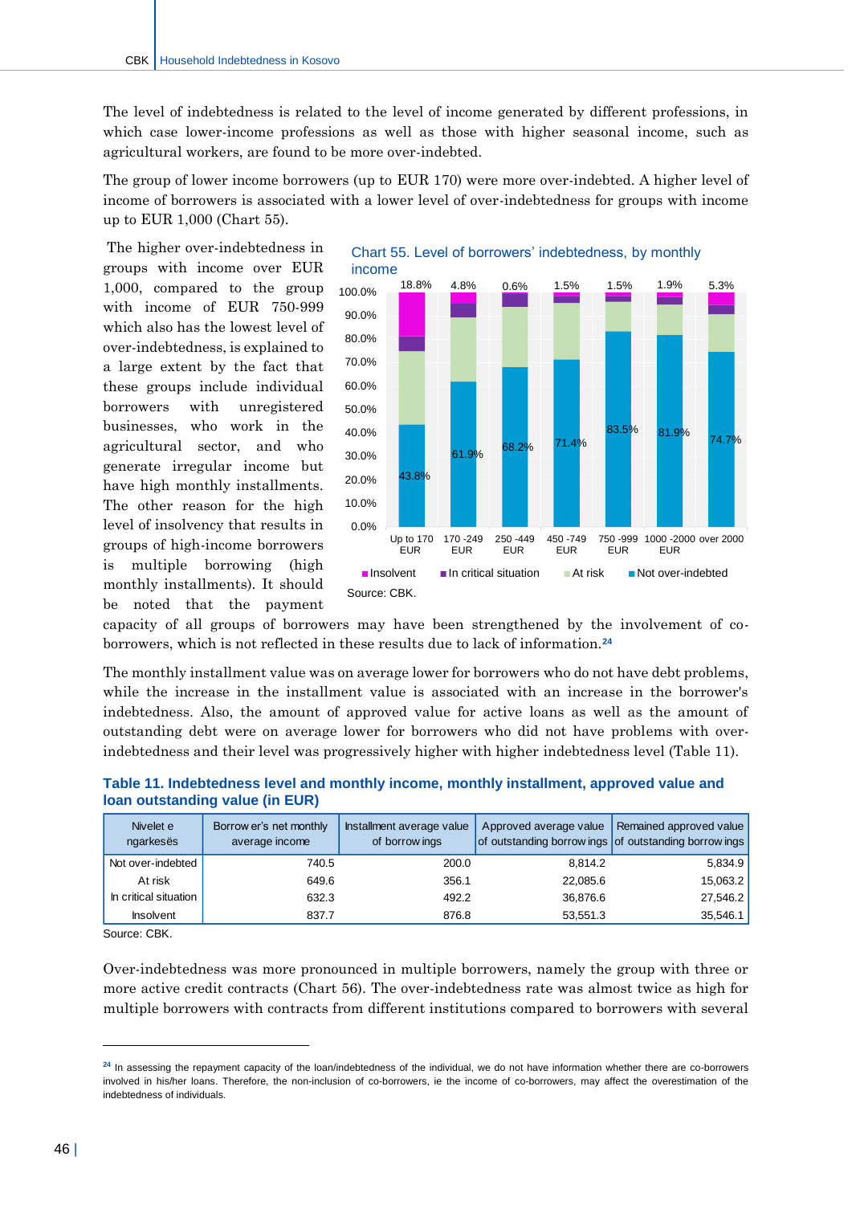The level of indebtedness is related to the level of income generated by different professions, in which case lower-income professions as well as those with higher seasonal income, such as agricultural workers, are found to be more over-indebted.

The group of lower income borrowers (up to EUR 170) were more over-indebted. A higher level of income of borrowers is associated with a lower level of over-indebtedness for groups with income up to EUR 1,000 (Chart 55).

The higher over-indebtedness in groups with income over EUR 1,000, compared to the group with income of EUR 750-999 which also has the lowest level of over-indebtedness, is explained to a large extent by the fact that these groups include individual borrowers with unregistered businesses, who work in the agricultural sector, and who generate irregular income but have high monthly installments. The other reason for the high level of insolvency that results in groups of high-income borrowers is multiple borrowing (high monthly installments). It should be noted that the payment capacity of all groups of borrowers may have been strengthened by the involvement of co-borrowers, which is not reflected in these results due to lack of information.[24]

Chart 55. Level of borrowers' indebtedness, by monthly income

| | Up to 170 EUR | 170 -249 EUR | 250 -449 EUR | 450 -749 EUR | 750 -999 EUR | 1000 -2000 EUR | over 2000 |
|---|---|---|---|---|---|---|---|
| Insolvent | 18.8% | 4.8% | 0.6% | 1.5% | 1.5% | 1.9% | 5.3% |
| Not over-indebted | 43.8% | 61.9% | 68.2% | 71.4% | 83.5% | 81.9% | 74.7% |

Legend: Insolvent, In critical situation, At risk, Not over-indebted

Source: CBK.

The monthly installment value was on average lower for borrowers who do not have debt problems, while the increase in the installment value is associated with an increase in the borrower's indebtedness. Also, the amount of approved value for active loans as well as the amount of outstanding debt were on average lower for borrowers who did not have problems with over-indebtedness and their level was progressively higher with higher indebtedness level (Table 11).

**Table 11. Indebtedness level and monthly income, monthly installment, approved value and loan outstanding value (in EUR)**

| Nivelet e ngarkesës | Borrower's net monthly average income | Installment average value of borrowings | Approved average value of outstanding borrowings | Remained approved value of outstanding borrowings |
|---|---|---|---|---|
| Not over-indebted | 740.5 | 200.0 | 8,814.2 | 5,834.9 |
| At risk | 649.6 | 356.1 | 22,085.6 | 15,063.2 |
| In critical situation | 632.3 | 492.2 | 36,876.6 | 27,546.2 |
| Insolvent | 837.7 | 876.8 | 53,551.3 | 35,546.1 |

Source: CBK.

Over-indebtedness was more pronounced in multiple borrowers, namely the group with three or more active credit contracts (Chart 56). The over-indebtedness rate was almost twice as high for multiple borrowers with contracts from different institutions compared to borrowers with several

[24] In assessing the repayment capacity of the loan/indebtedness of the individual, we do not have information whether there are co-borrowers involved in his/her loans. Therefore, the non-inclusion of co-borrowers, ie the income of co-borrowers, may affect the overestimation of the indebtedness of individuals.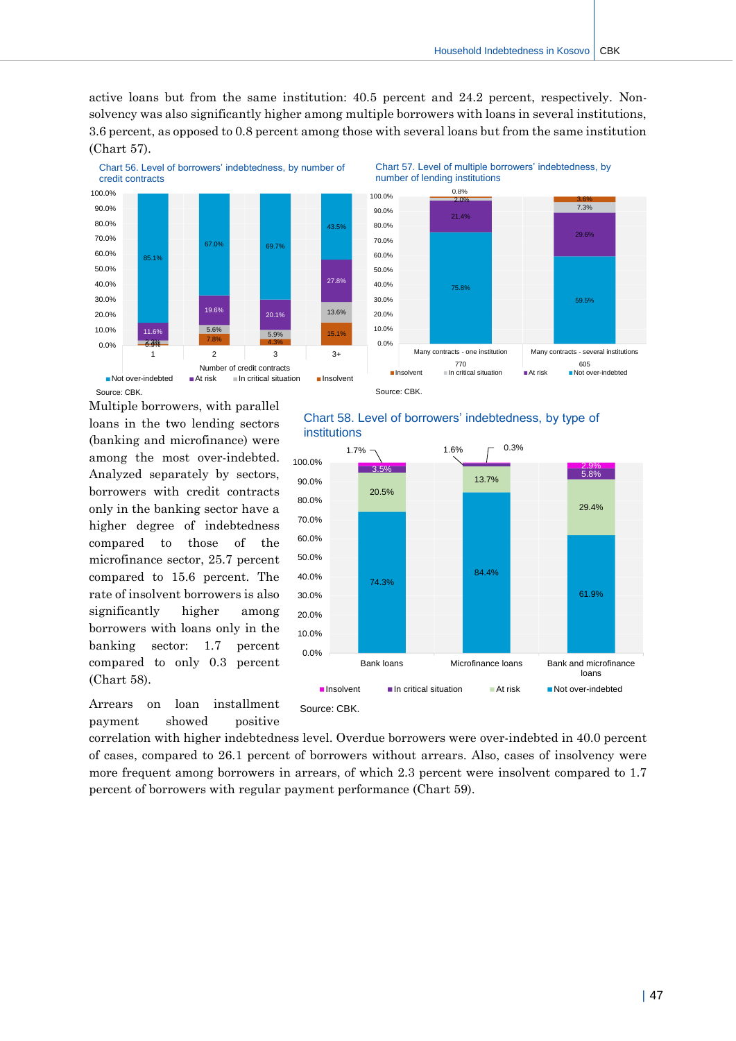active loans but from the same institution: 40.5 percent and 24.2 percent, respectively. Non-solvency was also significantly higher among multiple borrowers with loans in several institutions, 3.6 percent, as opposed to 0.8 percent among those with several loans but from the same institution (Chart 57).

Chart 56. Level of borrowers' indebtedness, by number of credit contracts

| Number of credit contracts | Not over-indebted | At risk | In critical situation | Insolvent |
|---|---|---|---|---|
| 1 | 85.1% | 11.6% | 2.3% | 0.9% |
| 2 | 67.0% | 19.6% | 5.6% | 7.8% |
| 3 | 69.7% | 20.1% | 5.9% | 4.3% |
| 3+ | 43.5% | 27.8% | 13.6% | 15.1% |

Source: CBK.

Chart 57. Level of multiple borrowers' indebtedness, by number of lending institutions

| | Not over-indebted | At risk | In critical situation | Insolvent |
|---|---|---|---|---|
| Many contracts - one institution (770) | 75.8% | 21.4% | 2.0% | 0.8% |
| Many contracts - several institutions (605) | 59.5% | 29.6% | 7.3% | 3.6% |

Source: CBK.

Multiple borrowers, with parallel loans in the two lending sectors (banking and microfinance) were among the most over-indebted. Analyzed separately by sectors, borrowers with credit contracts only in the banking sector have a higher degree of indebtedness compared to those of the microfinance sector, 25.7 percent compared to 15.6 percent. The rate of insolvent borrowers is also significantly higher among borrowers with loans only in the banking sector: 1.7 percent compared to only 0.3 percent (Chart 58).

Chart 58. Level of borrowers' indebtedness, by type of institutions

| | Not over-indebted | At risk | In critical situation | Insolvent |
|---|---|---|---|---|
| Bank loans | 74.3% | 20.5% | 3.5% | 1.7% |
| Microfinance loans | 84.4% | 13.7% | 1.6% | 0.3% |
| Bank and microfinance loans | 61.9% | 29.4% | 5.8% | 2.9% |

Source: CBK.

Arrears on loan installment payment showed positive correlation with higher indebtedness level. Overdue borrowers were over-indebted in 40.0 percent of cases, compared to 26.1 percent of borrowers without arrears. Also, cases of insolvency were more frequent among borrowers in arrears, of which 2.3 percent were insolvent compared to 1.7 percent of borrowers with regular payment performance (Chart 59).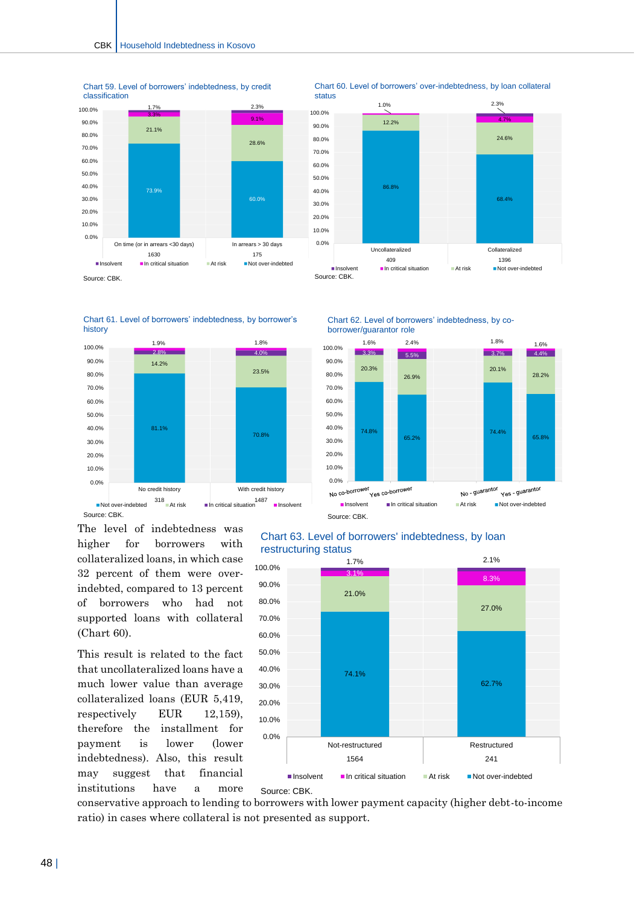Chart 59. Level of borrowers' indebtedness, by credit classification

| | On time (or in arrears <30 days) | In arrears > 30 days |
|---|---|---|
| Insolvent | 1.7% | 2.3% |
| In critical situation | 3.3% | 9.1% |
| At risk | 21.1% | 28.6% |
| Not over-indebted | 73.9% | 60.0% |
| Number of borrowers | 1630 | 175 |

Source: CBK.

Chart 60. Level of borrowers' over-indebtedness, by loan collateral status

| | Uncollateralized | Collateralized |
|---|---|---|
| Insolvent | 1.0% | 2.3% |
| In critical situation | | 4.7% |
| At risk | 12.2% | 24.6% |
| Not over-indebted | 86.8% | 68.4% |
| Number of borrowers | 409 | 1396 |

Source: CBK.

Chart 61. Level of borrowers' indebtedness, by borrower's history

| | No credit history | With credit history |
|---|---|---|
| Insolvent | 1.9% | 1.8% |
| In critical situation | 2.8% | 4.0% |
| At risk | 14.2% | 23.5% |
| Not over-indebted | 81.1% | 70.8% |
| Number of borrowers | 318 | 1487 |

Source: CBK.

Chart 62. Level of borrowers' indebtedness, by co-borrower/guarantor role

| | No co-borrower | Yes co-borrower | No - guarantor | Yes - guarantor |
|---|---|---|---|---|
| Insolvent | 1.6% | 2.4% | 1.8% | 1.6% |
| In critical situation | 3.3% | 5.5% | 3.7% | 4.4% |
| At risk | 20.3% | 26.9% | 20.1% | 28.2% |
| Not over-indebted | 74.8% | 65.2% | 74.4% | 65.8% |

Source: CBK.

The level of indebtedness was higher for borrowers with collateralized loans, in which case 32 percent of them were over-indebted, compared to 13 percent of borrowers who had not supported loans with collateral (Chart 60).

This result is related to the fact that uncollateralized loans have a much lower value than average collateralized loans (EUR 5,419, respectively EUR 12,159), therefore the installment payment is lower (lower indebtedness). Also, this result may suggest that financial institutions have a more conservative approach to lending to borrowers with lower payment capacity (higher debt-to-income ratio) in cases where collateral is not presented as support.

Chart 63. Level of borrowers' indebtedness, by loan restructuring status

| | Not-restructured | Restructured |
|---|---|---|
| Insolvent | 1.7% | 2.1% |
| In critical situation | 3.1% | 8.3% |
| At risk | 21.0% | 27.0% |
| Not over-indebted | 74.1% | 62.7% |
| Number of borrowers | 1564 | 241 |

Source: CBK.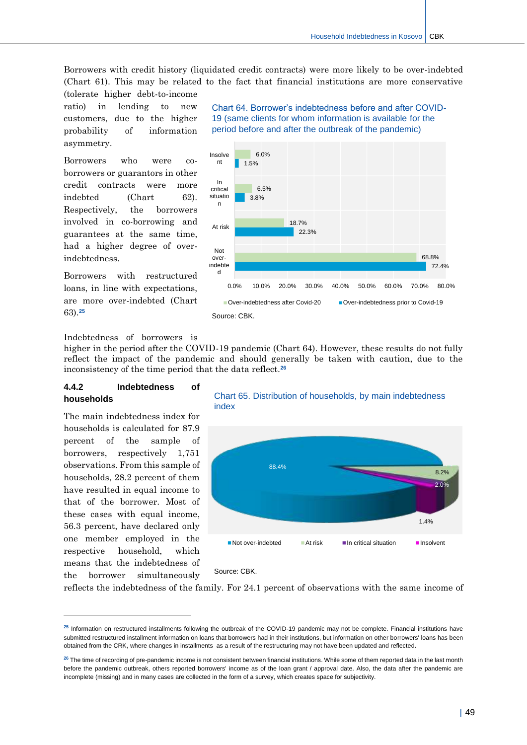Borrowers with credit history (liquidated credit contracts) were more likely to be over-indebted (Chart 61). This may be related to the fact that financial institutions are more conservative (tolerate higher debt-to-income ratio) in lending to new customers, due to the higher probability of information asymmetry.

Borrowers who were co-borrowers or guarantors in other credit contracts were more indebted (Chart 62). Respectively, the borrowers involved in co-borrowing and guarantees at the same time, had a higher degree of over-indebtedness.

Borrowers with restructured loans, in line with expectations, are more over-indebted (Chart 63).[25]

Chart 64. Borrower's indebtedness before and after COVID-19 (same clients for whom information is available for the period before and after the outbreak of the pandemic)

| | Over-indebtedness after Covid-20 | Over-indebtedness prior to Covid-19 |
|---|---|---|
| Insolvent | 6.0% | 1.5% |
| In critical situation | 6.5% | 3.8% |
| At risk | 18.7% | 22.3% |
| Not over-indebted | 68.8% | 72.4% |

Source: CBK.

Indebtedness of borrowers is higher in the period after the COVID-19 pandemic (Chart 64). However, these results do not fully reflect the impact of the pandemic and should generally be taken with caution, due to the inconsistency of the time period that the data reflect.[26]

### 4.4.2 Indebtedness of households

The main indebtedness index for households is calculated for 87.9 percent of the sample of borrowers, respectively 1,751 observations. From this sample of households, 28.2 percent of them have resulted in equal income to that of the borrower. Most of these cases with equal income, 56.3 percent, have declared only one member employed in the respective household, which means that the indebtedness of the borrower simultaneously reflects the indebtedness of the family. For 24.1 percent of observations with the same income of

Chart 65. Distribution of households, by main indebtedness index

| Category | Share |
|---|---|
| Not over-indebted | 88.4% |
| At risk | 8.2% |
| In critical situation | 1.4% |
| Insolvent | 2.0% |

Source: CBK.

[25] Information on restructured installments following the outbreak of the COVID-19 pandemic may not be complete. Financial institutions have submitted restructured installment information on loans that borrowers had in their institutions, but information on other borrowers' loans has been obtained from the CRK, where changes in installments as a result of the restructuring may not have been updated and reflected.

[26] The time of recording of pre-pandemic income is not consistent between financial institutions. While some of them reported data in the last month before the pandemic outbreak, others reported borrowers' income as of the loan grant / approval date. Also, the data after the pandemic are incomplete (missing) and in many cases are collected in the form of a survey, which creates space for subjectivity.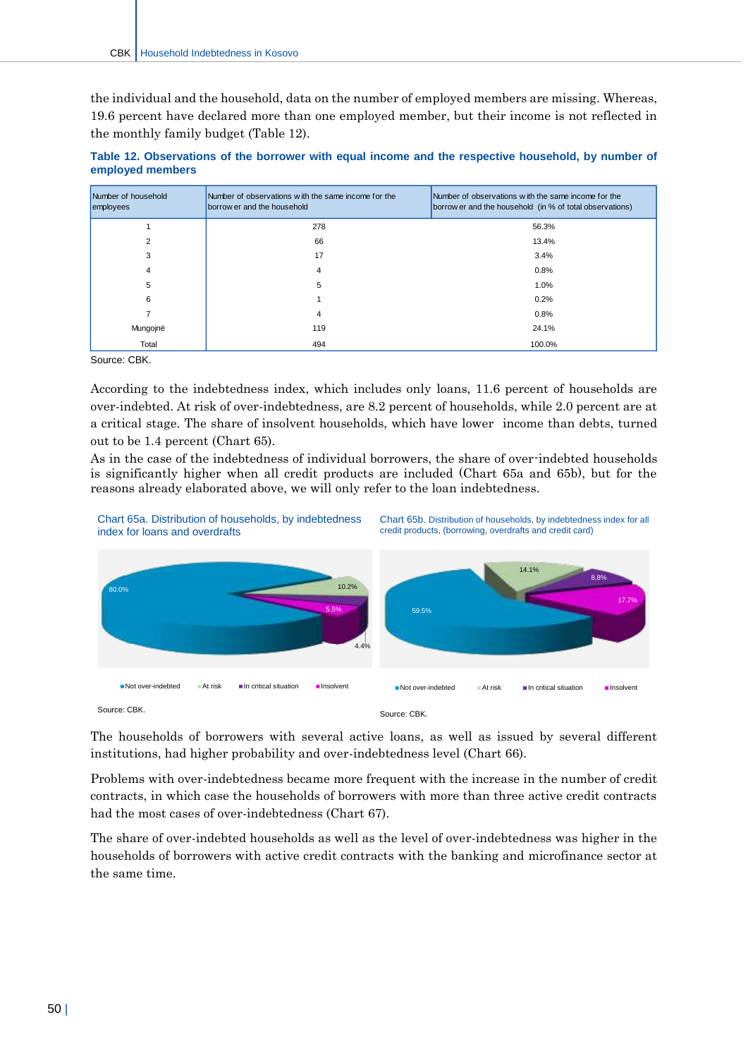the individual and the household, data on the number of employed members are missing. Whereas, 19.6 percent have declared more than one employed member, but their income is not reflected in the monthly family budget (Table 12).

**Table 12. Observations of the borrower with equal income and the respective household, by number of employed members**

| Number of household employees | Number of observations with the same income for the borrower and the household | Number of observations with the same income for the borrower and the household (in % of total observations) |
|---|---|---|
| 1 | 278 | 56.3% |
| 2 | 66 | 13.4% |
| 3 | 17 | 3.4% |
| 4 | 4 | 0.8% |
| 5 | 5 | 1.0% |
| 6 | 1 | 0.2% |
| 7 | 4 | 0.8% |
| Mungojnë | 119 | 24.1% |
| Total | 494 | 100.0% |

Source: CBK.

According to the indebtedness index, which includes only loans, 11.6 percent of households are over-indebted. At risk of over-indebtedness, are 8.2 percent of households, while 2.0 percent are at a critical stage. The share of insolvent households, which have lower income than debts, turned out to be 1.4 percent (Chart 65).

As in the case of the indebtedness of individual borrowers, the share of over-indebted households is significantly higher when all credit products are included (Chart 65a and 65b), but for the reasons already elaborated above, we will only refer to the loan indebtedness.

Chart 65a. Distribution of households, by indebtedness index for loans and overdrafts

80.0%, 10.2%, 5.5%, 4.4%

Not over-indebted | At risk | In critical situation | Insolvent

Source: CBK.

Chart 65b. Distribution of households, by indebtedness index for all credit products, (borrowing, overdrafts and credit card)

59.5%, 14.1%, 8.8%, 17.7%

Not over-indebted | At risk | In critical situation | Insolvent

Source: CBK.

The households of borrowers with several active loans, as well as issued by several different institutions, had higher probability and over-indebtedness level (Chart 66).

Problems with over-indebtedness became more frequent with the increase in the number of credit contracts, in which case the households of borrowers with more than three active credit contracts had the most cases of over-indebtedness (Chart 67).

The share of over-indebted households as well as the level of over-indebtedness was higher in the households of borrowers with active credit contracts with the banking and microfinance sector at the same time.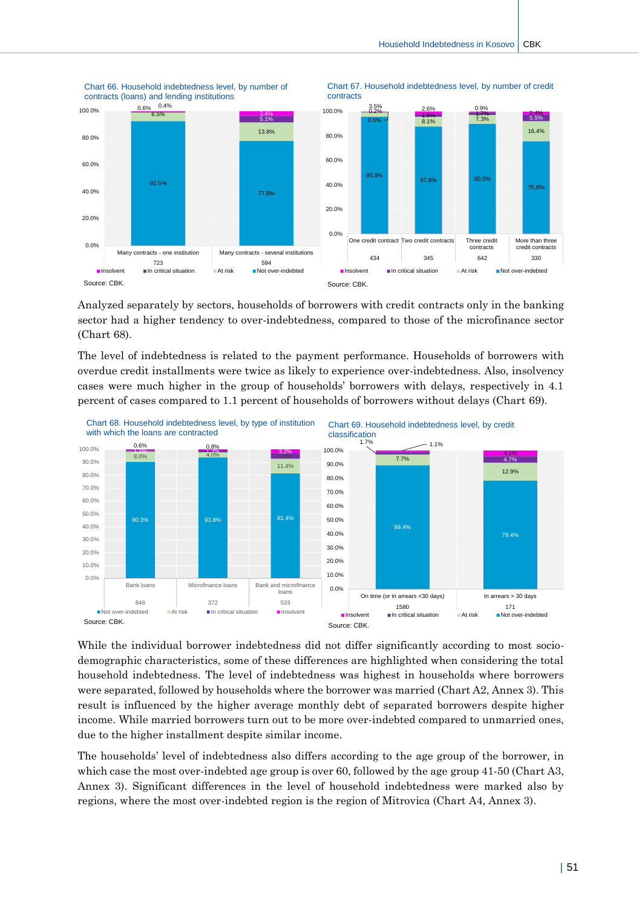Chart 66. Household indebtedness level, by number of contracts (loans) and lending institutions

| | Many contracts - one institution | Many contracts - several institutions |
|---|---|---|
| Number | 723 | 594 |
| Insolvent | 0.4% | 3.4% |
| In critical situation | 0.6% | 5.1% |
| At risk | 6.5% | 13.8% |
| Not over-indebted | 92.5% | 77.8% |

Source: CBK.

Chart 67. Household indebtedness level, by number of credit contracts

| | One credit contract | Two credit contracts | Three credit contracts | More than three credit contracts |
|---|---|---|---|---|
| Number | 434 | 345 | 642 | 330 |
| Insolvent | 0.2% | 1.5% | 1.7% | 2.4% |
| In critical situation | 0.5% | 2.6% | 0.9% | 5.5% |
| At risk | 3.5% | 8.1% | 7.3% | 16.4% |
| Not over-indebted | 95.9% | 87.8% | 90.0% | 75.8% |

Source: CBK.

Analyzed separately by sectors, households of borrowers with credit contracts only in the banking sector had a higher tendency to over-indebtedness, compared to those of the microfinance sector (Chart 68).

The level of indebtedness is related to the payment performance. Households of borrowers with overdue credit installments were twice as likely to experience over-indebtedness. Also, insolvency cases were much higher in the group of households' borrowers with delays, respectively in 4.1 percent of cases compared to 1.1 percent of households of borrowers without delays (Chart 69).

Chart 68. Household indebtedness level, by type of institution with which the loans are contracted

| | Bank loans | Microfinance loans | Bank and microfinance loans |
|---|---|---|---|
| Number | 846 | 372 | 533 |
| Not over-indebted | 90.3% | 93.8% | 81.4% |
| At risk | 8.0% | 4.0% | 11.4% |
| In critical situation | 1.1% | 1.3% | 4.0% |
| Insolvent | 0.6% | 0.8% | 3.2% |

Source: CBK.

Chart 69. Household indebtedness level, by credit classification

| | On time (or in arrears <30 days) | In arrears > 30 days |
|---|---|---|
| Number | 1580 | 171 |
| Insolvent | 1.1% | 4.1% |
| In critical situation | 1.7% | 4.7% |
| At risk | 7.7% | 12.9% |
| Not over-indebted | 89.4% | 78.4% |

Source: CBK.

While the individual borrower indebtedness did not differ significantly according to most socio-demographic characteristics, some of these differences are highlighted when considering the total household indebtedness. The level of indebtedness was highest in households where borrowers were separated, followed by households where the borrower was married (Chart A2, Annex 3). This result is influenced by the higher average monthly debt of separated borrowers despite higher income. While married borrowers turn out to be more over-indebted compared to unmarried ones, due to the higher installment despite similar income.

The households' level of indebtedness also differs according to the age group of the borrower, in which case the most over-indebted age group is over 60, followed by the age group 41-50 (Chart A3, Annex 3). Significant differences in the level of household indebtedness were marked also by regions, where the most over-indebted region is the region of Mitrovica (Chart A4, Annex 3).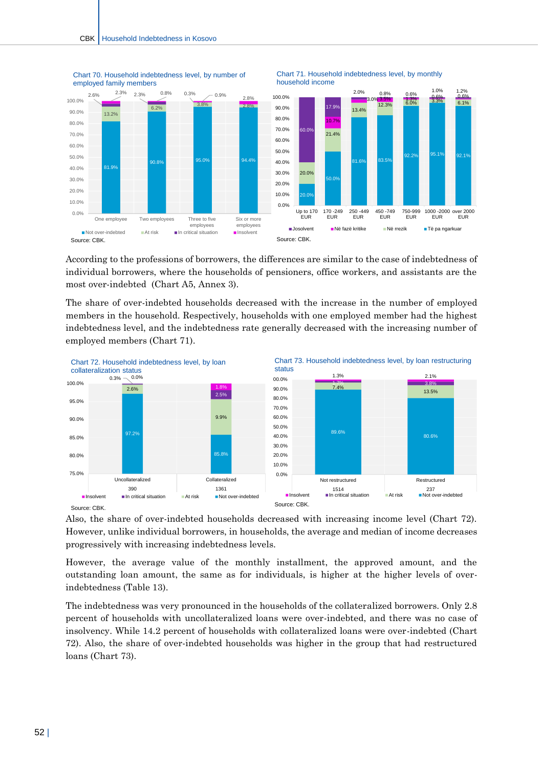Chart 70. Household indebtedness level, by number of employed family members

Source: CBK.

Chart 71. Household indebtedness level, by monthly household income

Source: CBK.

According to the professions of borrowers, the differences are similar to the case of indebtedness of individual borrowers, where the households of pensioners, office workers, and assistants are the most over-indebted (Chart A5, Annex 3).

The share of over-indebted households decreased with the increase in the number of employed members in the household. Respectively, households with one employed member had the highest indebtedness level, and the indebtedness rate generally decreased with the increasing number of employed members (Chart 71).

Chart 72. Household indebtedness level, by loan collateralization status

Source: CBK.

Chart 73. Household indebtedness level, by loan restructuring status

Source: CBK.

Also, the share of over-indebted households decreased with increasing income level (Chart 72). However, unlike individual borrowers, in households, the average and median of income decreases progressively with increasing indebtedness levels.

However, the average value of the monthly installment, the approved amount, and the outstanding loan amount, the same as for individuals, is higher at the higher levels of over-indebtedness (Table 13).

The indebtedness was very pronounced in the households of the collateralized borrowers. Only 2.8 percent of households with uncollateralized loans were over-indebted, and there was no case of insolvency. While 14.2 percent of households with collateralized loans were over-indebted (Chart 72). Also, the share of over-indebted households was higher in the group that had restructured loans (Chart 73).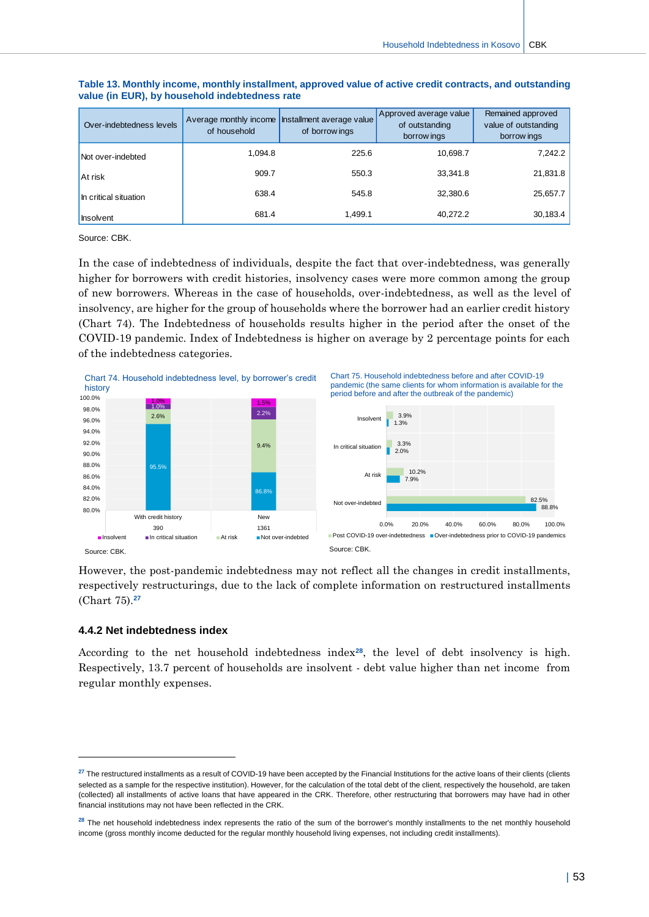**Table 13. Monthly income, monthly installment, approved value of active credit contracts, and outstanding value (in EUR), by household indebtedness rate**

| Over-indebtedness levels | Average monthly income of household | Installment average value of borrowings | Approved average value of outstanding borrowings | Remained approved value of outstanding borrowings |
|---|---|---|---|---|
| Not over-indebted | 1,094.8 | 225.6 | 10,698.7 | 7,242.2 |
| At risk | 909.7 | 550.3 | 33,341.8 | 21,831.8 |
| In critical situation | 638.4 | 545.8 | 32,380.6 | 25,657.7 |
| Insolvent | 681.4 | 1,499.1 | 40,272.2 | 30,183.4 |

Source: CBK.

In the case of indebtedness of individuals, despite the fact that over-indebtedness, was generally higher for borrowers with credit histories, insolvency cases were more common among the group of new borrowers. Whereas in the case of households, over-indebtedness, as well as the level of insolvency, are higher for the group of households where the borrower had an earlier credit history (Chart 74). The Indebtedness of households results higher in the period after the onset of the COVID-19 pandemic. Index of Indebtedness is higher on average by 2 percentage points for each of the indebtedness categories.

Chart 74. Household indebtedness level, by borrower's credit history

| | With credit history (390) | New (1361) |
|---|---|---|
| Insolvent | 1.0% | 1.5% |
| In critical situation | 1.0% | 2.2% |
| At risk | 2.6% | 9.4% |
| Not over-indebted | 95.5% | 86.8% |

Source: CBK.

Chart 75. Household indebtedness before and after COVID-19 pandemic (the same clients for whom information is available for the period before and after the outbreak of the pandemic)

| | Post COVID-19 over-indebtedness | Over-indebtedness prior to COVID-19 pandemics |
|---|---|---|
| Insolvent | 3.9% | 1.3% |
| In critical situation | 3.3% | 2.0% |
| At risk | 10.2% | 7.9% |
| Not over-indebted | 82.5% | 88.8% |

Source: CBK.

However, the post-pandemic indebtedness may not reflect all the changes in credit installments, respectively restructurings, due to the lack of complete information on restructured installments (Chart 75).[27]

### 4.4.2 Net indebtedness index

According to the net household indebtedness index[28], the level of debt insolvency is high. Respectively, 13.7 percent of households are insolvent - debt value higher than net income from regular monthly expenses.

---

[27] The restructured installments as a result of COVID-19 have been accepted by the Financial Institutions for the active loans of their clients (clients selected as a sample for the respective institution). However, for the calculation of the total debt of the client, respectively the household, are taken (collected) all installments of active loans that have appeared in the CRK. Therefore, other restructuring that borrowers may have had in other financial institutions may not have been reflected in the CRK.

[28] The net household indebtedness index represents the ratio of the sum of the borrower's monthly installments to the net monthly household income (gross monthly income deducted for the regular monthly household living expenses, not including credit installments).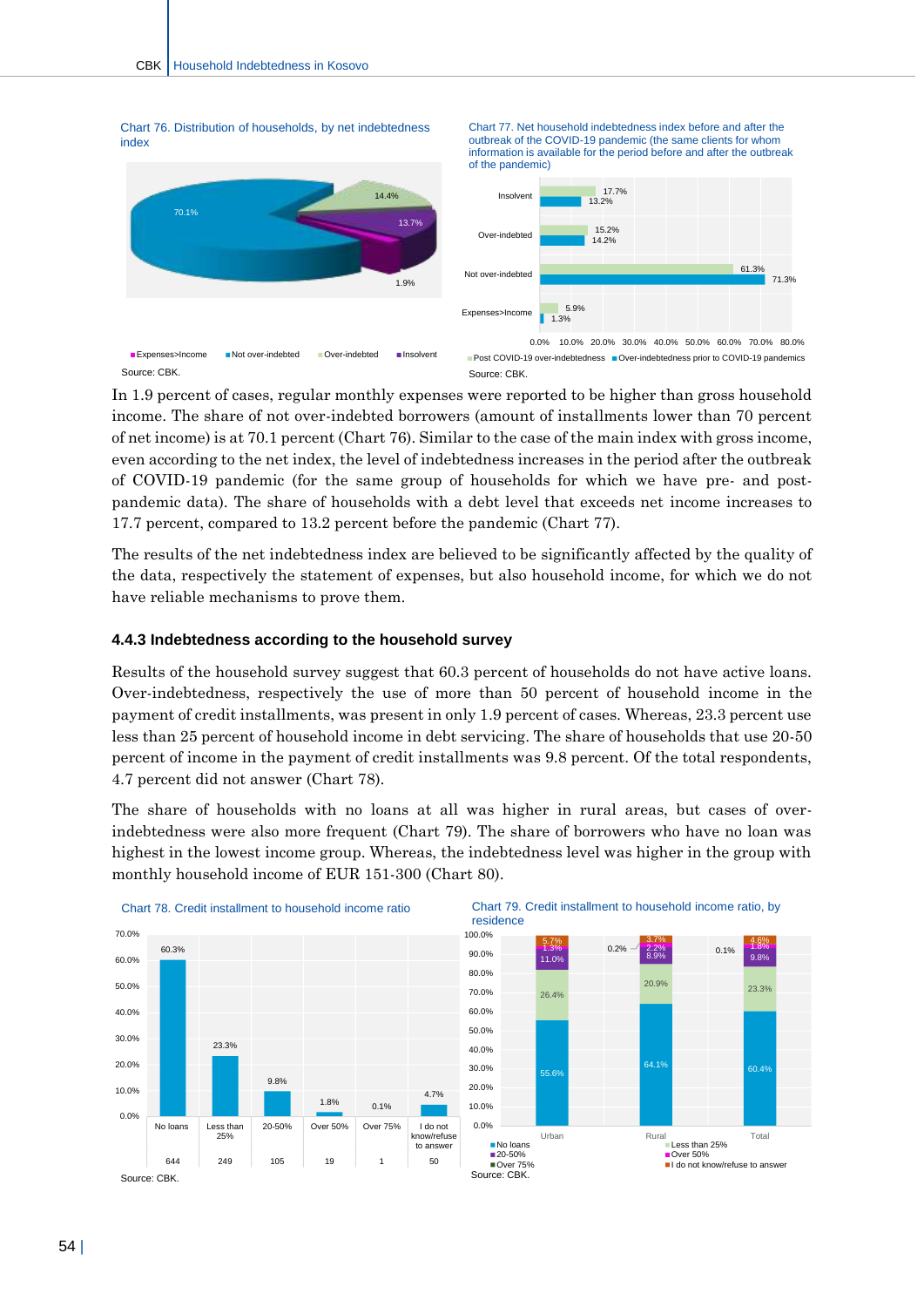Chart 76. Distribution of households, by net indebtedness index

Source: CBK.

Chart 77. Net household indebtedness index before and after the outbreak of the COVID-19 pandemic (the same clients for whom information is available for the period before and after the outbreak of the pandemic)

Source: CBK.

In 1.9 percent of cases, regular monthly expenses were reported to be higher than gross household income. The share of not over-indebted borrowers (amount of installments lower than 70 percent of net income) is at 70.1 percent (Chart 76). Similar to the case of the main index with gross income, even according to the net index, the level of indebtedness increases in the period after the outbreak of COVID-19 pandemic (for the same group of households for which we have pre- and post-pandemic data). The share of households with a debt level that exceeds net income increases to 17.7 percent, compared to 13.2 percent before the pandemic (Chart 77).

The results of the net indebtedness index are believed to be significantly affected by the quality of the data, respectively the statement of expenses, but also household income, for which we do not have reliable mechanisms to prove them.

### 4.4.3 Indebtedness according to the household survey

Results of the household survey suggest that 60.3 percent of households do not have active loans. Over-indebtedness, respectively the use of more than 50 percent of household income in the payment of credit installments, was present in only 1.9 percent of cases. Whereas, 23.3 percent use less than 25 percent of household income in debt servicing. The share of households that use 20-50 percent of income in the payment of credit installments was 9.8 percent. Of the total respondents, 4.7 percent did not answer (Chart 78).

The share of households with no loans at all was higher in rural areas, but cases of over-indebtedness were also more frequent (Chart 79). The share of borrowers who have no loan was highest in the lowest income group. Whereas, the indebtedness level was higher in the group with monthly household income of EUR 151-300 (Chart 80).

Chart 78. Credit installment to household income ratio

Source: CBK.

Chart 79. Credit installment to household income ratio, by residence

Source: CBK.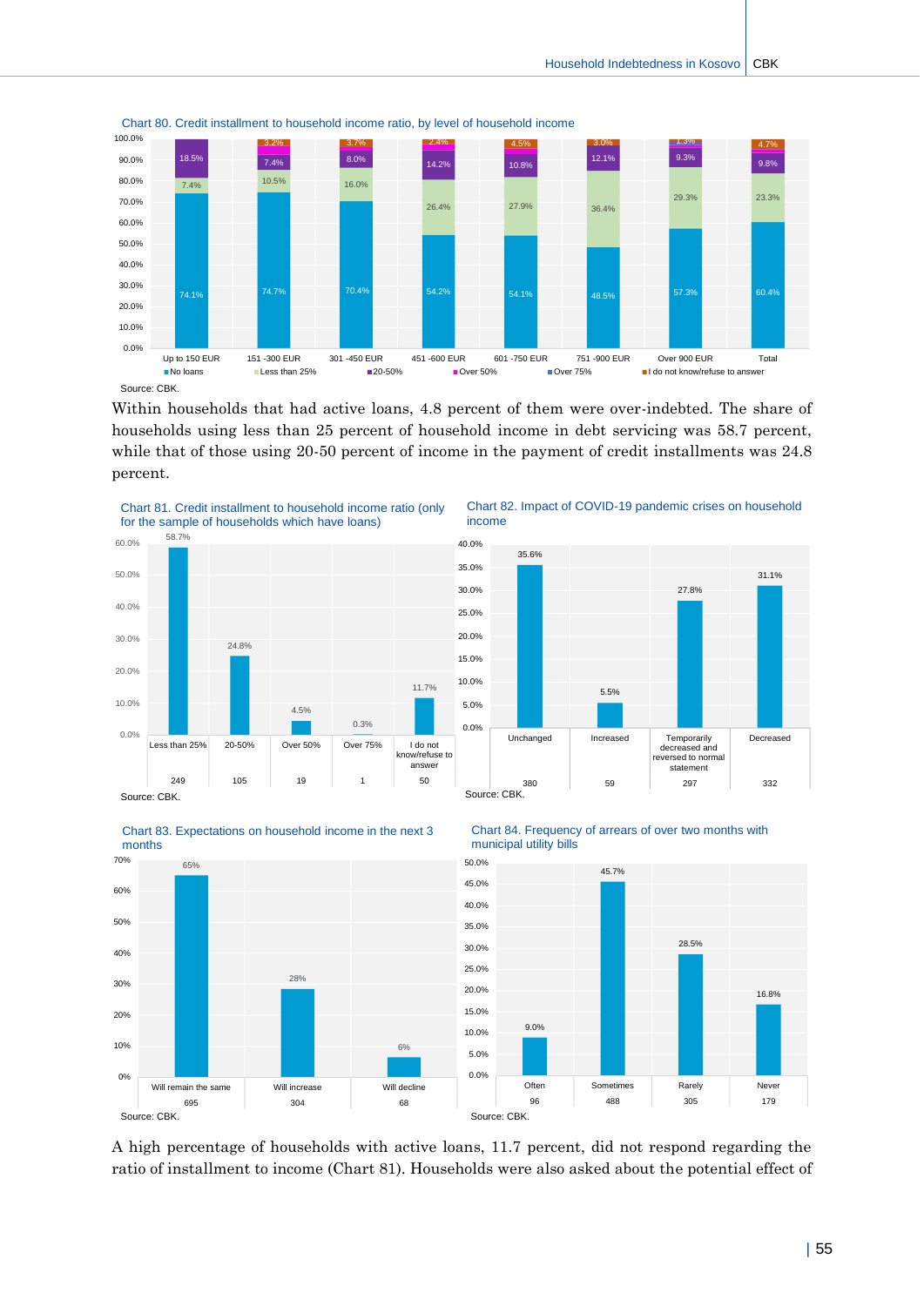Chart 80. Credit installment to household income ratio, by level of household income

| | Up to 150 EUR | 151 -300 EUR | 301 -450 EUR | 451 -600 EUR | 601 -750 EUR | 751 -900 EUR | Over 900 EUR | Total |
|---|---|---|---|---|---|---|---|---|
| No loans | 74.1% | 74.7% | 70.4% | 54.2% | 54.1% | 48.5% | 57.3% | 60.4% |
| Less than 25% | 7.4% | 10.5% | 16.0% | 26.4% | 27.9% | 36.4% | 29.3% | 23.3% |
| 20-50% | 18.5% | 7.4% | 8.0% | 14.2% | 10.8% | 12.1% | 9.3% | 9.8% |
| Over 50% | | | | | | | | |
| Over 75% | | | | | | | | |
| I do not know/refuse to answer | | 3.2% | 3.7% | 2.4% | 4.5% | 3.0% | 1.3% | 4.7% |

Source: CBK.

Within households that had active loans, 4.8 percent of them were over-indebted. The share of households using less than 25 percent of household income in debt servicing was 58.7 percent, while that of those using 20-50 percent of income in the payment of credit installments was 24.8 percent.

Chart 81. Credit installment to household income ratio (only for the sample of households which have loans)

| | Less than 25% | 20-50% | Over 50% | Over 75% | I do not know/refuse to answer |
|---|---|---|---|---|---|
| Share | 58.7% | 24.8% | 4.5% | 0.3% | 11.7% |
| Number | 249 | 105 | 19 | 1 | 50 |

Source: CBK.

Chart 82. Impact of COVID-19 pandemic crises on household income

| | Unchanged | Increased | Temporarily decreased and reversed to normal statement | Decreased |
|---|---|---|---|---|
| Share | 35.6% | 5.5% | 27.8% | 31.1% |
| Number | 380 | 59 | 297 | 332 |

Source: CBK.

Chart 83. Expectations on household income in the next 3 months

| | Will remain the same | Will increase | Will decline |
|---|---|---|---|
| Share | 65% | 28% | 6% |
| Number | 695 | 304 | 68 |

Source: CBK.

Chart 84. Frequency of arrears of over two months with municipal utility bills

| | Often | Sometimes | Rarely | Never |
|---|---|---|---|---|
| Share | 9.0% | 45.7% | 28.5% | 16.8% |
| Number | 96 | 488 | 305 | 179 |

Source: CBK.

A high percentage of households with active loans, 11.7 percent, did not respond regarding the ratio of installment to income (Chart 81). Households were also asked about the potential effect of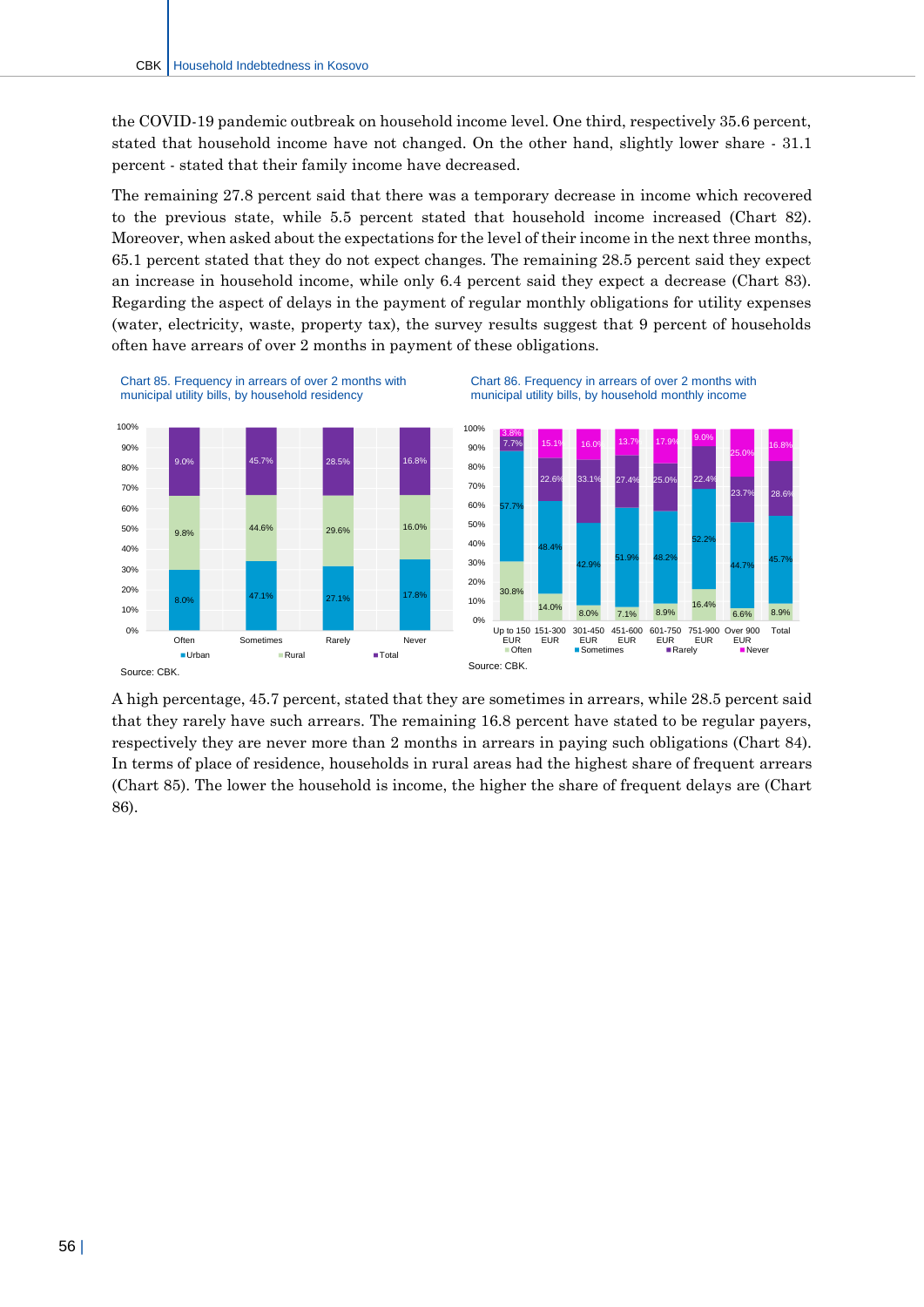the COVID-19 pandemic outbreak on household income level. One third, respectively 35.6 percent, stated that household income have not changed. On the other hand, slightly lower share - 31.1 percent - stated that their family income have decreased.

The remaining 27.8 percent said that there was a temporary decrease in income which recovered to the previous state, while 5.5 percent stated that household income increased (Chart 82). Moreover, when asked about the expectations for the level of their income in the next three months, 65.1 percent stated that they do not expect changes. The remaining 28.5 percent said they expect an increase in household income, while only 6.4 percent said they expect a decrease (Chart 83). Regarding the aspect of delays in the payment of regular monthly obligations for utility expenses (water, electricity, waste, property tax), the survey results suggest that 9 percent of households often have arrears of over 2 months in payment of these obligations.

Chart 85. Frequency in arrears of over 2 months with municipal utility bills, by household residency

Source: CBK.

Chart 86. Frequency in arrears of over 2 months with municipal utility bills, by household monthly income

Source: CBK.

A high percentage, 45.7 percent, stated that they are sometimes in arrears, while 28.5 percent said that they rarely have such arrears. The remaining 16.8 percent have stated to be regular payers, respectively they are never more than 2 months in arrears in paying such obligations (Chart 84). In terms of place of residence, households in rural areas had the highest share of frequent arrears (Chart 85). The lower the household is income, the higher the share of frequent delays are (Chart 86).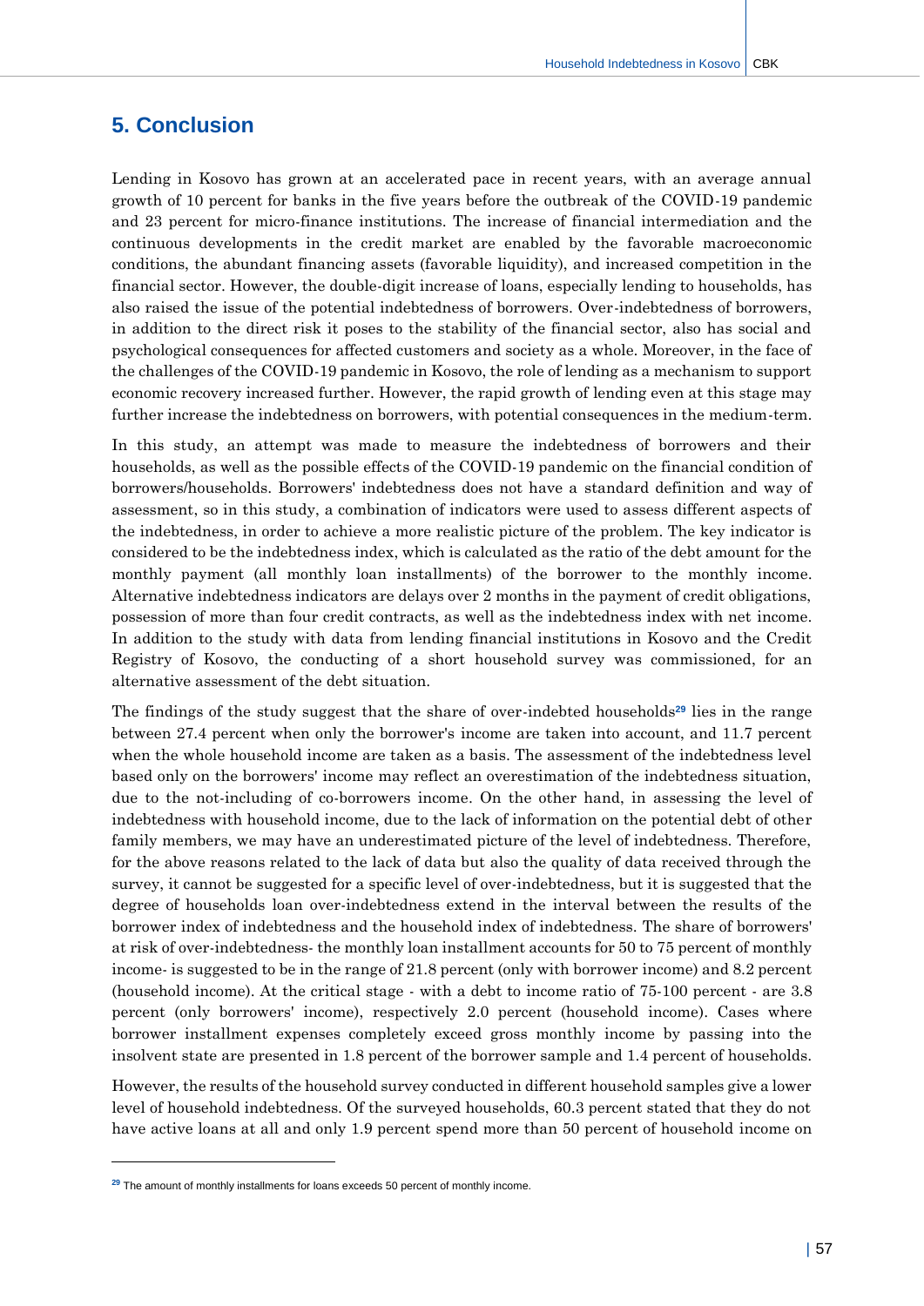## 5. Conclusion

Lending in Kosovo has grown at an accelerated pace in recent years, with an average annual growth of 10 percent for banks in the five years before the outbreak of the COVID-19 pandemic and 23 percent for micro-finance institutions. The increase of financial intermediation and the continuous developments in the credit market are enabled by the favorable macroeconomic conditions, the abundant financing assets (favorable liquidity), and increased competition in the financial sector. However, the double-digit increase of loans, especially lending to households, has also raised the issue of the potential indebtedness of borrowers. Over-indebtedness of borrowers, in addition to the direct risk it poses to the stability of the financial sector, also has social and psychological consequences for affected customers and society as a whole. Moreover, in the face of the challenges of the COVID-19 pandemic in Kosovo, the role of lending as a mechanism to support economic recovery increased further. However, the rapid growth of lending even at this stage may further increase the indebtedness on borrowers, with potential consequences in the medium-term.

In this study, an attempt was made to measure the indebtedness of borrowers and their households, as well as the possible effects of the COVID-19 pandemic on the financial condition of borrowers/households. Borrowers' indebtedness does not have a standard definition and way of assessment, so in this study, a combination of indicators were used to assess different aspects of the indebtedness, in order to achieve a more realistic picture of the problem. The key indicator is considered to be the indebtedness index, which is calculated as the ratio of the debt amount for the monthly payment (all monthly loan installments) of the borrower to the monthly income. Alternative indebtedness indicators are delays over 2 months in the payment of credit obligations, possession of more than four credit contracts, as well as the indebtedness index with net income. In addition to the study with data from lending financial institutions in Kosovo and the Credit Registry of Kosovo, the conducting of a short household survey was commissioned, for an alternative assessment of the debt situation.

The findings of the study suggest that the share of over-indebted households[29] lies in the range between 27.4 percent when only the borrower's income are taken into account, and 11.7 percent when the whole household income are taken as a basis. The assessment of the indebtedness level based only on the borrowers' income may reflect an overestimation of the indebtedness situation, due to the not-including of co-borrowers income. On the other hand, in assessing the level of indebtedness with household income, due to the lack of information on the potential debt of other family members, we may have an underestimated picture of the level of indebtedness. Therefore, for the above reasons related to the lack of data but also the quality of data received through the survey, it cannot be suggested for a specific level of over-indebtedness, but it is suggested that the degree of households loan over-indebtedness extend in the interval between the results of the borrower index of indebtedness and the household index of indebtedness. The share of borrowers' at risk of over-indebtedness- the monthly loan installment accounts for 50 to 75 percent of monthly income- is suggested to be in the range of 21.8 percent (only with borrower income) and 8.2 percent (household income). At the critical stage - with a debt to income ratio of 75-100 percent - are 3.8 percent (only borrowers' income), respectively 2.0 percent (household income). Cases where borrower installment expenses completely exceed gross monthly income by passing into the insolvent state are presented in 1.8 percent of the borrower sample and 1.4 percent of households.

However, the results of the household survey conducted in different household samples give a lower level of household indebtedness. Of the surveyed households, 60.3 percent stated that they do not have active loans at all and only 1.9 percent spend more than 50 percent of household income on

[29] The amount of monthly installments for loans exceeds 50 percent of monthly income.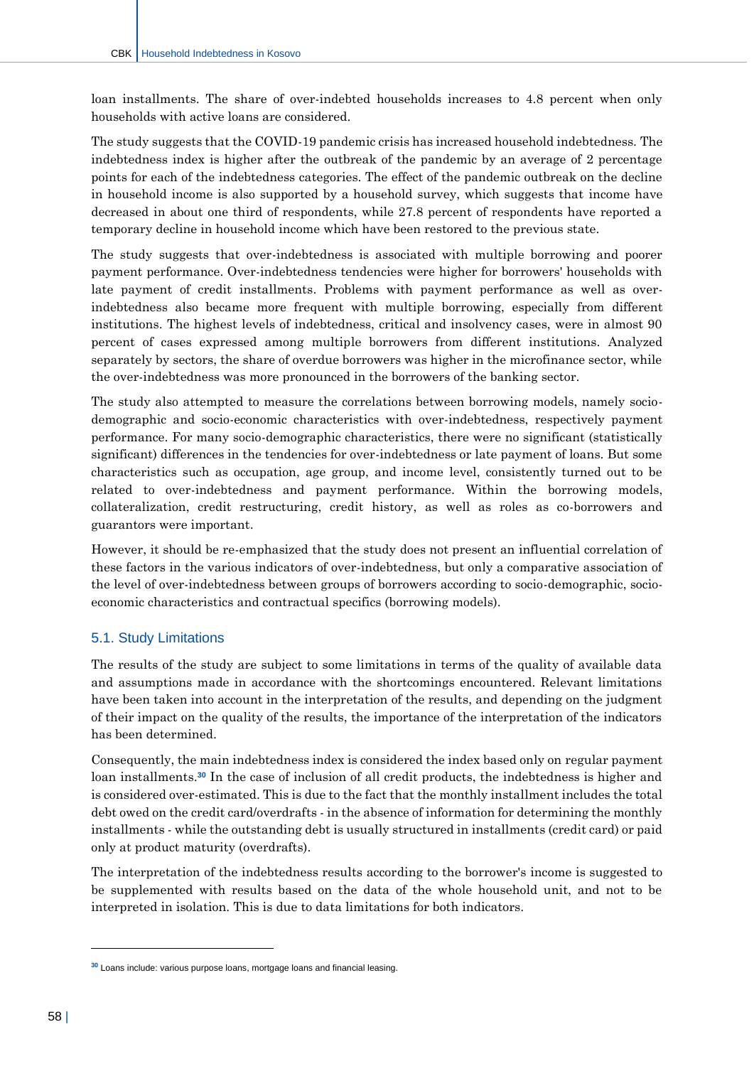loan installments. The share of over-indebted households increases to 4.8 percent when only households with active loans are considered.

The study suggests that the COVID-19 pandemic crisis has increased household indebtedness. The indebtedness index is higher after the outbreak of the pandemic by an average of 2 percentage points for each of the indebtedness categories. The effect of the pandemic outbreak on the decline in household income is also supported by a household survey, which suggests that income have decreased in about one third of respondents, while 27.8 percent of respondents have reported a temporary decline in household income which have been restored to the previous state.

The study suggests that over-indebtedness is associated with multiple borrowing and poorer payment performance. Over-indebtedness tendencies were higher for borrowers' households with late payment of credit installments. Problems with payment performance as well as over-indebtedness also became more frequent with multiple borrowing, especially from different institutions. The highest levels of indebtedness, critical and insolvency cases, were in almost 90 percent of cases expressed among multiple borrowers from different institutions. Analyzed separately by sectors, the share of overdue borrowers was higher in the microfinance sector, while the over-indebtedness was more pronounced in the borrowers of the banking sector.

The study also attempted to measure the correlations between borrowing models, namely socio-demographic and socio-economic characteristics with over-indebtedness, respectively payment performance. For many socio-demographic characteristics, there were no significant (statistically significant) differences in the tendencies for over-indebtedness or late payment of loans. But some characteristics such as occupation, age group, and income level, consistently turned out to be related to over-indebtedness and payment performance. Within the borrowing models, collateralization, credit restructuring, credit history, as well as roles as co-borrowers and guarantors were important.

However, it should be re-emphasized that the study does not present an influential correlation of these factors in the various indicators of over-indebtedness, but only a comparative association of the level of over-indebtedness between groups of borrowers according to socio-demographic, socio-economic characteristics and contractual specifics (borrowing models).

## 5.1. Study Limitations

The results of the study are subject to some limitations in terms of the quality of available data and assumptions made in accordance with the shortcomings encountered. Relevant limitations have been taken into account in the interpretation of the results, and depending on the judgment of their impact on the quality of the results, the importance of the interpretation of the indicators has been determined.

Consequently, the main indebtedness index is considered the index based only on regular payment loan installments.[30] In the case of inclusion of all credit products, the indebtedness is higher and is considered over-estimated. This is due to the fact that the monthly installment includes the total debt owed on the credit card/overdrafts - in the absence of information for determining the monthly installments - while the outstanding debt is usually structured in installments (credit card) or paid only at product maturity (overdrafts).

The interpretation of the indebtedness results according to the borrower's income is suggested to be supplemented with results based on the data of the whole household unit, and not to be interpreted in isolation. This is due to data limitations for both indicators.

[30] Loans include: various purpose loans, mortgage loans and financial leasing.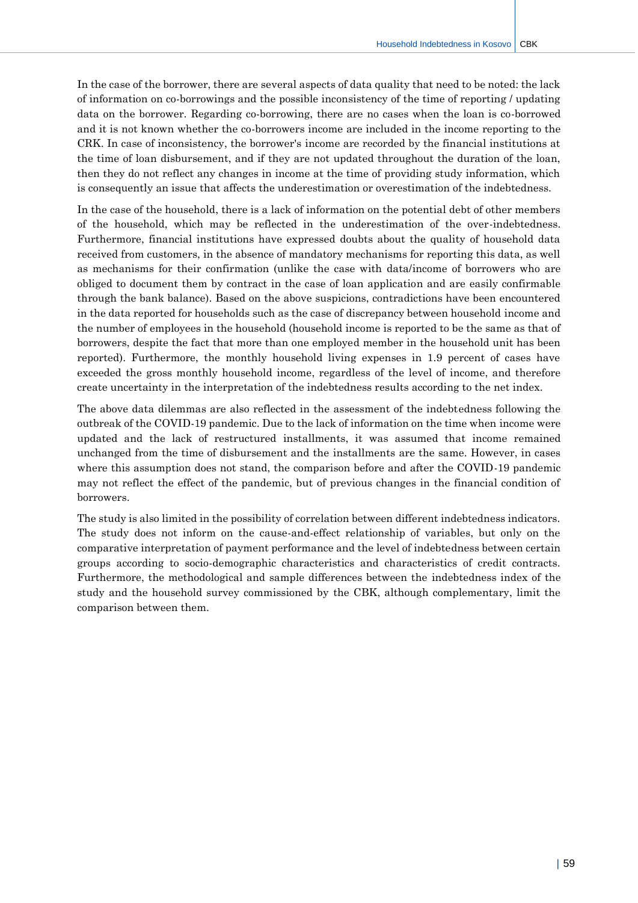In the case of the borrower, there are several aspects of data quality that need to be noted: the lack of information on co-borrowings and the possible inconsistency of the time of reporting / updating data on the borrower. Regarding co-borrowing, there are no cases when the loan is co-borrowed and it is not known whether the co-borrowers income are included in the income reporting to the CRK. In case of inconsistency, the borrower's income are recorded by the financial institutions at the time of loan disbursement, and if they are not updated throughout the duration of the loan, then they do not reflect any changes in income at the time of providing study information, which is consequently an issue that affects the underestimation or overestimation of the indebtedness.

In the case of the household, there is a lack of information on the potential debt of other members of the household, which may be reflected in the underestimation of the over-indebtedness. Furthermore, financial institutions have expressed doubts about the quality of household data received from customers, in the absence of mandatory mechanisms for reporting this data, as well as mechanisms for their confirmation (unlike the case with data/income of borrowers who are obliged to document them by contract in the case of loan application and are easily confirmable through the bank balance). Based on the above suspicions, contradictions have been encountered in the data reported for households such as the case of discrepancy between household income and the number of employees in the household (household income is reported to be the same as that of borrowers, despite the fact that more than one employed member in the household unit has been reported). Furthermore, the monthly household living expenses in 1.9 percent of cases have exceeded the gross monthly household income, regardless of the level of income, and therefore create uncertainty in the interpretation of the indebtedness results according to the net index.

The above data dilemmas are also reflected in the assessment of the indebtedness following the outbreak of the COVID-19 pandemic. Due to the lack of information on the time when income were updated and the lack of restructured installments, it was assumed that income remained unchanged from the time of disbursement and the installments are the same. However, in cases where this assumption does not stand, the comparison before and after the COVID-19 pandemic may not reflect the effect of the pandemic, but of previous changes in the financial condition of borrowers.

The study is also limited in the possibility of correlation between different indebtedness indicators. The study does not inform on the cause-and-effect relationship of variables, but only on the comparative interpretation of payment performance and the level of indebtedness between certain groups according to socio-demographic characteristics and characteristics of credit contracts. Furthermore, the methodological and sample differences between the indebtedness index of the study and the household survey commissioned by the CBK, although complementary, limit the comparison between them.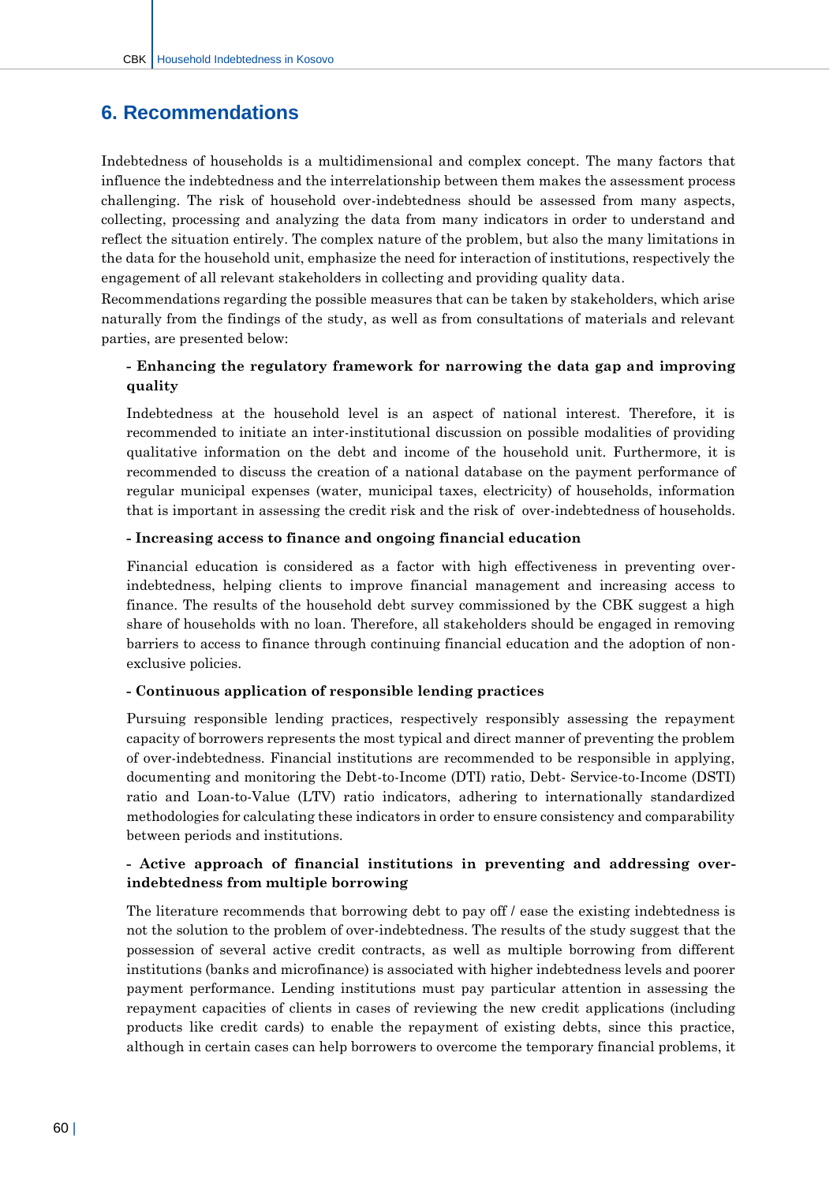## 6. Recommendations

Indebtedness of households is a multidimensional and complex concept. The many factors that influence the indebtedness and the interrelationship between them makes the assessment process challenging. The risk of household over-indebtedness should be assessed from many aspects, collecting, processing and analyzing the data from many indicators in order to understand and reflect the situation entirely. The complex nature of the problem, but also the many limitations in the data for the household unit, emphasize the need for interaction of institutions, respectively the engagement of all relevant stakeholders in collecting and providing quality data.

Recommendations regarding the possible measures that can be taken by stakeholders, which arise naturally from the findings of the study, as well as from consultations of materials and relevant parties, are presented below:

**- Enhancing the regulatory framework for narrowing the data gap and improving quality**

Indebtedness at the household level is an aspect of national interest. Therefore, it is recommended to initiate an inter-institutional discussion on possible modalities of providing qualitative information on the debt and income of the household unit. Furthermore, it is recommended to discuss the creation of a national database on the payment performance of regular municipal expenses (water, municipal taxes, electricity) of households, information that is important in assessing the credit risk and the risk of over-indebtedness of households.

**- Increasing access to finance and ongoing financial education**

Financial education is considered as a factor with high effectiveness in preventing over-indebtedness, helping clients to improve financial management and increasing access to finance. The results of the household debt survey commissioned by the CBK suggest a high share of households with no loan. Therefore, all stakeholders should be engaged in removing barriers to access to finance through continuing financial education and the adoption of non-exclusive policies.

**- Continuous application of responsible lending practices**

Pursuing responsible lending practices, respectively responsibly assessing the repayment capacity of borrowers represents the most typical and direct manner of preventing the problem of over-indebtedness. Financial institutions are recommended to be responsible in applying, documenting and monitoring the Debt-to-Income (DTI) ratio, Debt- Service-to-Income (DSTI) ratio and Loan-to-Value (LTV) ratio indicators, adhering to internationally standardized methodologies for calculating these indicators in order to ensure consistency and comparability between periods and institutions.

**- Active approach of financial institutions in preventing and addressing over-indebtedness from multiple borrowing**

The literature recommends that borrowing debt to pay off / ease the existing indebtedness is not the solution to the problem of over-indebtedness. The results of the study suggest that the possession of several active credit contracts, as well as multiple borrowing from different institutions (banks and microfinance) is associated with higher indebtedness levels and poorer payment performance. Lending institutions must pay particular attention in assessing the repayment capacities of clients in cases of reviewing the new credit applications (including products like credit cards) to enable the repayment of existing debts, since this practice, although in certain cases can help borrowers to overcome the temporary financial problems, it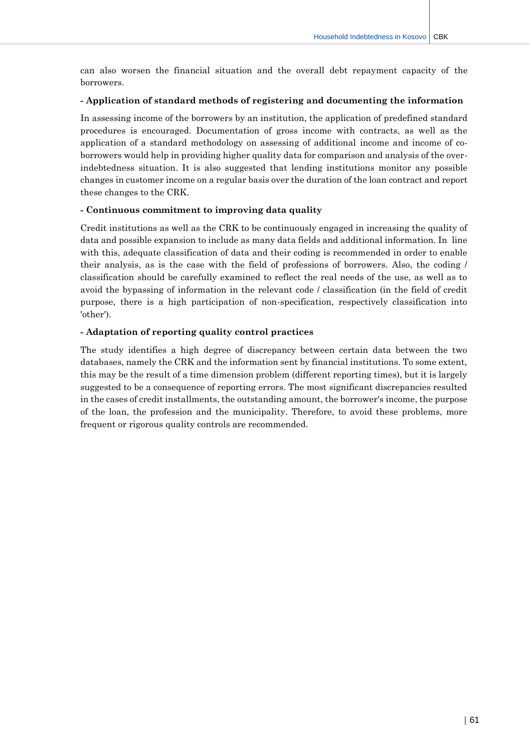can also worsen the financial situation and the overall debt repayment capacity of the borrowers.

**- Application of standard methods of registering and documenting the information**

In assessing income of the borrowers by an institution, the application of predefined standard procedures is encouraged. Documentation of gross income with contracts, as well as the application of a standard methodology on assessing of additional income and income of co-borrowers would help in providing higher quality data for comparison and analysis of the over-indebtedness situation. It is also suggested that lending institutions monitor any possible changes in customer income on a regular basis over the duration of the loan contract and report these changes to the CRK.

**- Continuous commitment to improving data quality**

Credit institutions as well as the CRK to be continuously engaged in increasing the quality of data and possible expansion to include as many data fields and additional information. In line with this, adequate classification of data and their coding is recommended in order to enable their analysis, as is the case with the field of professions of borrowers. Also, the coding / classification should be carefully examined to reflect the real needs of the use, as well as to avoid the bypassing of information in the relevant code / classification (in the field of credit purpose, there is a high participation of non-specification, respectively classification into 'other').

**- Adaptation of reporting quality control practices**

The study identifies a high degree of discrepancy between certain data between the two databases, namely the CRK and the information sent by financial institutions. To some extent, this may be the result of a time dimension problem (different reporting times), but it is largely suggested to be a consequence of reporting errors. The most significant discrepancies resulted in the cases of credit installments, the outstanding amount, the borrower's income, the purpose of the loan, the profession and the municipality. Therefore, to avoid these problems, more frequent or rigorous quality controls are recommended.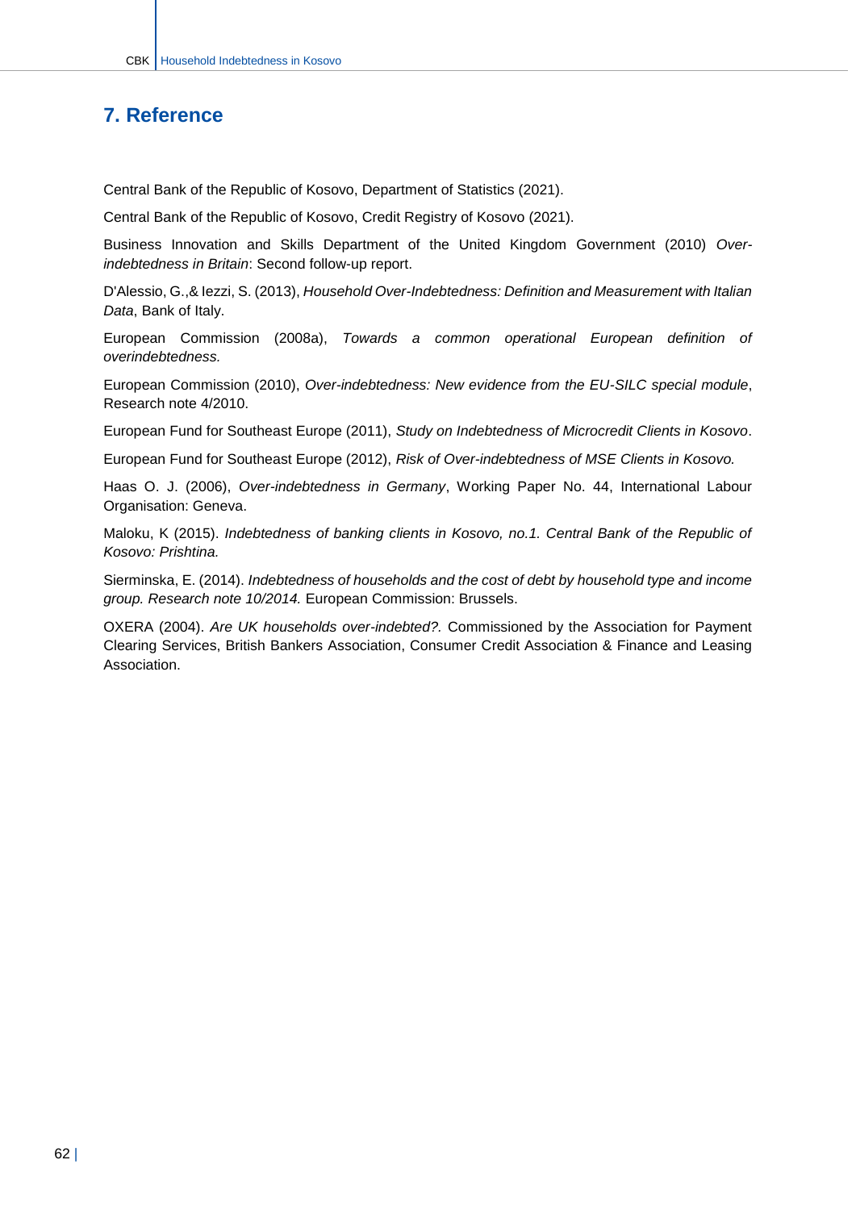## 7. Reference

Central Bank of the Republic of Kosovo, Department of Statistics (2021).

Central Bank of the Republic of Kosovo, Credit Registry of Kosovo (2021).

Business Innovation and Skills Department of the United Kingdom Government (2010) *Over-indebtedness in Britain*: Second follow-up report.

D'Alessio, G.,& Iezzi, S. (2013), *Household Over-Indebtedness: Definition and Measurement with Italian Data*, Bank of Italy.

European Commission (2008a), *Towards a common operational European definition of overindebtedness.*

European Commission (2010), *Over-indebtedness: New evidence from the EU-SILC special module*, Research note 4/2010.

European Fund for Southeast Europe (2011), *Study on Indebtedness of Microcredit Clients in Kosovo*.

European Fund for Southeast Europe (2012), *Risk of Over-indebtedness of MSE Clients in Kosovo.*

Haas O. J. (2006), *Over-indebtedness in Germany*, Working Paper No. 44, International Labour Organisation: Geneva.

Maloku, K (2015). *Indebtedness of banking clients in Kosovo, no.1. Central Bank of the Republic of Kosovo: Prishtina.*

Sierminska, E. (2014). *Indebtedness of households and the cost of debt by household type and income group. Research note 10/2014.* European Commission: Brussels.

OXERA (2004). *Are UK households over-indebted?.* Commissioned by the Association for Payment Clearing Services, British Bankers Association, Consumer Credit Association & Finance and Leasing Association.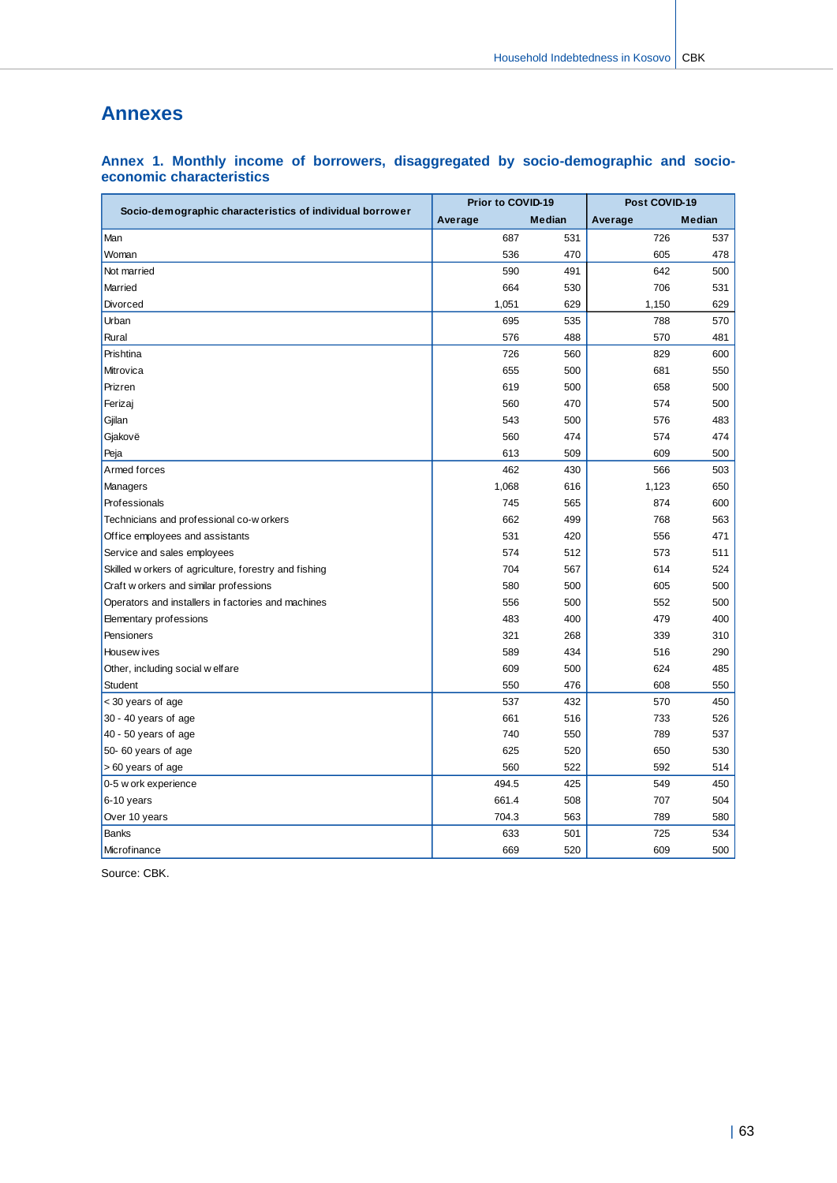# Annexes

### Annex 1. Monthly income of borrowers, disaggregated by socio-demographic and socio-economic characteristics

| Socio-demographic characteristics of individual borrower | Prior to COVID-19 | | Post COVID-19 | |
|---|---|---|---|---|
| | Average | Median | Average | Median |
| Man | 687 | 531 | 726 | 537 |
| Woman | 536 | 470 | 605 | 478 |
| Not married | 590 | 491 | 642 | 500 |
| Married | 664 | 530 | 706 | 531 |
| Divorced | 1,051 | 629 | 1,150 | 629 |
| Urban | 695 | 535 | 788 | 570 |
| Rural | 576 | 488 | 570 | 481 |
| Prishtina | 726 | 560 | 829 | 600 |
| Mitrovica | 655 | 500 | 681 | 550 |
| Prizren | 619 | 500 | 658 | 500 |
| Ferizaj | 560 | 470 | 574 | 500 |
| Gjilan | 543 | 500 | 576 | 483 |
| Gjakovë | 560 | 474 | 574 | 474 |
| Peja | 613 | 509 | 609 | 500 |
| Armed forces | 462 | 430 | 566 | 503 |
| Managers | 1,068 | 616 | 1,123 | 650 |
| Professionals | 745 | 565 | 874 | 600 |
| Technicians and professional co-workers | 662 | 499 | 768 | 563 |
| Office employees and assistants | 531 | 420 | 556 | 471 |
| Service and sales employees | 574 | 512 | 573 | 511 |
| Skilled workers of agriculture, forestry and fishing | 704 | 567 | 614 | 524 |
| Craft workers and similar professions | 580 | 500 | 605 | 500 |
| Operators and installers in factories and machines | 556 | 500 | 552 | 500 |
| Elementary professions | 483 | 400 | 479 | 400 |
| Pensioners | 321 | 268 | 339 | 310 |
| Housewives | 589 | 434 | 516 | 290 |
| Other, including social welfare | 609 | 500 | 624 | 485 |
| Student | 550 | 476 | 608 | 550 |
| < 30 years of age | 537 | 432 | 570 | 450 |
| 30 - 40 years of age | 661 | 516 | 733 | 526 |
| 40 - 50 years of age | 740 | 550 | 789 | 537 |
| 50- 60 years of age | 625 | 520 | 650 | 530 |
| > 60 years of age | 560 | 522 | 592 | 514 |
| 0-5 work experience | 494.5 | 425 | 549 | 450 |
| 6-10 years | 661.4 | 508 | 707 | 504 |
| Over 10 years | 704.3 | 563 | 789 | 580 |
| Banks | 633 | 501 | 725 | 534 |
| Microfinance | 669 | 520 | 609 | 500 |

Source: CBK.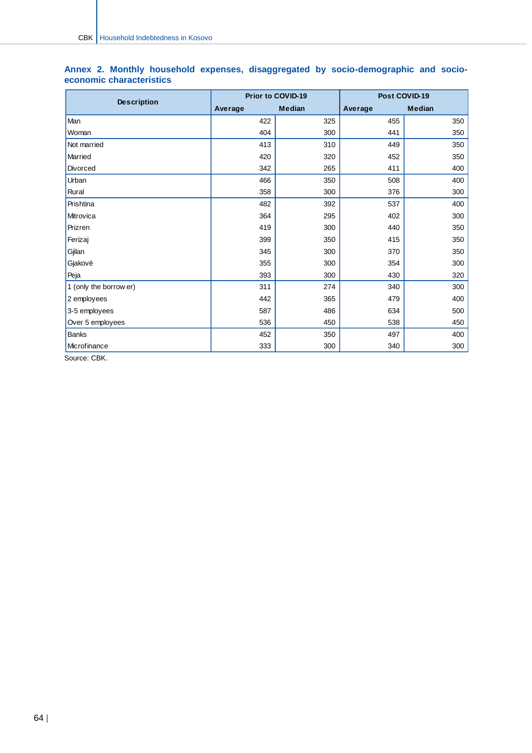## Annex 2. Monthly household expenses, disaggregated by socio-demographic and socio-economic characteristics

| Description | Prior to COVID-19 | | Post COVID-19 | |
|---|---|---|---|---|
| | Average | Median | Average | Median |
| Man | 422 | 325 | 455 | 350 |
| Woman | 404 | 300 | 441 | 350 |
| Not married | 413 | 310 | 449 | 350 |
| Married | 420 | 320 | 452 | 350 |
| Divorced | 342 | 265 | 411 | 400 |
| Urban | 466 | 350 | 508 | 400 |
| Rural | 358 | 300 | 376 | 300 |
| Prishtina | 482 | 392 | 537 | 400 |
| Mitrovica | 364 | 295 | 402 | 300 |
| Prizren | 419 | 300 | 440 | 350 |
| Ferizaj | 399 | 350 | 415 | 350 |
| Gjilan | 345 | 300 | 370 | 350 |
| Gjakovë | 355 | 300 | 354 | 300 |
| Peja | 393 | 300 | 430 | 320 |
| 1 (only the borrower) | 311 | 274 | 340 | 300 |
| 2 employees | 442 | 365 | 479 | 400 |
| 3-5 employees | 587 | 486 | 634 | 500 |
| Over 5 employees | 536 | 450 | 538 | 450 |
| Banks | 452 | 350 | 497 | 400 |
| Microfinance | 333 | 300 | 340 | 300 |

Source: CBK.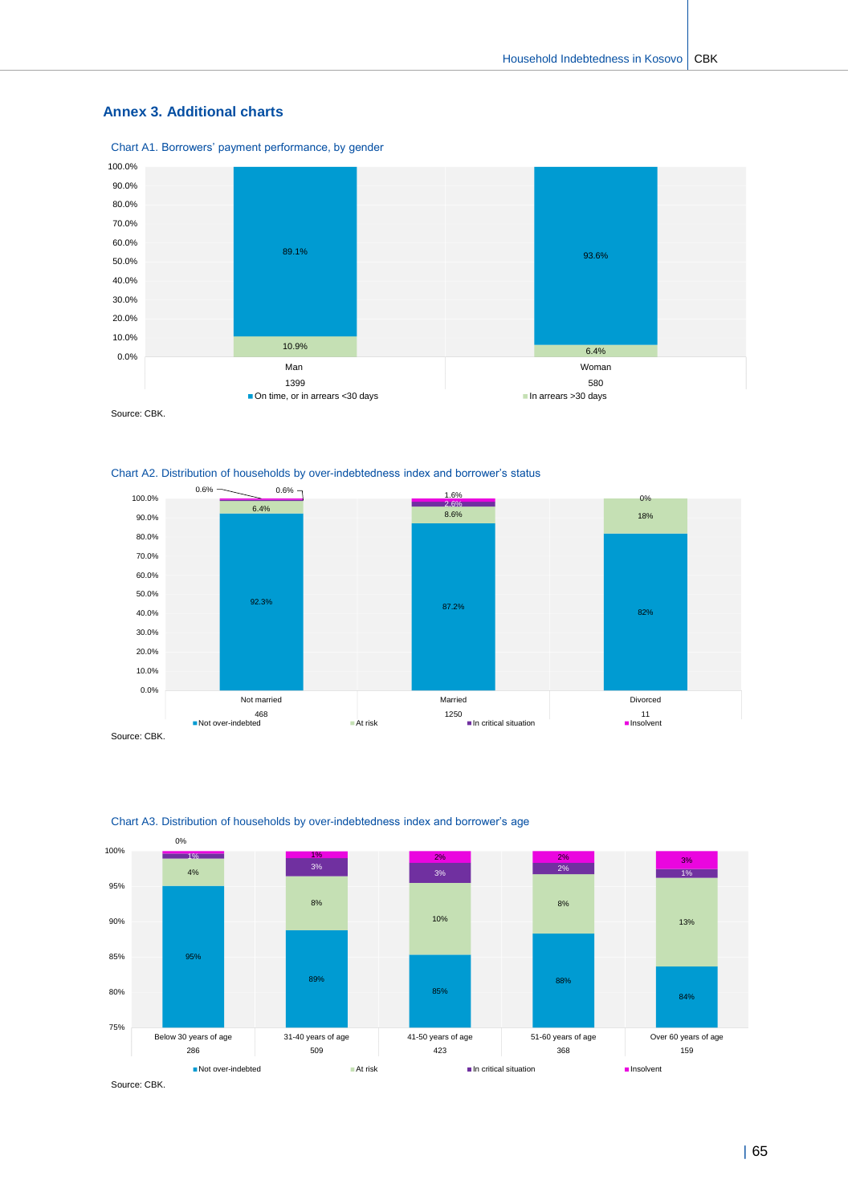## Annex 3. Additional charts

Chart A1. Borrowers' payment performance, by gender

| | Man | Woman |
|---|---|---|
| Number | 1399 | 580 |
| On time, or in arrears <30 days | 89.1% | 93.6% |
| In arrears >30 days | 10.9% | 6.4% |

Source: CBK.

Chart A2. Distribution of households by over-indebtedness index and borrower's status

| | Not married | Married | Divorced |
|---|---|---|---|
| Number | 468 | 1250 | 11 |
| Not over-indebted | 92.3% | 87.2% | 82% |
| At risk | 6.4% | 8.6% | 18% |
| In critical situation | 0.6% | 2.6% | |
| Insolvent | 0.6% | 1.6% | 0% |

Source: CBK.

Chart A3. Distribution of households by over-indebtedness index and borrower's age

| | Below 30 years of age | 31-40 years of age | 41-50 years of age | 51-60 years of age | Over 60 years of age |
|---|---|---|---|---|---|
| Number | 286 | 509 | 423 | 368 | 159 |
| Not over-indebted | 95% | 89% | 85% | 88% | 84% |
| At risk | 4% | 8% | 10% | 8% | 13% |
| In critical situation | 1% | 3% | 3% | 2% | 1% |
| Insolvent | 0% | 1% | 2% | 2% | 3% |

Source: CBK.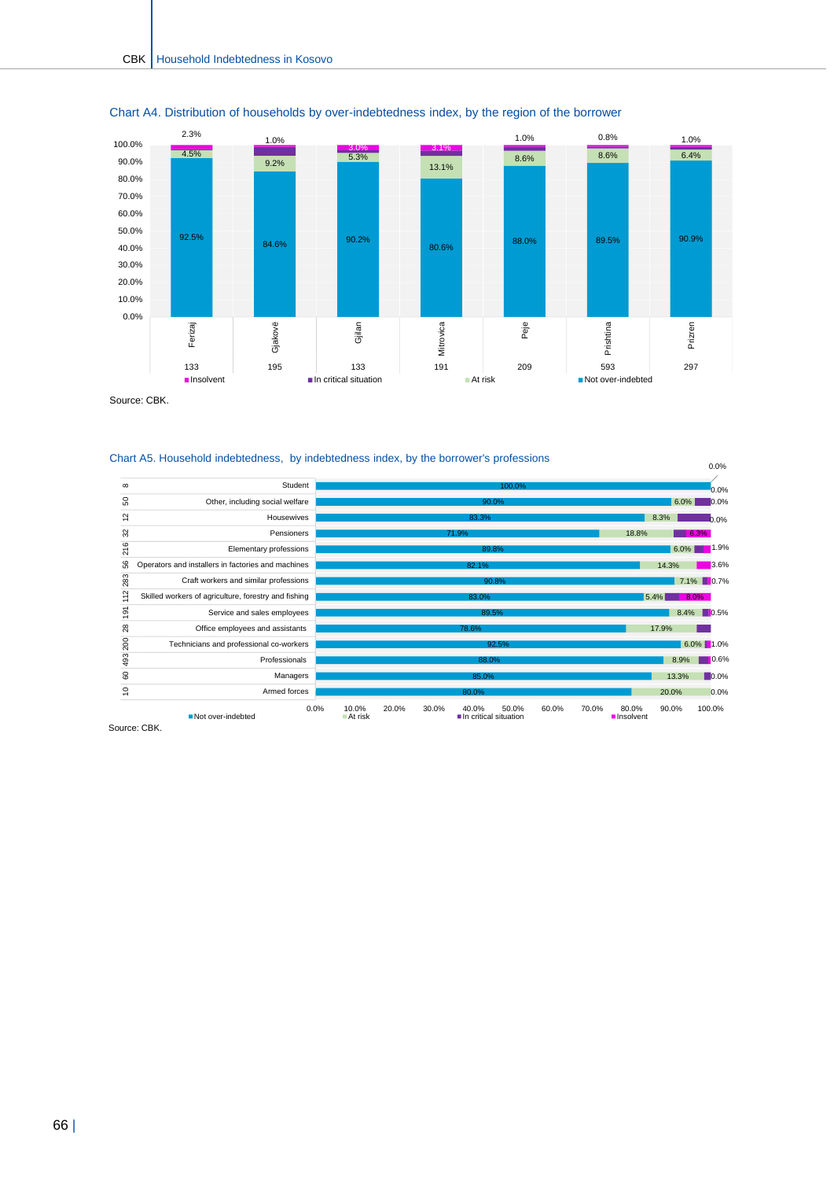Chart A4. Distribution of households by over-indebtedness index, by the region of the borrower

| Region | Number | Not over-indebted | At risk | In critical situation | Insolvent |
|---|---|---|---|---|---|
| Ferizaj | 133 | 92.5% | 4.5% | | 2.3% |
| Gjakovë | 195 | 84.6% | 9.2% | | 1.0% |
| Gjilan | 133 | 90.2% | 5.3% | | 3.0% |
| Mitrovica | 191 | 80.6% | 13.1% | | 3.1% |
| Peje | 209 | 88.0% | 8.6% | | 1.0% |
| Prishtina | 593 | 89.5% | 8.6% | | 0.8% |
| Prizren | 297 | 90.9% | 6.4% | | 1.0% |

Source: CBK.

Chart A5. Household indebtedness, by indebtedness index, by the borrower's professions

| Profession | Number | Not over-indebted | At risk | In critical situation | Insolvent |
|---|---|---|---|---|---|
| Student | 8 | 100.0% | | | 0.0% |
| Other, including social welfare | 50 | 90.0% | 6.0% | | 0.0% |
| Housewives | 12 | 83.3% | 8.3% | | 0.0% |
| Pensioners | 32 | 71.9% | 18.8% | | 6.3% |
| Elementary professions | 216 | 89.8% | 6.0% | | 1.9% |
| Operators and installers in factories and machines | 56 | 82.1% | 14.3% | | 3.6% |
| Craft workers and similar professions | 283 | 90.8% | 7.1% | | 0.7% |
| Skilled workers of agriculture, forestry and fishing | 112 | 83.0% | 5.4% | | 8.0% |
| Service and sales employees | 191 | 89.5% | 8.4% | | 0.5% |
| Office employees and assistants | 28 | 78.6% | 17.9% | | |
| Technicians and professional co-workers | 200 | 92.5% | 6.0% | | 1.0% |
| Professionals | 493 | 88.0% | 8.9% | | 0.6% |
| Managers | 60 | 85.0% | 13.3% | | 0.0% |
| Armed forces | 10 | 80.0% | 20.0% | | 0.0% |

Source: CBK.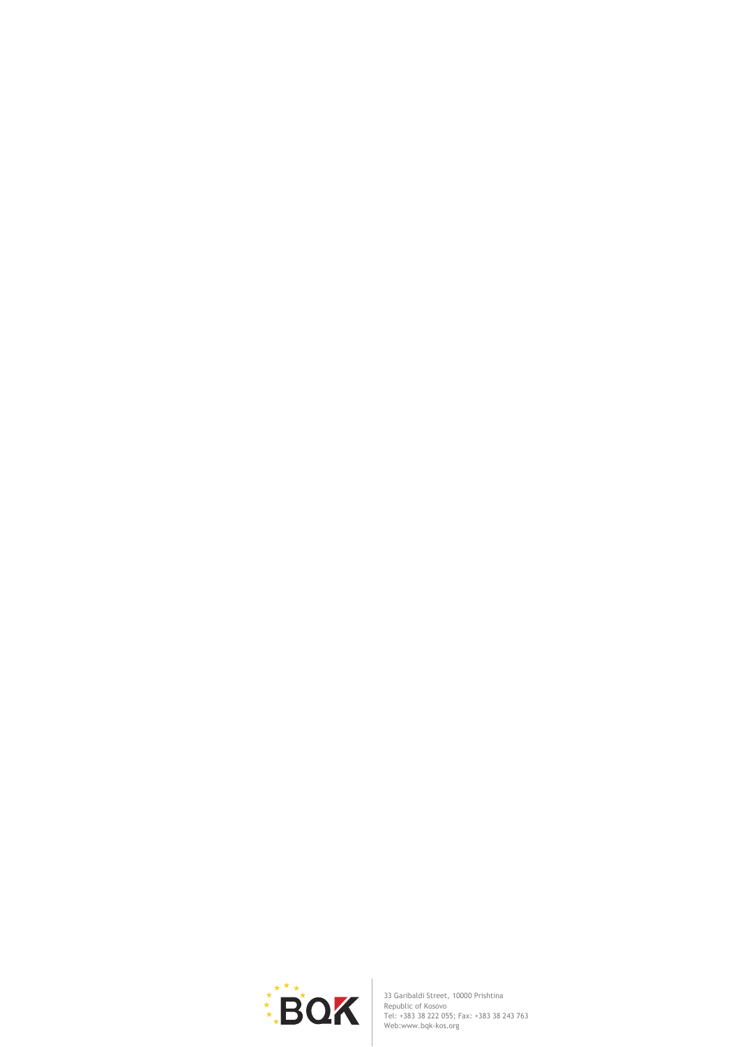BQK

33 Garibaldi Street, 10000 Prishtina
Republic of Kosovo
Tel: +383 38 222 055; Fax: +383 38 243 763
Web:www.bqk-kos.org